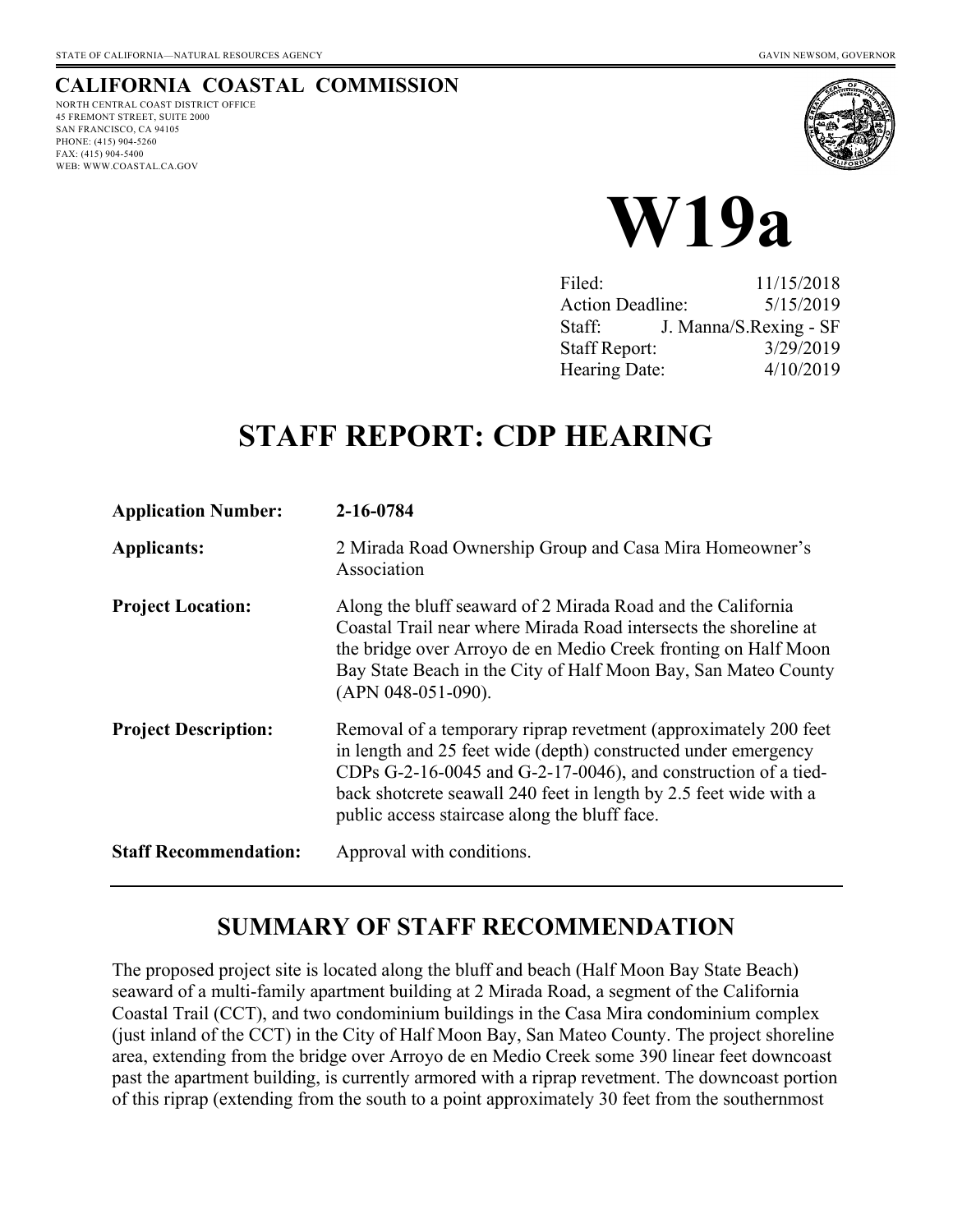STATE OF CALIFORNIA—NATURAL RESOURCES AGENCY GAVIN NEWSOM, GOVERNOR

**CALIFORNIA COASTAL COMMISSION**
NORTH CENTRAL COAST DISTRICT OFFICE
45 FREMONT STREET, SUITE 2000
SAN FRANCISCO, CA 94105
PHONE: (415) 904-5260
FAX: (415) 904-5400
WEB: WWW.COASTAL.CA.GOV

# W19a

| | |
|---|---|
| Filed: | 11/15/2018 |
| Action Deadline: | 5/15/2019 |
| Staff: | J. Manna/S.Rexing - SF |
| Staff Report: | 3/29/2019 |
| Hearing Date: | 4/10/2019 |

# STAFF REPORT: CDP HEARING

| | |
|---|---|
| **Application Number:** | **2-16-0784** |
| **Applicants:** | 2 Mirada Road Ownership Group and Casa Mira Homeowner's Association |
| **Project Location:** | Along the bluff seaward of 2 Mirada Road and the California Coastal Trail near where Mirada Road intersects the shoreline at the bridge over Arroyo de en Medio Creek fronting on Half Moon Bay State Beach in the City of Half Moon Bay, San Mateo County (APN 048-051-090). |
| **Project Description:** | Removal of a temporary riprap revetment (approximately 200 feet in length and 25 feet wide (depth) constructed under emergency CDPs G-2-16-0045 and G-2-17-0046), and construction of a tied-back shotcrete seawall 240 feet in length by 2.5 feet wide with a public access staircase along the bluff face. |
| **Staff Recommendation:** | Approval with conditions. |

## SUMMARY OF STAFF RECOMMENDATION

The proposed project site is located along the bluff and beach (Half Moon Bay State Beach) seaward of a multi-family apartment building at 2 Mirada Road, a segment of the California Coastal Trail (CCT), and two condominium buildings in the Casa Mira condominium complex (just inland of the CCT) in the City of Half Moon Bay, San Mateo County. The project shoreline area, extending from the bridge over Arroyo de en Medio Creek some 390 linear feet downcoast past the apartment building, is currently armored with a riprap revetment. The downcoast portion of this riprap (extending from the south to a point approximately 30 feet from the southernmost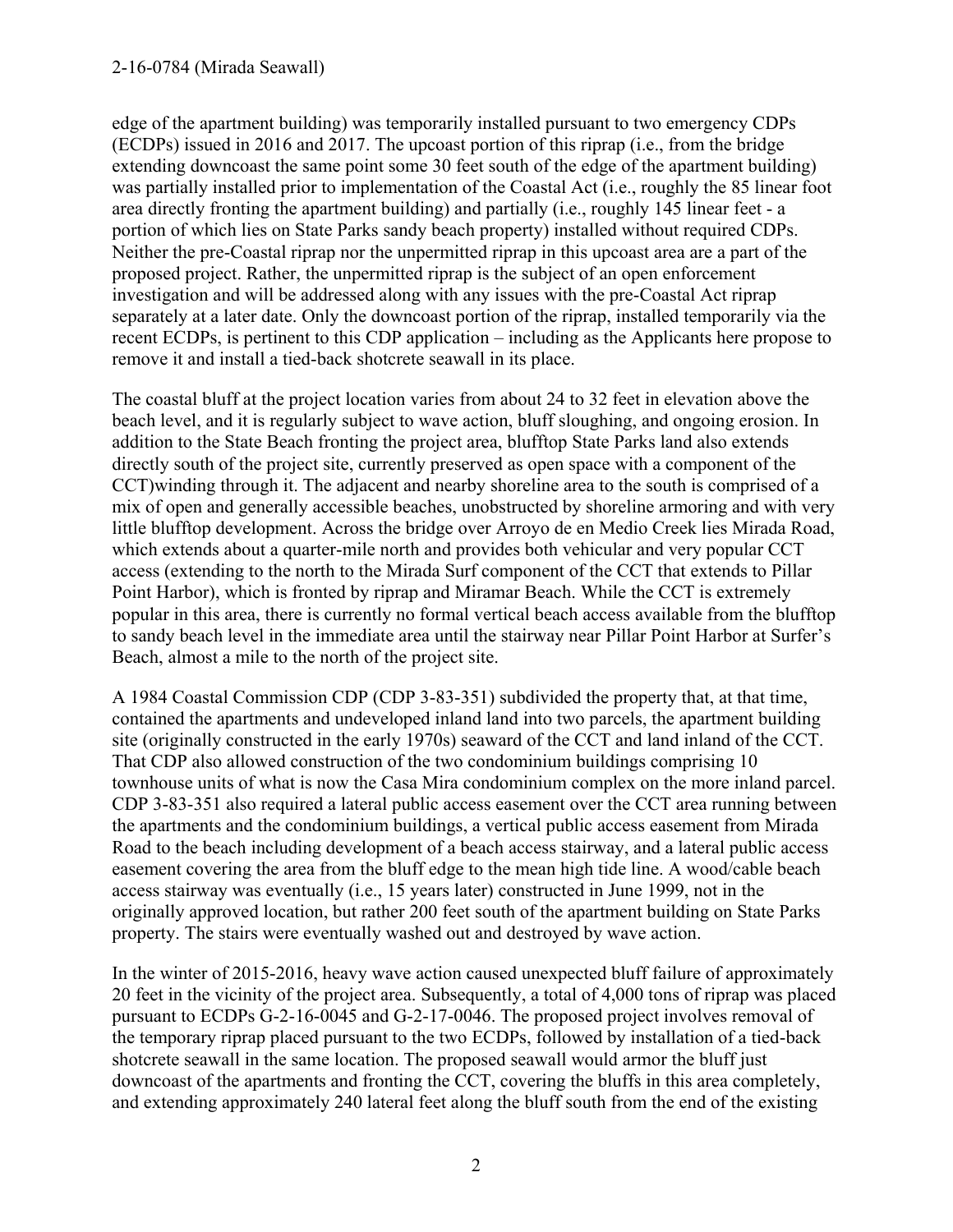edge of the apartment building) was temporarily installed pursuant to two emergency CDPs (ECDPs) issued in 2016 and 2017. The upcoast portion of this riprap (i.e., from the bridge extending downcoast the same point some 30 feet south of the edge of the apartment building) was partially installed prior to implementation of the Coastal Act (i.e., roughly the 85 linear foot area directly fronting the apartment building) and partially (i.e., roughly 145 linear feet - a portion of which lies on State Parks sandy beach property) installed without required CDPs. Neither the pre-Coastal riprap nor the unpermitted riprap in this upcoast area are a part of the proposed project. Rather, the unpermitted riprap is the subject of an open enforcement investigation and will be addressed along with any issues with the pre-Coastal Act riprap separately at a later date. Only the downcoast portion of the riprap, installed temporarily via the recent ECDPs, is pertinent to this CDP application – including as the Applicants here propose to remove it and install a tied-back shotcrete seawall in its place.

The coastal bluff at the project location varies from about 24 to 32 feet in elevation above the beach level, and it is regularly subject to wave action, bluff sloughing, and ongoing erosion. In addition to the State Beach fronting the project area, blufftop State Parks land also extends directly south of the project site, currently preserved as open space with a component of the CCT)winding through it. The adjacent and nearby shoreline area to the south is comprised of a mix of open and generally accessible beaches, unobstructed by shoreline armoring and with very little blufftop development. Across the bridge over Arroyo de en Medio Creek lies Mirada Road, which extends about a quarter-mile north and provides both vehicular and very popular CCT access (extending to the north to the Mirada Surf component of the CCT that extends to Pillar Point Harbor), which is fronted by riprap and Miramar Beach. While the CCT is extremely popular in this area, there is currently no formal vertical beach access available from the blufftop to sandy beach level in the immediate area until the stairway near Pillar Point Harbor at Surfer's Beach, almost a mile to the north of the project site.

A 1984 Coastal Commission CDP (CDP 3-83-351) subdivided the property that, at that time, contained the apartments and undeveloped inland land into two parcels, the apartment building site (originally constructed in the early 1970s) seaward of the CCT and land inland of the CCT. That CDP also allowed construction of the two condominium buildings comprising 10 townhouse units of what is now the Casa Mira condominium complex on the more inland parcel. CDP 3-83-351 also required a lateral public access easement over the CCT area running between the apartments and the condominium buildings, a vertical public access easement from Mirada Road to the beach including development of a beach access stairway, and a lateral public access easement covering the area from the bluff edge to the mean high tide line. A wood/cable beach access stairway was eventually (i.e., 15 years later) constructed in June 1999, not in the originally approved location, but rather 200 feet south of the apartment building on State Parks property. The stairs were eventually washed out and destroyed by wave action.

In the winter of 2015-2016, heavy wave action caused unexpected bluff failure of approximately 20 feet in the vicinity of the project area. Subsequently, a total of 4,000 tons of riprap was placed pursuant to ECDPs G-2-16-0045 and G-2-17-0046. The proposed project involves removal of the temporary riprap placed pursuant to the two ECDPs, followed by installation of a tied-back shotcrete seawall in the same location. The proposed seawall would armor the bluff just downcoast of the apartments and fronting the CCT, covering the bluffs in this area completely, and extending approximately 240 lateral feet along the bluff south from the end of the existing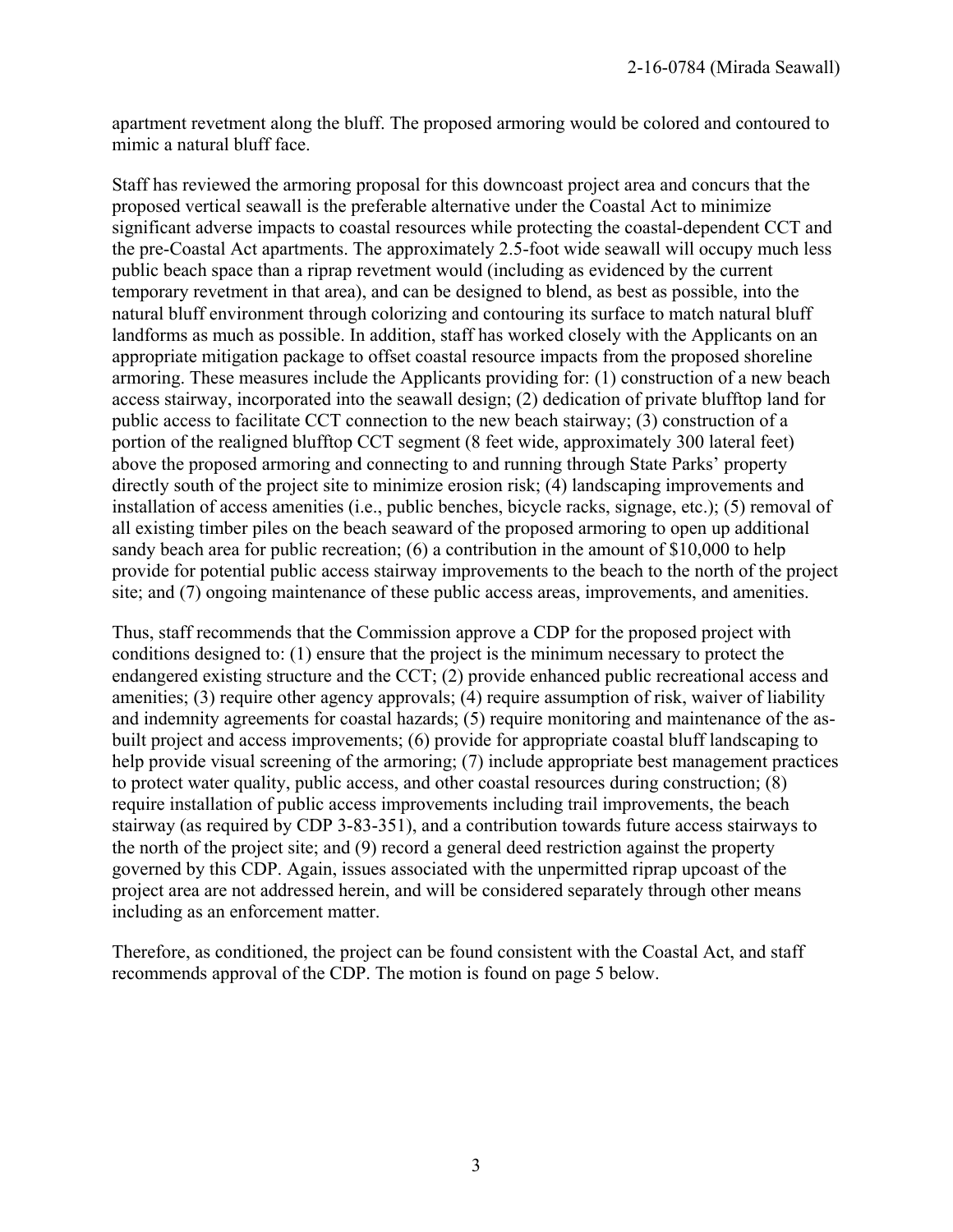apartment revetment along the bluff. The proposed armoring would be colored and contoured to mimic a natural bluff face.

Staff has reviewed the armoring proposal for this downcoast project area and concurs that the proposed vertical seawall is the preferable alternative under the Coastal Act to minimize significant adverse impacts to coastal resources while protecting the coastal-dependent CCT and the pre-Coastal Act apartments. The approximately 2.5-foot wide seawall will occupy much less public beach space than a riprap revetment would (including as evidenced by the current temporary revetment in that area), and can be designed to blend, as best as possible, into the natural bluff environment through colorizing and contouring its surface to match natural bluff landforms as much as possible. In addition, staff has worked closely with the Applicants on an appropriate mitigation package to offset coastal resource impacts from the proposed shoreline armoring. These measures include the Applicants providing for: (1) construction of a new beach access stairway, incorporated into the seawall design; (2) dedication of private blufftop land for public access to facilitate CCT connection to the new beach stairway; (3) construction of a portion of the realigned blufftop CCT segment (8 feet wide, approximately 300 lateral feet) above the proposed armoring and connecting to and running through State Parks' property directly south of the project site to minimize erosion risk; (4) landscaping improvements and installation of access amenities (i.e., public benches, bicycle racks, signage, etc.); (5) removal of all existing timber piles on the beach seaward of the proposed armoring to open up additional sandy beach area for public recreation; (6) a contribution in the amount of $10,000 to help provide for potential public access stairway improvements to the beach to the north of the project site; and (7) ongoing maintenance of these public access areas, improvements, and amenities.

Thus, staff recommends that the Commission approve a CDP for the proposed project with conditions designed to: (1) ensure that the project is the minimum necessary to protect the endangered existing structure and the CCT; (2) provide enhanced public recreational access and amenities; (3) require other agency approvals; (4) require assumption of risk, waiver of liability and indemnity agreements for coastal hazards; (5) require monitoring and maintenance of the as-built project and access improvements; (6) provide for appropriate coastal bluff landscaping to help provide visual screening of the armoring; (7) include appropriate best management practices to protect water quality, public access, and other coastal resources during construction; (8) require installation of public access improvements including trail improvements, the beach stairway (as required by CDP 3-83-351), and a contribution towards future access stairways to the north of the project site; and (9) record a general deed restriction against the property governed by this CDP. Again, issues associated with the unpermitted riprap upcoast of the project area are not addressed herein, and will be considered separately through other means including as an enforcement matter.

Therefore, as conditioned, the project can be found consistent with the Coastal Act, and staff recommends approval of the CDP. The motion is found on page 5 below.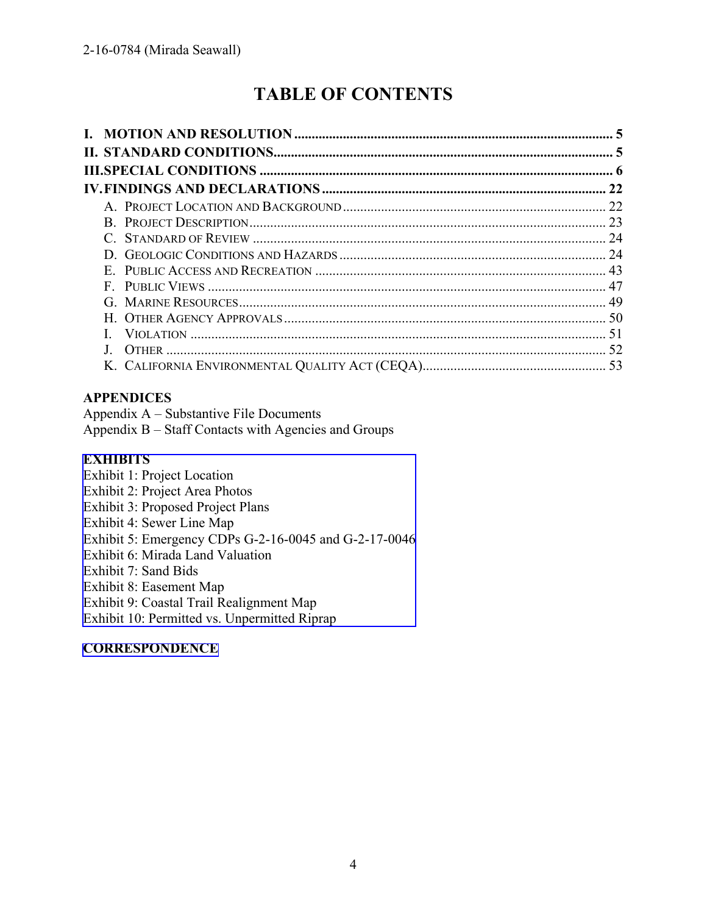# TABLE OF CONTENTS

**I. MOTION AND RESOLUTION** ........................................................................................ **5**
**II. STANDARD CONDITIONS**............................................................................................ **5**
**III. SPECIAL CONDITIONS** .............................................................................................. **6**
**IV. FINDINGS AND DECLARATIONS** ........................................................................... **22**

- A. PROJECT LOCATION AND BACKGROUND ........................................................... 22
- B. PROJECT DESCRIPTION ........................................................................................ 23
- C. STANDARD OF REVIEW ......................................................................................... 24
- D. GEOLOGIC CONDITIONS AND HAZARDS ............................................................ 24
- E. PUBLIC ACCESS AND RECREATION ................................................................... 43
- F. PUBLIC VIEWS ........................................................................................................ 47
- G. MARINE RESOURCES ............................................................................................ 49
- H. OTHER AGENCY APPROVALS .............................................................................. 50
- I. VIOLATION ............................................................................................................. 51
- J. OTHER ..................................................................................................................... 52
- K. CALIFORNIA ENVIRONMENTAL QUALITY ACT (CEQA)........................................ 53

**APPENDICES**
Appendix A – Substantive File Documents
Appendix B – Staff Contacts with Agencies and Groups

**EXHIBITS**
Exhibit 1: Project Location
Exhibit 2: Project Area Photos
Exhibit 3: Proposed Project Plans
Exhibit 4: Sewer Line Map
Exhibit 5: Emergency CDPs G-2-16-0045 and G-2-17-0046
Exhibit 6: Mirada Land Valuation
Exhibit 7: Sand Bids
Exhibit 8: Easement Map
Exhibit 9: Coastal Trail Realignment Map
Exhibit 10: Permitted vs. Unpermitted Riprap

**CORRESPONDENCE**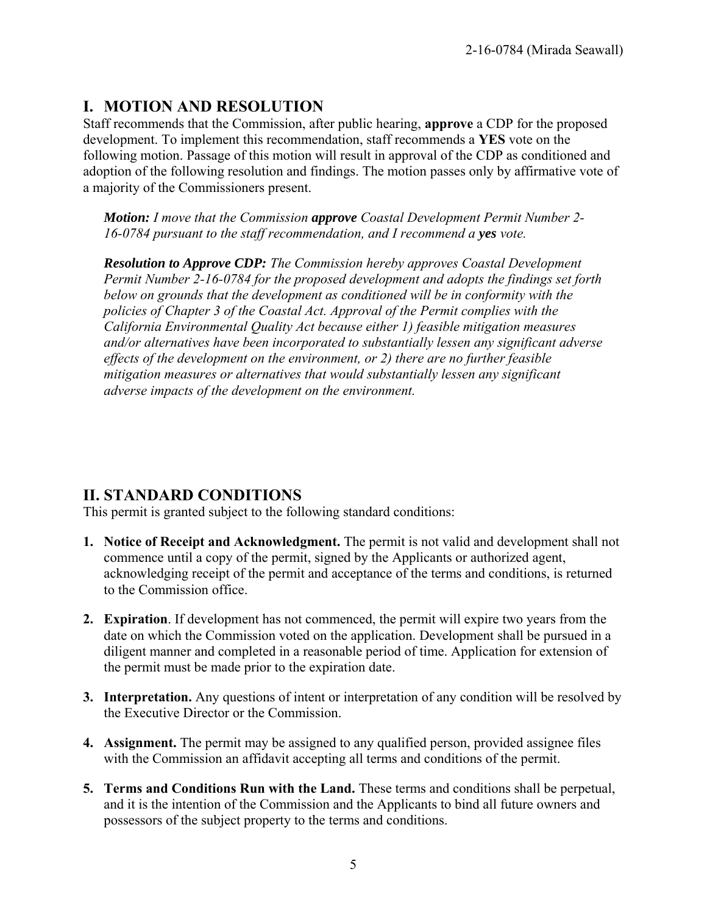## I. MOTION AND RESOLUTION

Staff recommends that the Commission, after public hearing, **approve** a CDP for the proposed development. To implement this recommendation, staff recommends a **YES** vote on the following motion. Passage of this motion will result in approval of the CDP as conditioned and adoption of the following resolution and findings. The motion passes only by affirmative vote of a majority of the Commissioners present.

> ***Motion:*** *I move that the Commission* ***approve*** *Coastal Development Permit Number 2-16-0784 pursuant to the staff recommendation, and I recommend a* ***yes*** *vote.*
>
> ***Resolution to Approve CDP:*** *The Commission hereby approves Coastal Development Permit Number 2-16-0784 for the proposed development and adopts the findings set forth below on grounds that the development as conditioned will be in conformity with the policies of Chapter 3 of the Coastal Act. Approval of the Permit complies with the California Environmental Quality Act because either 1) feasible mitigation measures and/or alternatives have been incorporated to substantially lessen any significant adverse effects of the development on the environment, or 2) there are no further feasible mitigation measures or alternatives that would substantially lessen any significant adverse impacts of the development on the environment.*

## II. STANDARD CONDITIONS

This permit is granted subject to the following standard conditions:

1. **Notice of Receipt and Acknowledgment.** The permit is not valid and development shall not commence until a copy of the permit, signed by the Applicants or authorized agent, acknowledging receipt of the permit and acceptance of the terms and conditions, is returned to the Commission office.

2. **Expiration**. If development has not commenced, the permit will expire two years from the date on which the Commission voted on the application. Development shall be pursued in a diligent manner and completed in a reasonable period of time. Application for extension of the permit must be made prior to the expiration date.

3. **Interpretation.** Any questions of intent or interpretation of any condition will be resolved by the Executive Director or the Commission.

4. **Assignment.** The permit may be assigned to any qualified person, provided assignee files with the Commission an affidavit accepting all terms and conditions of the permit.

5. **Terms and Conditions Run with the Land.** These terms and conditions shall be perpetual, and it is the intention of the Commission and the Applicants to bind all future owners and possessors of the subject property to the terms and conditions.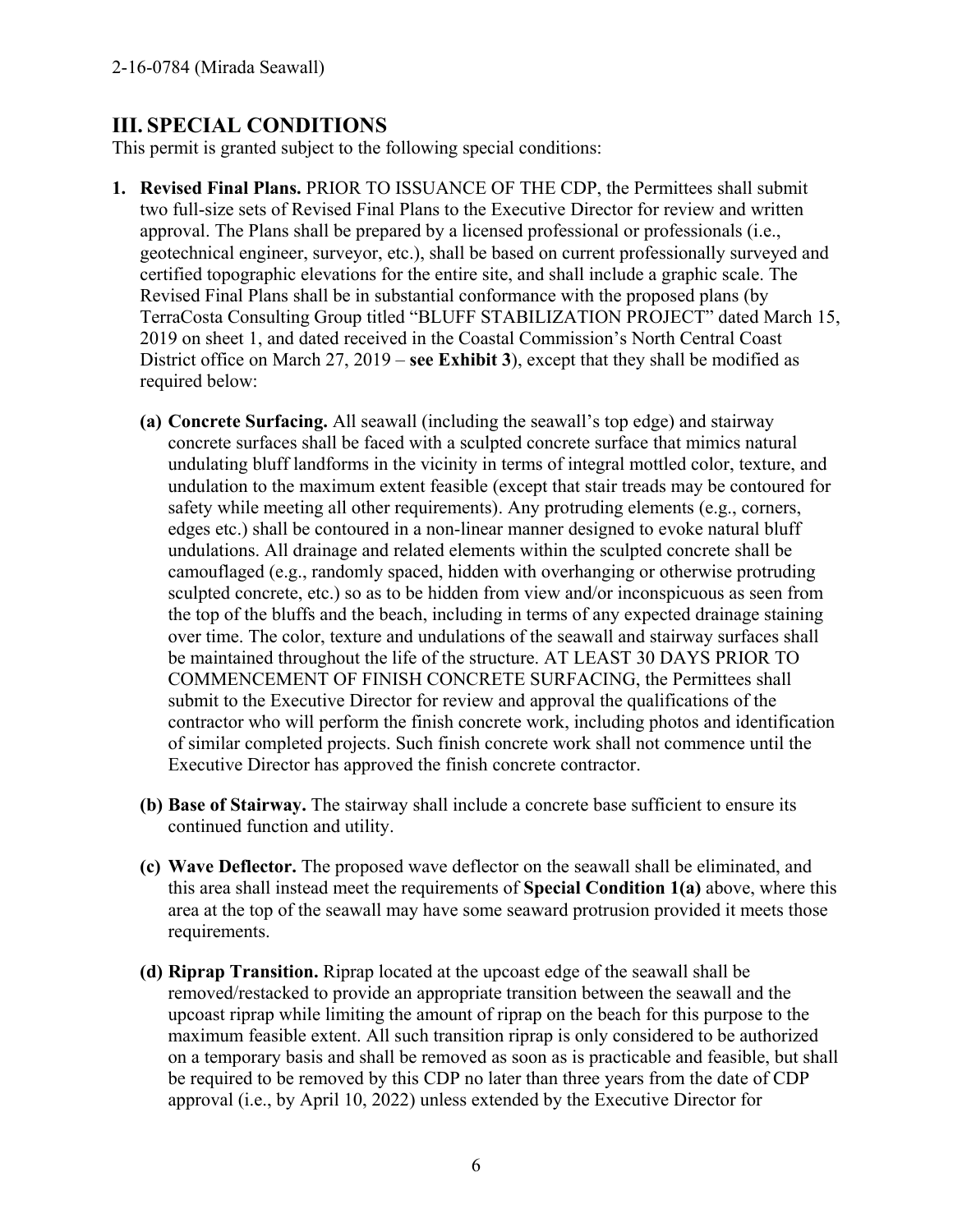## III. SPECIAL CONDITIONS

This permit is granted subject to the following special conditions:

1. **Revised Final Plans.** PRIOR TO ISSUANCE OF THE CDP, the Permittees shall submit two full-size sets of Revised Final Plans to the Executive Director for review and written approval. The Plans shall be prepared by a licensed professional or professionals (i.e., geotechnical engineer, surveyor, etc.), shall be based on current professionally surveyed and certified topographic elevations for the entire site, and shall include a graphic scale. The Revised Final Plans shall be in substantial conformance with the proposed plans (by TerraCosta Consulting Group titled "BLUFF STABILIZATION PROJECT" dated March 15, 2019 on sheet 1, and dated received in the Coastal Commission's North Central Coast District office on March 27, 2019 – **see Exhibit 3**), except that they shall be modified as required below:

   **(a) Concrete Surfacing.** All seawall (including the seawall's top edge) and stairway concrete surfaces shall be faced with a sculpted concrete surface that mimics natural undulating bluff landforms in the vicinity in terms of integral mottled color, texture, and undulation to the maximum extent feasible (except that stair treads may be contoured for safety while meeting all other requirements). Any protruding elements (e.g., corners, edges etc.) shall be contoured in a non-linear manner designed to evoke natural bluff undulations. All drainage and related elements within the sculpted concrete shall be camouflaged (e.g., randomly spaced, hidden with overhanging or otherwise protruding sculpted concrete, etc.) so as to be hidden from view and/or inconspicuous as seen from the top of the bluffs and the beach, including in terms of any expected drainage staining over time. The color, texture and undulations of the seawall and stairway surfaces shall be maintained throughout the life of the structure. AT LEAST 30 DAYS PRIOR TO COMMENCEMENT OF FINISH CONCRETE SURFACING, the Permittees shall submit to the Executive Director for review and approval the qualifications of the contractor who will perform the finish concrete work, including photos and identification of similar completed projects. Such finish concrete work shall not commence until the Executive Director has approved the finish concrete contractor.

   **(b) Base of Stairway.** The stairway shall include a concrete base sufficient to ensure its continued function and utility.

   **(c) Wave Deflector.** The proposed wave deflector on the seawall shall be eliminated, and this area shall instead meet the requirements of **Special Condition 1(a)** above, where this area at the top of the seawall may have some seaward protrusion provided it meets those requirements.

   **(d) Riprap Transition.** Riprap located at the upcoast edge of the seawall shall be removed/restacked to provide an appropriate transition between the seawall and the upcoast riprap while limiting the amount of riprap on the beach for this purpose to the maximum feasible extent. All such transition riprap is only considered to be authorized on a temporary basis and shall be removed as soon as is practicable and feasible, but shall be required to be removed by this CDP no later than three years from the date of CDP approval (i.e., by April 10, 2022) unless extended by the Executive Director for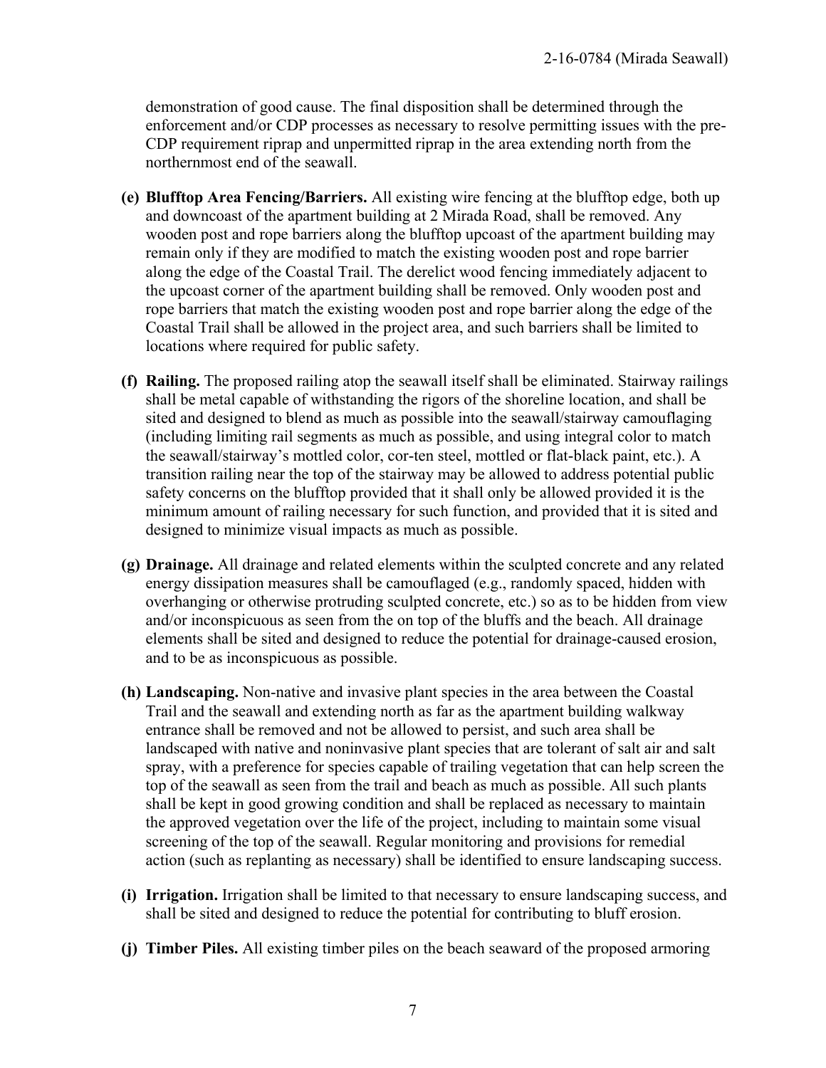demonstration of good cause. The final disposition shall be determined through the enforcement and/or CDP processes as necessary to resolve permitting issues with the pre-CDP requirement riprap and unpermitted riprap in the area extending north from the northernmost end of the seawall.

**(e) Blufftop Area Fencing/Barriers.** All existing wire fencing at the blufftop edge, both up and downcoast of the apartment building at 2 Mirada Road, shall be removed. Any wooden post and rope barriers along the blufftop upcoast of the apartment building may remain only if they are modified to match the existing wooden post and rope barrier along the edge of the Coastal Trail. The derelict wood fencing immediately adjacent to the upcoast corner of the apartment building shall be removed. Only wooden post and rope barriers that match the existing wooden post and rope barrier along the edge of the Coastal Trail shall be allowed in the project area, and such barriers shall be limited to locations where required for public safety.

**(f) Railing.** The proposed railing atop the seawall itself shall be eliminated. Stairway railings shall be metal capable of withstanding the rigors of the shoreline location, and shall be sited and designed to blend as much as possible into the seawall/stairway camouflaging (including limiting rail segments as much as possible, and using integral color to match the seawall/stairway's mottled color, cor-ten steel, mottled or flat-black paint, etc.). A transition railing near the top of the stairway may be allowed to address potential public safety concerns on the blufftop provided that it shall only be allowed provided it is the minimum amount of railing necessary for such function, and provided that it is sited and designed to minimize visual impacts as much as possible.

**(g) Drainage.** All drainage and related elements within the sculpted concrete and any related energy dissipation measures shall be camouflaged (e.g., randomly spaced, hidden with overhanging or otherwise protruding sculpted concrete, etc.) so as to be hidden from view and/or inconspicuous as seen from the on top of the bluffs and the beach. All drainage elements shall be sited and designed to reduce the potential for drainage-caused erosion, and to be as inconspicuous as possible.

**(h) Landscaping.** Non-native and invasive plant species in the area between the Coastal Trail and the seawall and extending north as far as the apartment building walkway entrance shall be removed and not be allowed to persist, and such area shall be landscaped with native and noninvasive plant species that are tolerant of salt air and salt spray, with a preference for species capable of trailing vegetation that can help screen the top of the seawall as seen from the trail and beach as much as possible. All such plants shall be kept in good growing condition and shall be replaced as necessary to maintain the approved vegetation over the life of the project, including to maintain some visual screening of the top of the seawall. Regular monitoring and provisions for remedial action (such as replanting as necessary) shall be identified to ensure landscaping success.

**(i) Irrigation.** Irrigation shall be limited to that necessary to ensure landscaping success, and shall be sited and designed to reduce the potential for contributing to bluff erosion.

**(j) Timber Piles.** All existing timber piles on the beach seaward of the proposed armoring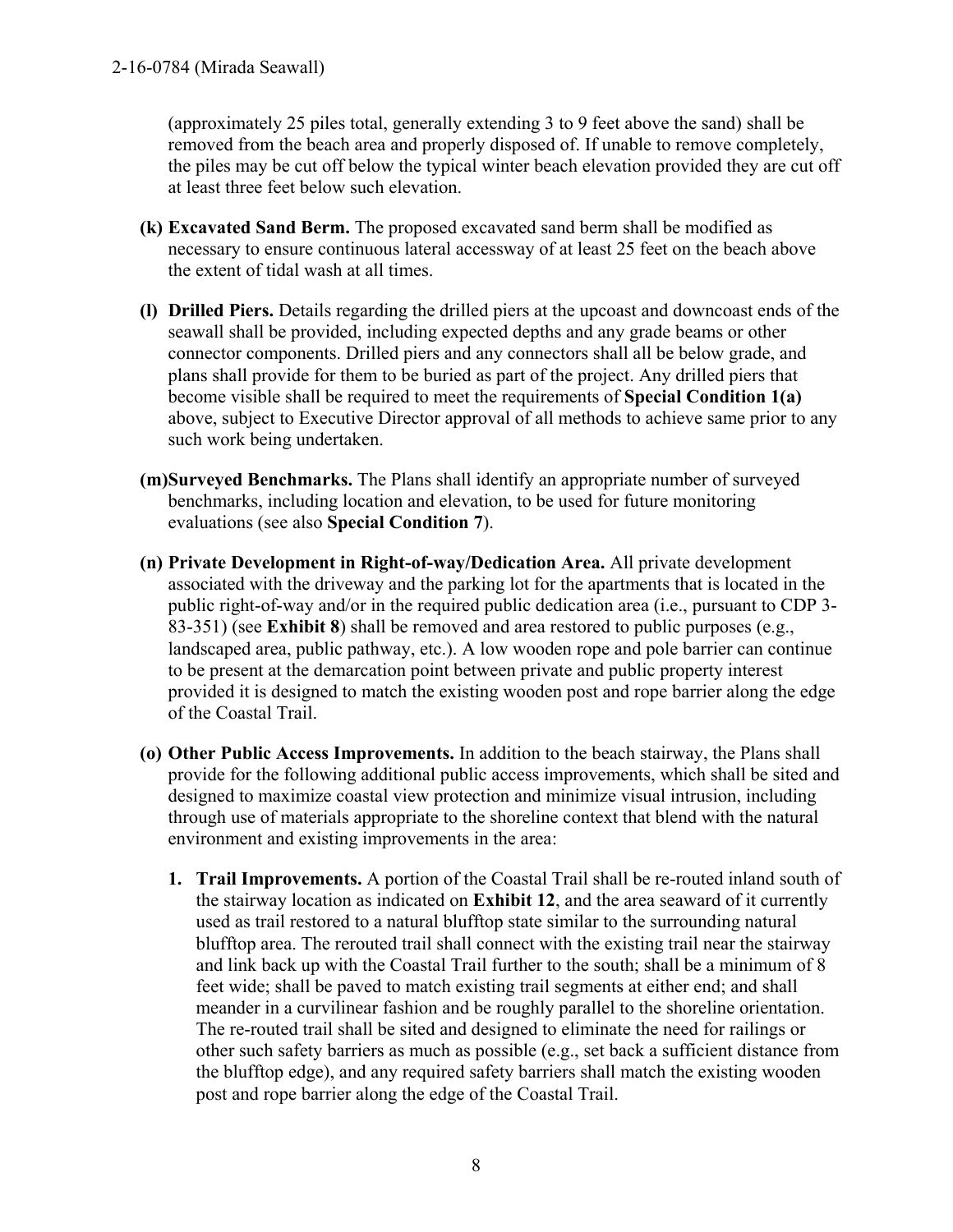(approximately 25 piles total, generally extending 3 to 9 feet above the sand) shall be removed from the beach area and properly disposed of. If unable to remove completely, the piles may be cut off below the typical winter beach elevation provided they are cut off at least three feet below such elevation.

**(k) Excavated Sand Berm.** The proposed excavated sand berm shall be modified as necessary to ensure continuous lateral accessway of at least 25 feet on the beach above the extent of tidal wash at all times.

**(l) Drilled Piers.** Details regarding the drilled piers at the upcoast and downcoast ends of the seawall shall be provided, including expected depths and any grade beams or other connector components. Drilled piers and any connectors shall all be below grade, and plans shall provide for them to be buried as part of the project. Any drilled piers that become visible shall be required to meet the requirements of **Special Condition 1(a)** above, subject to Executive Director approval of all methods to achieve same prior to any such work being undertaken.

**(m) Surveyed Benchmarks.** The Plans shall identify an appropriate number of surveyed benchmarks, including location and elevation, to be used for future monitoring evaluations (see also **Special Condition 7**).

**(n) Private Development in Right-of-way/Dedication Area.** All private development associated with the driveway and the parking lot for the apartments that is located in the public right-of-way and/or in the required public dedication area (i.e., pursuant to CDP 3-83-351) (see **Exhibit 8**) shall be removed and area restored to public purposes (e.g., landscaped area, public pathway, etc.). A low wooden rope and pole barrier can continue to be present at the demarcation point between private and public property interest provided it is designed to match the existing wooden post and rope barrier along the edge of the Coastal Trail.

**(o) Other Public Access Improvements.** In addition to the beach stairway, the Plans shall provide for the following additional public access improvements, which shall be sited and designed to maximize coastal view protection and minimize visual intrusion, including through use of materials appropriate to the shoreline context that blend with the natural environment and existing improvements in the area:

1. **Trail Improvements.** A portion of the Coastal Trail shall be re-routed inland south of the stairway location as indicated on **Exhibit 12**, and the area seaward of it currently used as trail restored to a natural blufftop state similar to the surrounding natural blufftop area. The rerouted trail shall connect with the existing trail near the stairway and link back up with the Coastal Trail further to the south; shall be a minimum of 8 feet wide; shall be paved to match existing trail segments at either end; and shall meander in a curvilinear fashion and be roughly parallel to the shoreline orientation. The re-routed trail shall be sited and designed to eliminate the need for railings or other such safety barriers as much as possible (e.g., set back a sufficient distance from the blufftop edge), and any required safety barriers shall match the existing wooden post and rope barrier along the edge of the Coastal Trail.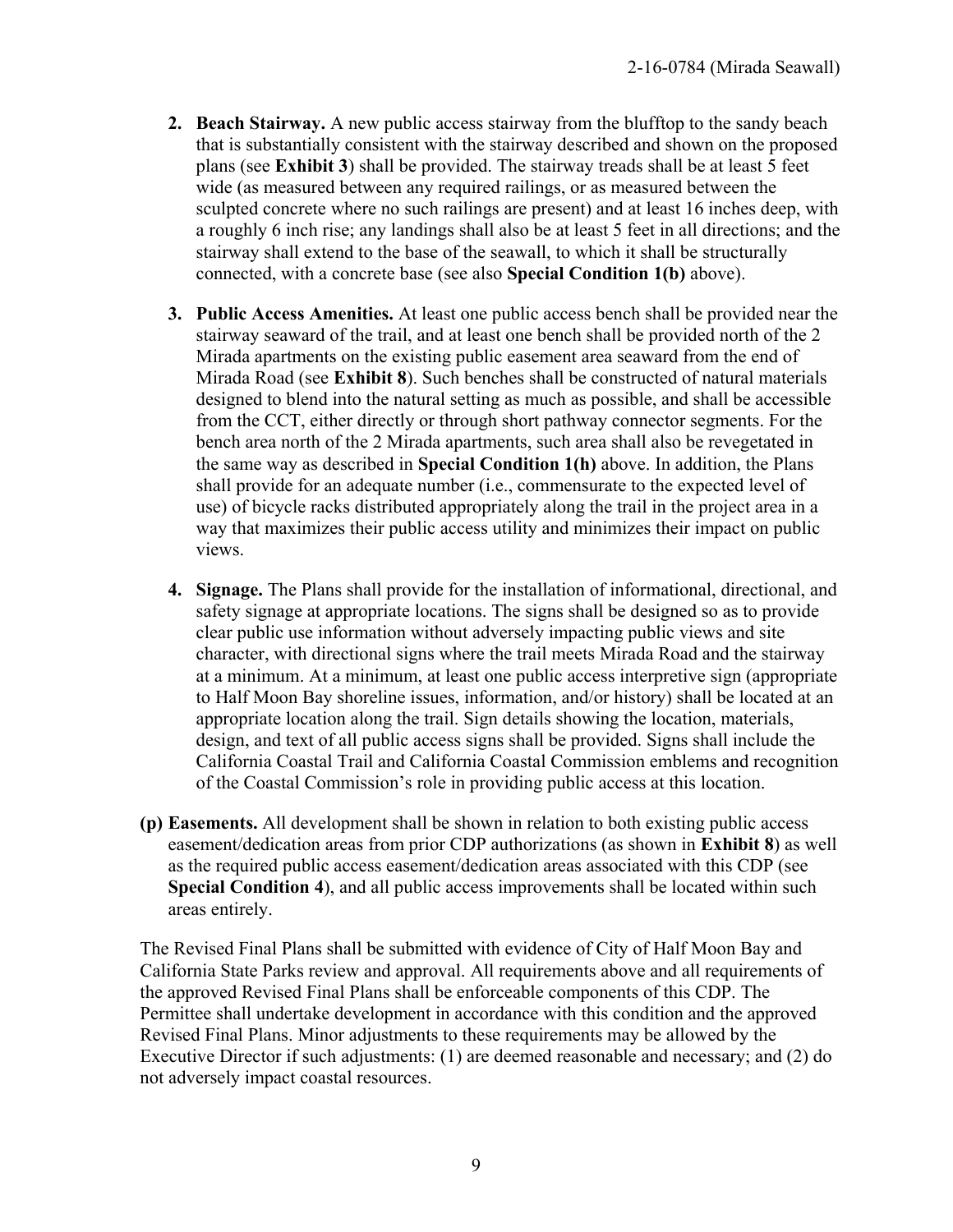2. **Beach Stairway.** A new public access stairway from the blufftop to the sandy beach that is substantially consistent with the stairway described and shown on the proposed plans (see **Exhibit 3**) shall be provided. The stairway treads shall be at least 5 feet wide (as measured between any required railings, or as measured between the sculpted concrete where no such railings are present) and at least 16 inches deep, with a roughly 6 inch rise; any landings shall also be at least 5 feet in all directions; and the stairway shall extend to the base of the seawall, to which it shall be structurally connected, with a concrete base (see also **Special Condition 1(b)** above).

3. **Public Access Amenities.** At least one public access bench shall be provided near the stairway seaward of the trail, and at least one bench shall be provided north of the 2 Mirada apartments on the existing public easement area seaward from the end of Mirada Road (see **Exhibit 8**). Such benches shall be constructed of natural materials designed to blend into the natural setting as much as possible, and shall be accessible from the CCT, either directly or through short pathway connector segments. For the bench area north of the 2 Mirada apartments, such area shall also be revegetated in the same way as described in **Special Condition 1(h)** above. In addition, the Plans shall provide for an adequate number (i.e., commensurate to the expected level of use) of bicycle racks distributed appropriately along the trail in the project area in a way that maximizes their public access utility and minimizes their impact on public views.

4. **Signage.** The Plans shall provide for the installation of informational, directional, and safety signage at appropriate locations. The signs shall be designed so as to provide clear public use information without adversely impacting public views and site character, with directional signs where the trail meets Mirada Road and the stairway at a minimum. At a minimum, at least one public access interpretive sign (appropriate to Half Moon Bay shoreline issues, information, and/or history) shall be located at an appropriate location along the trail. Sign details showing the location, materials, design, and text of all public access signs shall be provided. Signs shall include the California Coastal Trail and California Coastal Commission emblems and recognition of the Coastal Commission's role in providing public access at this location.

**(p) Easements.** All development shall be shown in relation to both existing public access easement/dedication areas from prior CDP authorizations (as shown in **Exhibit 8**) as well as the required public access easement/dedication areas associated with this CDP (see **Special Condition 4**), and all public access improvements shall be located within such areas entirely.

The Revised Final Plans shall be submitted with evidence of City of Half Moon Bay and California State Parks review and approval. All requirements above and all requirements of the approved Revised Final Plans shall be enforceable components of this CDP. The Permittee shall undertake development in accordance with this condition and the approved Revised Final Plans. Minor adjustments to these requirements may be allowed by the Executive Director if such adjustments: (1) are deemed reasonable and necessary; and (2) do not adversely impact coastal resources.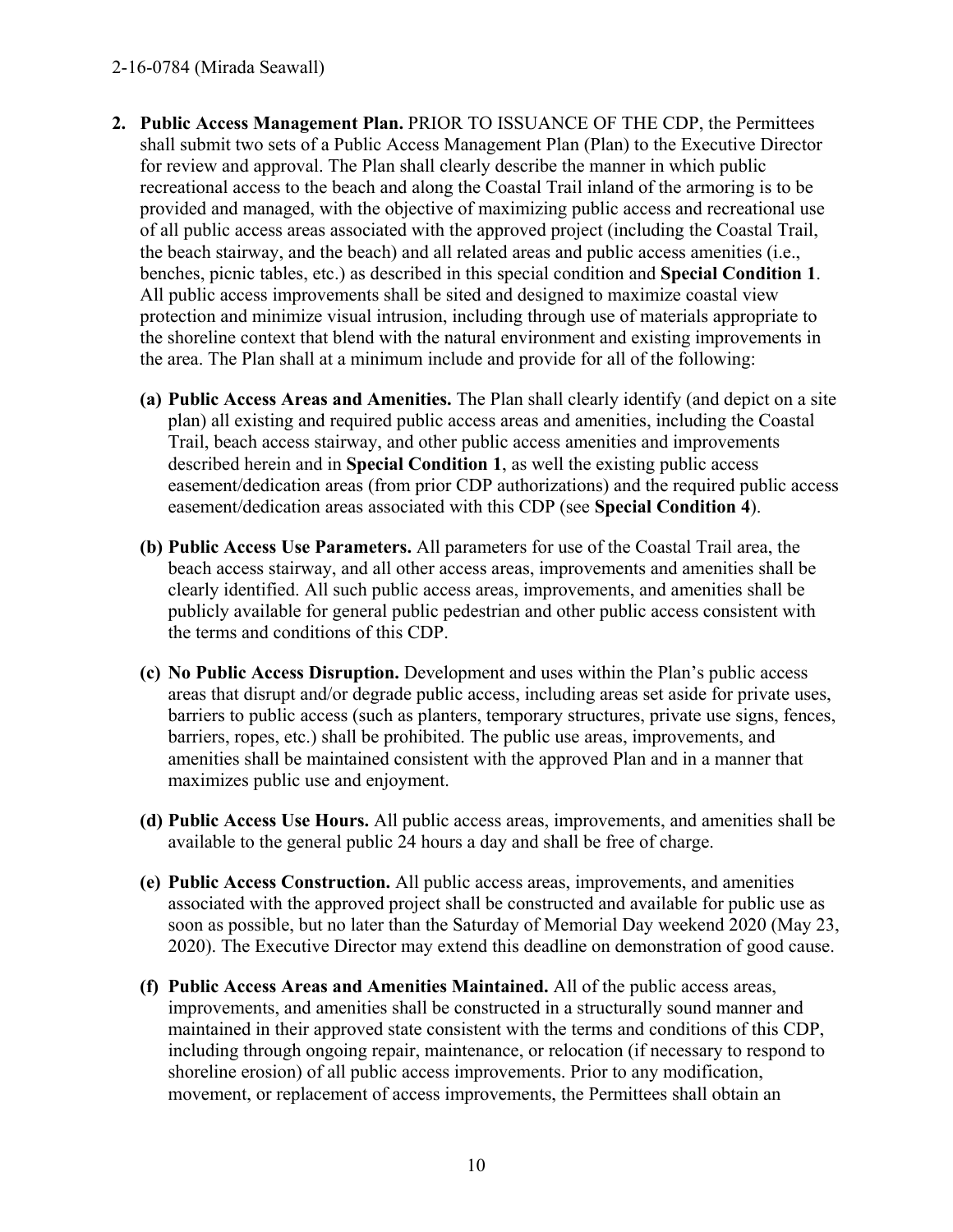2. **Public Access Management Plan.** PRIOR TO ISSUANCE OF THE CDP, the Permittees shall submit two sets of a Public Access Management Plan (Plan) to the Executive Director for review and approval. The Plan shall clearly describe the manner in which public recreational access to the beach and along the Coastal Trail inland of the armoring is to be provided and managed, with the objective of maximizing public access and recreational use of all public access areas associated with the approved project (including the Coastal Trail, the beach stairway, and the beach) and all related areas and public access amenities (i.e., benches, picnic tables, etc.) as described in this special condition and **Special Condition 1**. All public access improvements shall be sited and designed to maximize coastal view protection and minimize visual intrusion, including through use of materials appropriate to the shoreline context that blend with the natural environment and existing improvements in the area. The Plan shall at a minimum include and provide for all of the following:

   **(a) Public Access Areas and Amenities.** The Plan shall clearly identify (and depict on a site plan) all existing and required public access areas and amenities, including the Coastal Trail, beach access stairway, and other public access amenities and improvements described herein and in **Special Condition 1**, as well the existing public access easement/dedication areas (from prior CDP authorizations) and the required public access easement/dedication areas associated with this CDP (see **Special Condition 4**).

   **(b) Public Access Use Parameters.** All parameters for use of the Coastal Trail area, the beach access stairway, and all other access areas, improvements and amenities shall be clearly identified. All such public access areas, improvements, and amenities shall be publicly available for general public pedestrian and other public access consistent with the terms and conditions of this CDP.

   **(c) No Public Access Disruption.** Development and uses within the Plan's public access areas that disrupt and/or degrade public access, including areas set aside for private uses, barriers to public access (such as planters, temporary structures, private use signs, fences, barriers, ropes, etc.) shall be prohibited. The public use areas, improvements, and amenities shall be maintained consistent with the approved Plan and in a manner that maximizes public use and enjoyment.

   **(d) Public Access Use Hours.** All public access areas, improvements, and amenities shall be available to the general public 24 hours a day and shall be free of charge.

   **(e) Public Access Construction.** All public access areas, improvements, and amenities associated with the approved project shall be constructed and available for public use as soon as possible, but no later than the Saturday of Memorial Day weekend 2020 (May 23, 2020). The Executive Director may extend this deadline on demonstration of good cause.

   **(f) Public Access Areas and Amenities Maintained.** All of the public access areas, improvements, and amenities shall be constructed in a structurally sound manner and maintained in their approved state consistent with the terms and conditions of this CDP, including through ongoing repair, maintenance, or relocation (if necessary to respond to shoreline erosion) of all public access improvements. Prior to any modification, movement, or replacement of access improvements, the Permittees shall obtain an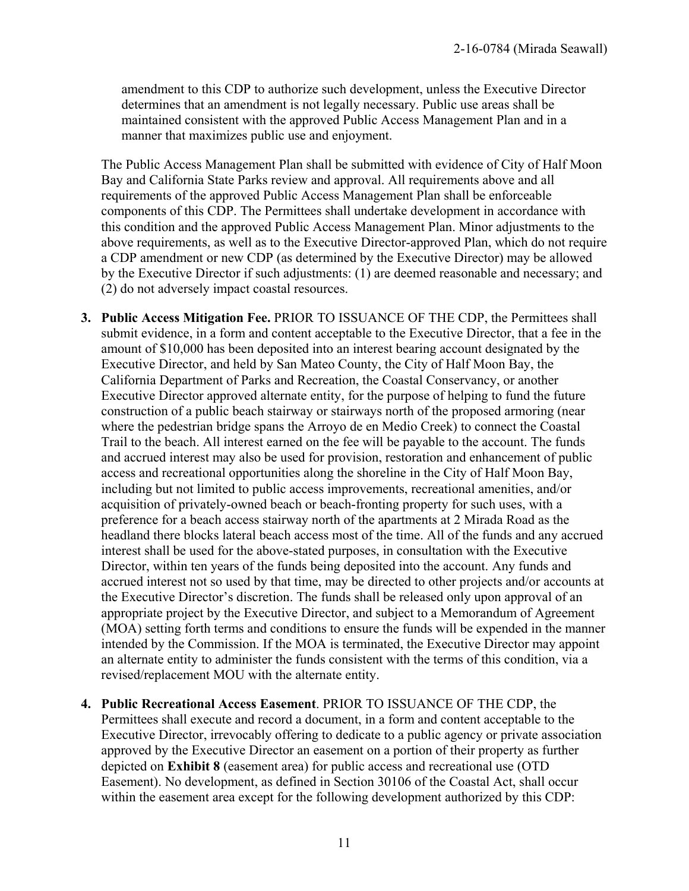amendment to this CDP to authorize such development, unless the Executive Director determines that an amendment is not legally necessary. Public use areas shall be maintained consistent with the approved Public Access Management Plan and in a manner that maximizes public use and enjoyment.

The Public Access Management Plan shall be submitted with evidence of City of Half Moon Bay and California State Parks review and approval. All requirements above and all requirements of the approved Public Access Management Plan shall be enforceable components of this CDP. The Permittees shall undertake development in accordance with this condition and the approved Public Access Management Plan. Minor adjustments to the above requirements, as well as to the Executive Director-approved Plan, which do not require a CDP amendment or new CDP (as determined by the Executive Director) may be allowed by the Executive Director if such adjustments: (1) are deemed reasonable and necessary; and (2) do not adversely impact coastal resources.

3. **Public Access Mitigation Fee.** PRIOR TO ISSUANCE OF THE CDP, the Permittees shall submit evidence, in a form and content acceptable to the Executive Director, that a fee in the amount of $10,000 has been deposited into an interest bearing account designated by the Executive Director, and held by San Mateo County, the City of Half Moon Bay, the California Department of Parks and Recreation, the Coastal Conservancy, or another Executive Director approved alternate entity, for the purpose of helping to fund the future construction of a public beach stairway or stairways north of the proposed armoring (near where the pedestrian bridge spans the Arroyo de en Medio Creek) to connect the Coastal Trail to the beach. All interest earned on the fee will be payable to the account. The funds and accrued interest may also be used for provision, restoration and enhancement of public access and recreational opportunities along the shoreline in the City of Half Moon Bay, including but not limited to public access improvements, recreational amenities, and/or acquisition of privately-owned beach or beach-fronting property for such uses, with a preference for a beach access stairway north of the apartments at 2 Mirada Road as the headland there blocks lateral beach access most of the time. All of the funds and any accrued interest shall be used for the above-stated purposes, in consultation with the Executive Director, within ten years of the funds being deposited into the account. Any funds and accrued interest not so used by that time, may be directed to other projects and/or accounts at the Executive Director's discretion. The funds shall be released only upon approval of an appropriate project by the Executive Director, and subject to a Memorandum of Agreement (MOA) setting forth terms and conditions to ensure the funds will be expended in the manner intended by the Commission. If the MOA is terminated, the Executive Director may appoint an alternate entity to administer the funds consistent with the terms of this condition, via a revised/replacement MOU with the alternate entity.

4. **Public Recreational Access Easement**. PRIOR TO ISSUANCE OF THE CDP, the Permittees shall execute and record a document, in a form and content acceptable to the Executive Director, irrevocably offering to dedicate to a public agency or private association approved by the Executive Director an easement on a portion of their property as further depicted on **Exhibit 8** (easement area) for public access and recreational use (OTD Easement). No development, as defined in Section 30106 of the Coastal Act, shall occur within the easement area except for the following development authorized by this CDP: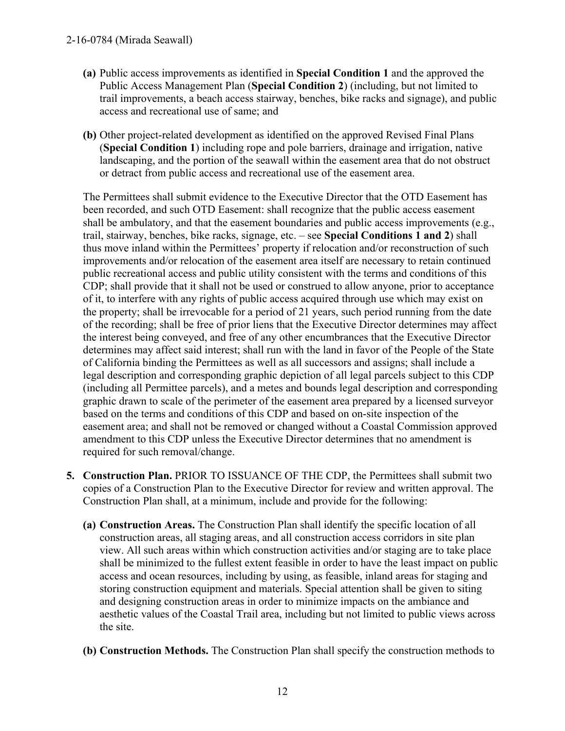- **(a)** Public access improvements as identified in **Special Condition 1** and the approved the Public Access Management Plan (**Special Condition 2**) (including, but not limited to trail improvements, a beach access stairway, benches, bike racks and signage), and public access and recreational use of same; and

- **(b)** Other project-related development as identified on the approved Revised Final Plans (**Special Condition 1**) including rope and pole barriers, drainage and irrigation, native landscaping, and the portion of the seawall within the easement area that do not obstruct or detract from public access and recreational use of the easement area.

The Permittees shall submit evidence to the Executive Director that the OTD Easement has been recorded, and such OTD Easement: shall recognize that the public access easement shall be ambulatory, and that the easement boundaries and public access improvements (e.g., trail, stairway, benches, bike racks, signage, etc. – see **Special Conditions 1 and 2**) shall thus move inland within the Permittees' property if relocation and/or reconstruction of such improvements and/or relocation of the easement area itself are necessary to retain continued public recreational access and public utility consistent with the terms and conditions of this CDP; shall provide that it shall not be used or construed to allow anyone, prior to acceptance of it, to interfere with any rights of public access acquired through use which may exist on the property; shall be irrevocable for a period of 21 years, such period running from the date of the recording; shall be free of prior liens that the Executive Director determines may affect the interest being conveyed, and free of any other encumbrances that the Executive Director determines may affect said interest; shall run with the land in favor of the People of the State of California binding the Permittees as well as all successors and assigns; shall include a legal description and corresponding graphic depiction of all legal parcels subject to this CDP (including all Permittee parcels), and a metes and bounds legal description and corresponding graphic drawn to scale of the perimeter of the easement area prepared by a licensed surveyor based on the terms and conditions of this CDP and based on on-site inspection of the easement area; and shall not be removed or changed without a Coastal Commission approved amendment to this CDP unless the Executive Director determines that no amendment is required for such removal/change.

5. **Construction Plan.** PRIOR TO ISSUANCE OF THE CDP, the Permittees shall submit two copies of a Construction Plan to the Executive Director for review and written approval. The Construction Plan shall, at a minimum, include and provide for the following:

   - **(a) Construction Areas.** The Construction Plan shall identify the specific location of all construction areas, all staging areas, and all construction access corridors in site plan view. All such areas within which construction activities and/or staging are to take place shall be minimized to the fullest extent feasible in order to have the least impact on public access and ocean resources, including by using, as feasible, inland areas for staging and storing construction equipment and materials. Special attention shall be given to siting and designing construction areas in order to minimize impacts on the ambiance and aesthetic values of the Coastal Trail area, including but not limited to public views across the site.

   - **(b) Construction Methods.** The Construction Plan shall specify the construction methods to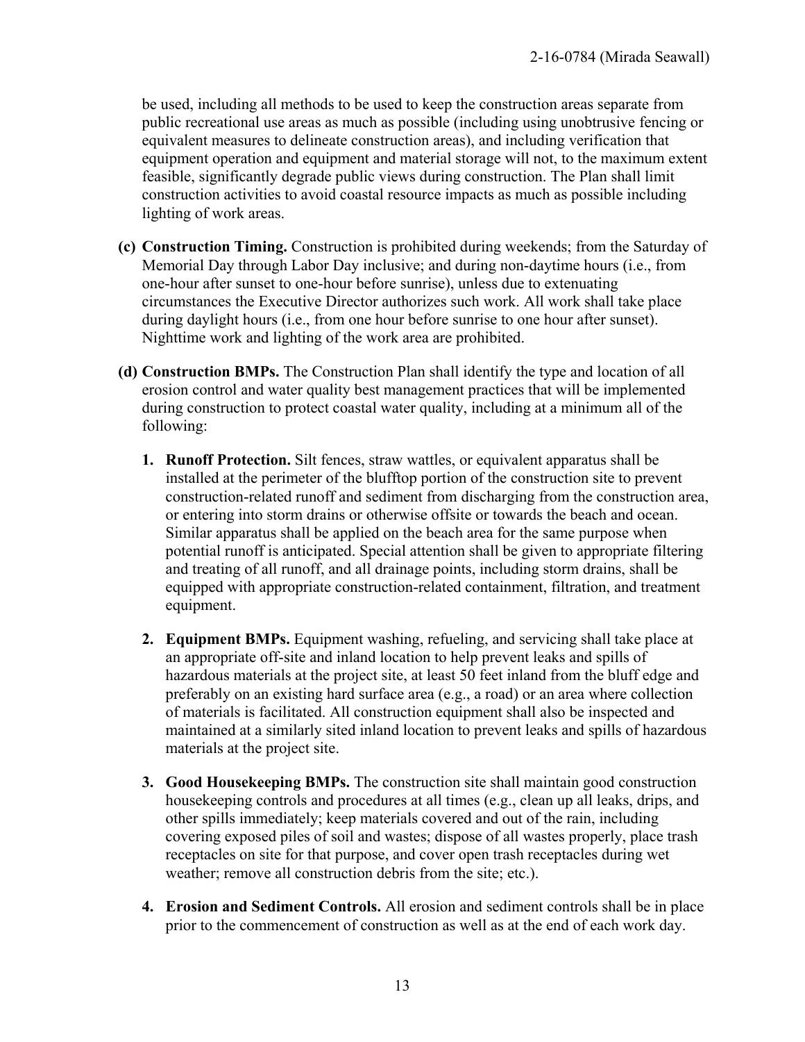be used, including all methods to be used to keep the construction areas separate from public recreational use areas as much as possible (including using unobtrusive fencing or equivalent measures to delineate construction areas), and including verification that equipment operation and equipment and material storage will not, to the maximum extent feasible, significantly degrade public views during construction. The Plan shall limit construction activities to avoid coastal resource impacts as much as possible including lighting of work areas.

**(c) Construction Timing.** Construction is prohibited during weekends; from the Saturday of Memorial Day through Labor Day inclusive; and during non-daytime hours (i.e., from one-hour after sunset to one-hour before sunrise), unless due to extenuating circumstances the Executive Director authorizes such work. All work shall take place during daylight hours (i.e., from one hour before sunrise to one hour after sunset). Nighttime work and lighting of the work area are prohibited.

**(d) Construction BMPs.** The Construction Plan shall identify the type and location of all erosion control and water quality best management practices that will be implemented during construction to protect coastal water quality, including at a minimum all of the following:

1. **Runoff Protection.** Silt fences, straw wattles, or equivalent apparatus shall be installed at the perimeter of the blufftop portion of the construction site to prevent construction-related runoff and sediment from discharging from the construction area, or entering into storm drains or otherwise offsite or towards the beach and ocean. Similar apparatus shall be applied on the beach area for the same purpose when potential runoff is anticipated. Special attention shall be given to appropriate filtering and treating of all runoff, and all drainage points, including storm drains, shall be equipped with appropriate construction-related containment, filtration, and treatment equipment.

2. **Equipment BMPs.** Equipment washing, refueling, and servicing shall take place at an appropriate off-site and inland location to help prevent leaks and spills of hazardous materials at the project site, at least 50 feet inland from the bluff edge and preferably on an existing hard surface area (e.g., a road) or an area where collection of materials is facilitated. All construction equipment shall also be inspected and maintained at a similarly sited inland location to prevent leaks and spills of hazardous materials at the project site.

3. **Good Housekeeping BMPs.** The construction site shall maintain good construction housekeeping controls and procedures at all times (e.g., clean up all leaks, drips, and other spills immediately; keep materials covered and out of the rain, including covering exposed piles of soil and wastes; dispose of all wastes properly, place trash receptacles on site for that purpose, and cover open trash receptacles during wet weather; remove all construction debris from the site; etc.).

4. **Erosion and Sediment Controls.** All erosion and sediment controls shall be in place prior to the commencement of construction as well as at the end of each work day.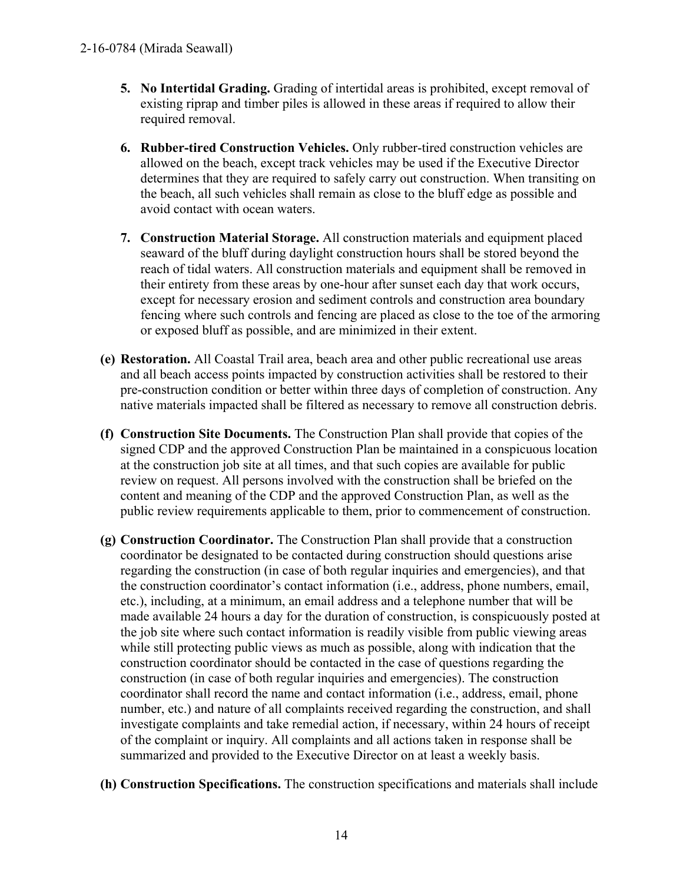5. **No Intertidal Grading.** Grading of intertidal areas is prohibited, except removal of existing riprap and timber piles is allowed in these areas if required to allow their required removal.

6. **Rubber-tired Construction Vehicles.** Only rubber-tired construction vehicles are allowed on the beach, except track vehicles may be used if the Executive Director determines that they are required to safely carry out construction. When transiting on the beach, all such vehicles shall remain as close to the bluff edge as possible and avoid contact with ocean waters.

7. **Construction Material Storage.** All construction materials and equipment placed seaward of the bluff during daylight construction hours shall be stored beyond the reach of tidal waters. All construction materials and equipment shall be removed in their entirety from these areas by one-hour after sunset each day that work occurs, except for necessary erosion and sediment controls and construction area boundary fencing where such controls and fencing are placed as close to the toe of the armoring or exposed bluff as possible, and are minimized in their extent.

**(e) Restoration.** All Coastal Trail area, beach area and other public recreational use areas and all beach access points impacted by construction activities shall be restored to their pre-construction condition or better within three days of completion of construction. Any native materials impacted shall be filtered as necessary to remove all construction debris.

**(f) Construction Site Documents.** The Construction Plan shall provide that copies of the signed CDP and the approved Construction Plan be maintained in a conspicuous location at the construction job site at all times, and that such copies are available for public review on request. All persons involved with the construction shall be briefed on the content and meaning of the CDP and the approved Construction Plan, as well as the public review requirements applicable to them, prior to commencement of construction.

**(g) Construction Coordinator.** The Construction Plan shall provide that a construction coordinator be designated to be contacted during construction should questions arise regarding the construction (in case of both regular inquiries and emergencies), and that the construction coordinator's contact information (i.e., address, phone numbers, email, etc.), including, at a minimum, an email address and a telephone number that will be made available 24 hours a day for the duration of construction, is conspicuously posted at the job site where such contact information is readily visible from public viewing areas while still protecting public views as much as possible, along with indication that the construction coordinator should be contacted in the case of questions regarding the construction (in case of both regular inquiries and emergencies). The construction coordinator shall record the name and contact information (i.e., address, email, phone number, etc.) and nature of all complaints received regarding the construction, and shall investigate complaints and take remedial action, if necessary, within 24 hours of receipt of the complaint or inquiry. All complaints and all actions taken in response shall be summarized and provided to the Executive Director on at least a weekly basis.

**(h) Construction Specifications.** The construction specifications and materials shall include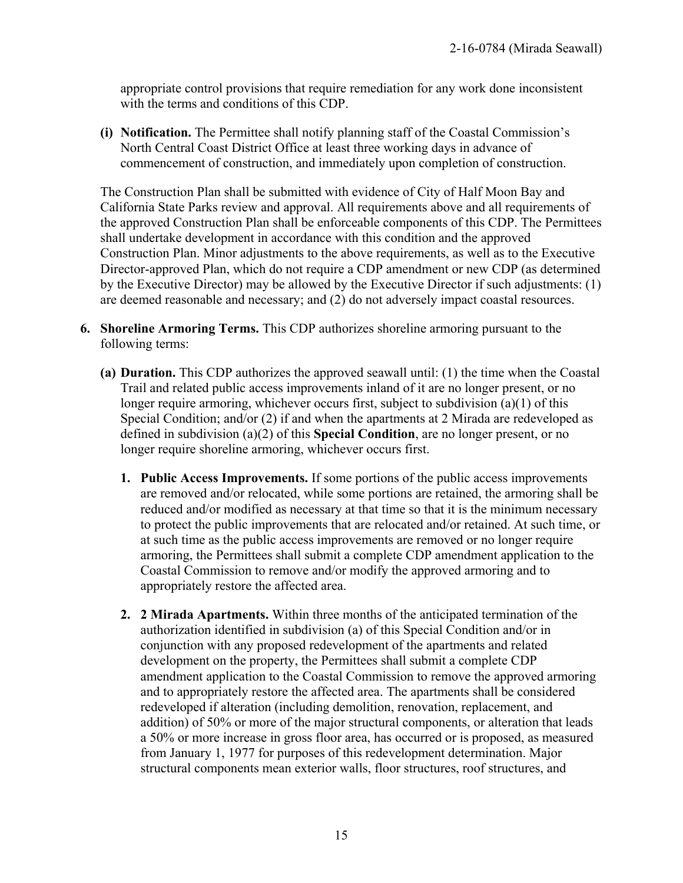appropriate control provisions that require remediation for any work done inconsistent with the terms and conditions of this CDP.

**(i) Notification.** The Permittee shall notify planning staff of the Coastal Commission's North Central Coast District Office at least three working days in advance of commencement of construction, and immediately upon completion of construction.

The Construction Plan shall be submitted with evidence of City of Half Moon Bay and California State Parks review and approval. All requirements above and all requirements of the approved Construction Plan shall be enforceable components of this CDP. The Permittees shall undertake development in accordance with this condition and the approved Construction Plan. Minor adjustments to the above requirements, as well as to the Executive Director-approved Plan, which do not require a CDP amendment or new CDP (as determined by the Executive Director) may be allowed by the Executive Director if such adjustments: (1) are deemed reasonable and necessary; and (2) do not adversely impact coastal resources.

**6. Shoreline Armoring Terms.** This CDP authorizes shoreline armoring pursuant to the following terms:

**(a) Duration.** This CDP authorizes the approved seawall until: (1) the time when the Coastal Trail and related public access improvements inland of it are no longer present, or no longer require armoring, whichever occurs first, subject to subdivision (a)(1) of this Special Condition; and/or (2) if and when the apartments at 2 Mirada are redeveloped as defined in subdivision (a)(2) of this **Special Condition**, are no longer present, or no longer require shoreline armoring, whichever occurs first.

**1. Public Access Improvements.** If some portions of the public access improvements are removed and/or relocated, while some portions are retained, the armoring shall be reduced and/or modified as necessary at that time so that it is the minimum necessary to protect the public improvements that are relocated and/or retained. At such time, or at such time as the public access improvements are removed or no longer require armoring, the Permittees shall submit a complete CDP amendment application to the Coastal Commission to remove and/or modify the approved armoring and to appropriately restore the affected area.

**2. 2 Mirada Apartments.** Within three months of the anticipated termination of the authorization identified in subdivision (a) of this Special Condition and/or in conjunction with any proposed redevelopment of the apartments and related development on the property, the Permittees shall submit a complete CDP amendment application to the Coastal Commission to remove the approved armoring and to appropriately restore the affected area. The apartments shall be considered redeveloped if alteration (including demolition, renovation, replacement, and addition) of 50% or more of the major structural components, or alteration that leads a 50% or more increase in gross floor area, has occurred or is proposed, as measured from January 1, 1977 for purposes of this redevelopment determination. Major structural components mean exterior walls, floor structures, roof structures, and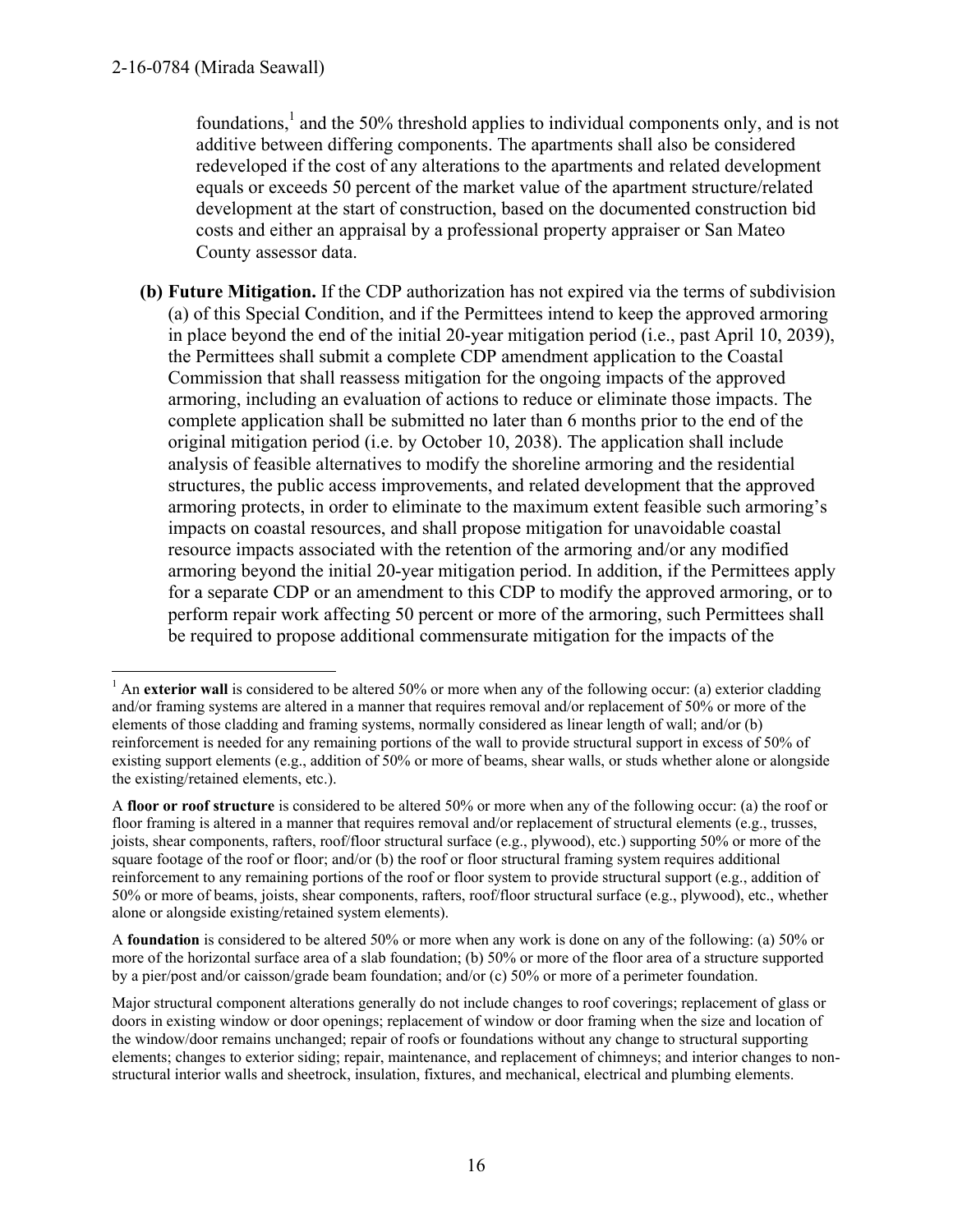foundations,[1] and the 50% threshold applies to individual components only, and is not additive between differing components. The apartments shall also be considered redeveloped if the cost of any alterations to the apartments and related development equals or exceeds 50 percent of the market value of the apartment structure/related development at the start of construction, based on the documented construction bid costs and either an appraisal by a professional property appraiser or San Mateo County assessor data.

**(b) Future Mitigation.** If the CDP authorization has not expired via the terms of subdivision (a) of this Special Condition, and if the Permittees intend to keep the approved armoring in place beyond the end of the initial 20-year mitigation period (i.e., past April 10, 2039), the Permittees shall submit a complete CDP amendment application to the Coastal Commission that shall reassess mitigation for the ongoing impacts of the approved armoring, including an evaluation of actions to reduce or eliminate those impacts. The complete application shall be submitted no later than 6 months prior to the end of the original mitigation period (i.e. by October 10, 2038). The application shall include analysis of feasible alternatives to modify the shoreline armoring and the residential structures, the public access improvements, and related development that the approved armoring protects, in order to eliminate to the maximum extent feasible such armoring's impacts on coastal resources, and shall propose mitigation for unavoidable coastal resource impacts associated with the retention of the armoring and/or any modified armoring beyond the initial 20-year mitigation period. In addition, if the Permittees apply for a separate CDP or an amendment to this CDP to modify the approved armoring, or to perform repair work affecting 50 percent or more of the armoring, such Permittees shall be required to propose additional commensurate mitigation for the impacts of the

---

[1] An **exterior wall** is considered to be altered 50% or more when any of the following occur: (a) exterior cladding and/or framing systems are altered in a manner that requires removal and/or replacement of 50% or more of the elements of those cladding and framing systems, normally considered as linear length of wall; and/or (b) reinforcement is needed for any remaining portions of the wall to provide structural support in excess of 50% of existing support elements (e.g., addition of 50% or more of beams, shear walls, or studs whether alone or alongside the existing/retained elements, etc.).

A **floor or roof structure** is considered to be altered 50% or more when any of the following occur: (a) the roof or floor framing is altered in a manner that requires removal and/or replacement of structural elements (e.g., trusses, joists, shear components, rafters, roof/floor structural surface (e.g., plywood), etc.) supporting 50% or more of the square footage of the roof or floor; and/or (b) the roof or floor structural framing system requires additional reinforcement to any remaining portions of the roof or floor system to provide structural support (e.g., addition of 50% or more of beams, joists, shear components, rafters, roof/floor structural surface (e.g., plywood), etc., whether alone or alongside existing/retained system elements).

A **foundation** is considered to be altered 50% or more when any work is done on any of the following: (a) 50% or more of the horizontal surface area of a slab foundation; (b) 50% or more of the floor area of a structure supported by a pier/post and/or caisson/grade beam foundation; and/or (c) 50% or more of a perimeter foundation.

Major structural component alterations generally do not include changes to roof coverings; replacement of glass or doors in existing window or door openings; replacement of window or door framing when the size and location of the window/door remains unchanged; repair of roofs or foundations without any change to structural supporting elements; changes to exterior siding; repair, maintenance, and replacement of chimneys; and interior changes to non-structural interior walls and sheetrock, insulation, fixtures, and mechanical, electrical and plumbing elements.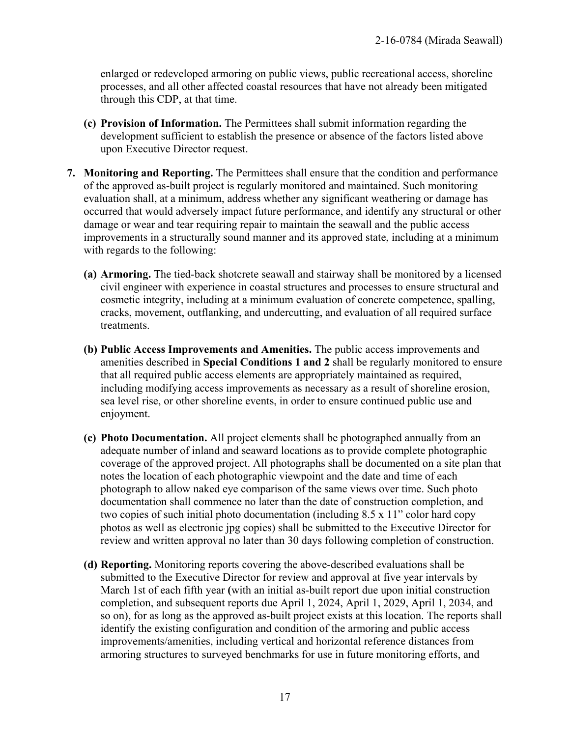enlarged or redeveloped armoring on public views, public recreational access, shoreline processes, and all other affected coastal resources that have not already been mitigated through this CDP, at that time.

**(c) Provision of Information.** The Permittees shall submit information regarding the development sufficient to establish the presence or absence of the factors listed above upon Executive Director request.

**7. Monitoring and Reporting.** The Permittees shall ensure that the condition and performance of the approved as-built project is regularly monitored and maintained. Such monitoring evaluation shall, at a minimum, address whether any significant weathering or damage has occurred that would adversely impact future performance, and identify any structural or other damage or wear and tear requiring repair to maintain the seawall and the public access improvements in a structurally sound manner and its approved state, including at a minimum with regards to the following:

**(a) Armoring.** The tied-back shotcrete seawall and stairway shall be monitored by a licensed civil engineer with experience in coastal structures and processes to ensure structural and cosmetic integrity, including at a minimum evaluation of concrete competence, spalling, cracks, movement, outflanking, and undercutting, and evaluation of all required surface treatments.

**(b) Public Access Improvements and Amenities.** The public access improvements and amenities described in **Special Conditions 1 and 2** shall be regularly monitored to ensure that all required public access elements are appropriately maintained as required, including modifying access improvements as necessary as a result of shoreline erosion, sea level rise, or other shoreline events, in order to ensure continued public use and enjoyment.

**(c) Photo Documentation.** All project elements shall be photographed annually from an adequate number of inland and seaward locations as to provide complete photographic coverage of the approved project. All photographs shall be documented on a site plan that notes the location of each photographic viewpoint and the date and time of each photograph to allow naked eye comparison of the same views over time. Such photo documentation shall commence no later than the date of construction completion, and two copies of such initial photo documentation (including 8.5 x 11" color hard copy photos as well as electronic jpg copies) shall be submitted to the Executive Director for review and written approval no later than 30 days following completion of construction.

**(d) Reporting.** Monitoring reports covering the above-described evaluations shall be submitted to the Executive Director for review and approval at five year intervals by March 1st of each fifth year **(**with an initial as-built report due upon initial construction completion, and subsequent reports due April 1, 2024, April 1, 2029, April 1, 2034, and so on), for as long as the approved as-built project exists at this location. The reports shall identify the existing configuration and condition of the armoring and public access improvements/amenities, including vertical and horizontal reference distances from armoring structures to surveyed benchmarks for use in future monitoring efforts, and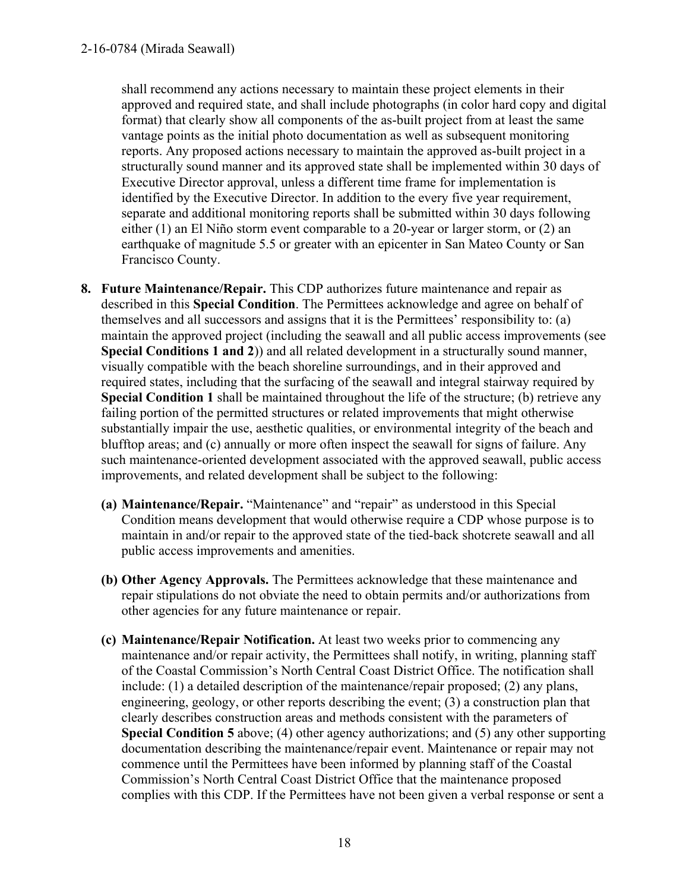shall recommend any actions necessary to maintain these project elements in their approved and required state, and shall include photographs (in color hard copy and digital format) that clearly show all components of the as-built project from at least the same vantage points as the initial photo documentation as well as subsequent monitoring reports. Any proposed actions necessary to maintain the approved as-built project in a structurally sound manner and its approved state shall be implemented within 30 days of Executive Director approval, unless a different time frame for implementation is identified by the Executive Director. In addition to the every five year requirement, separate and additional monitoring reports shall be submitted within 30 days following either (1) an El Niño storm event comparable to a 20-year or larger storm, or (2) an earthquake of magnitude 5.5 or greater with an epicenter in San Mateo County or San Francisco County.

8. **Future Maintenance/Repair.** This CDP authorizes future maintenance and repair as described in this **Special Condition**. The Permittees acknowledge and agree on behalf of themselves and all successors and assigns that it is the Permittees' responsibility to: (a) maintain the approved project (including the seawall and all public access improvements (see **Special Conditions 1 and 2**)) and all related development in a structurally sound manner, visually compatible with the beach shoreline surroundings, and in their approved and required states, including that the surfacing of the seawall and integral stairway required by **Special Condition 1** shall be maintained throughout the life of the structure; (b) retrieve any failing portion of the permitted structures or related improvements that might otherwise substantially impair the use, aesthetic qualities, or environmental integrity of the beach and blufftop areas; and (c) annually or more often inspect the seawall for signs of failure. Any such maintenance-oriented development associated with the approved seawall, public access improvements, and related development shall be subject to the following:

   **(a) Maintenance/Repair.** "Maintenance" and "repair" as understood in this Special Condition means development that would otherwise require a CDP whose purpose is to maintain in and/or repair to the approved state of the tied-back shotcrete seawall and all public access improvements and amenities.

   **(b) Other Agency Approvals.** The Permittees acknowledge that these maintenance and repair stipulations do not obviate the need to obtain permits and/or authorizations from other agencies for any future maintenance or repair.

   **(c) Maintenance/Repair Notification.** At least two weeks prior to commencing any maintenance and/or repair activity, the Permittees shall notify, in writing, planning staff of the Coastal Commission's North Central Coast District Office. The notification shall include: (1) a detailed description of the maintenance/repair proposed; (2) any plans, engineering, geology, or other reports describing the event; (3) a construction plan that clearly describes construction areas and methods consistent with the parameters of **Special Condition 5** above; (4) other agency authorizations; and (5) any other supporting documentation describing the maintenance/repair event. Maintenance or repair may not commence until the Permittees have been informed by planning staff of the Coastal Commission's North Central Coast District Office that the maintenance proposed complies with this CDP. If the Permittees have not been given a verbal response or sent a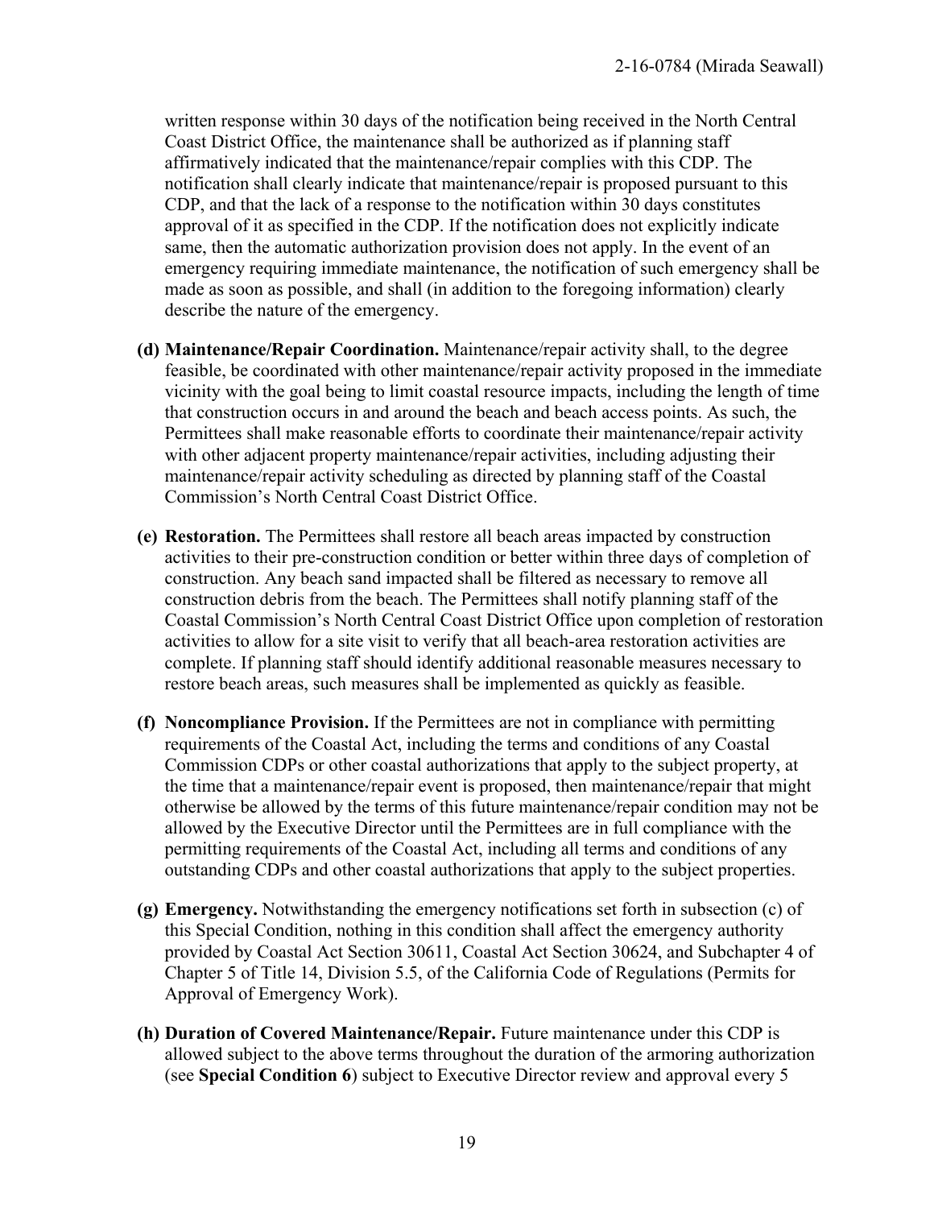written response within 30 days of the notification being received in the North Central Coast District Office, the maintenance shall be authorized as if planning staff affirmatively indicated that the maintenance/repair complies with this CDP. The notification shall clearly indicate that maintenance/repair is proposed pursuant to this CDP, and that the lack of a response to the notification within 30 days constitutes approval of it as specified in the CDP. If the notification does not explicitly indicate same, then the automatic authorization provision does not apply. In the event of an emergency requiring immediate maintenance, the notification of such emergency shall be made as soon as possible, and shall (in addition to the foregoing information) clearly describe the nature of the emergency.

**(d) Maintenance/Repair Coordination.** Maintenance/repair activity shall, to the degree feasible, be coordinated with other maintenance/repair activity proposed in the immediate vicinity with the goal being to limit coastal resource impacts, including the length of time that construction occurs in and around the beach and beach access points. As such, the Permittees shall make reasonable efforts to coordinate their maintenance/repair activity with other adjacent property maintenance/repair activities, including adjusting their maintenance/repair activity scheduling as directed by planning staff of the Coastal Commission's North Central Coast District Office.

**(e) Restoration.** The Permittees shall restore all beach areas impacted by construction activities to their pre-construction condition or better within three days of completion of construction. Any beach sand impacted shall be filtered as necessary to remove all construction debris from the beach. The Permittees shall notify planning staff of the Coastal Commission's North Central Coast District Office upon completion of restoration activities to allow for a site visit to verify that all beach-area restoration activities are complete. If planning staff should identify additional reasonable measures necessary to restore beach areas, such measures shall be implemented as quickly as feasible.

**(f) Noncompliance Provision.** If the Permittees are not in compliance with permitting requirements of the Coastal Act, including the terms and conditions of any Coastal Commission CDPs or other coastal authorizations that apply to the subject property, at the time that a maintenance/repair event is proposed, then maintenance/repair that might otherwise be allowed by the terms of this future maintenance/repair condition may not be allowed by the Executive Director until the Permittees are in full compliance with the permitting requirements of the Coastal Act, including all terms and conditions of any outstanding CDPs and other coastal authorizations that apply to the subject properties.

**(g) Emergency.** Notwithstanding the emergency notifications set forth in subsection (c) of this Special Condition, nothing in this condition shall affect the emergency authority provided by Coastal Act Section 30611, Coastal Act Section 30624, and Subchapter 4 of Chapter 5 of Title 14, Division 5.5, of the California Code of Regulations (Permits for Approval of Emergency Work).

**(h) Duration of Covered Maintenance/Repair.** Future maintenance under this CDP is allowed subject to the above terms throughout the duration of the armoring authorization (see **Special Condition 6**) subject to Executive Director review and approval every 5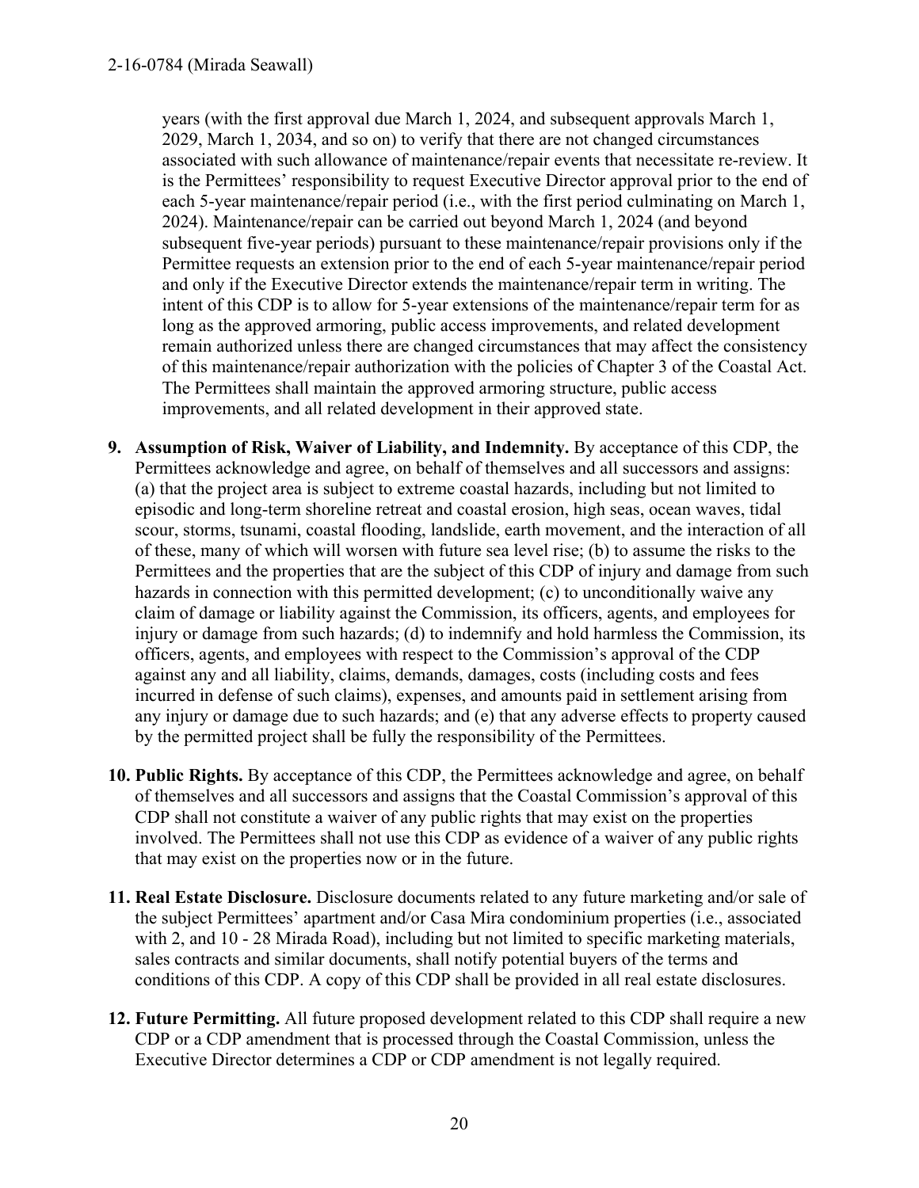years (with the first approval due March 1, 2024, and subsequent approvals March 1, 2029, March 1, 2034, and so on) to verify that there are not changed circumstances associated with such allowance of maintenance/repair events that necessitate re-review. It is the Permittees' responsibility to request Executive Director approval prior to the end of each 5-year maintenance/repair period (i.e., with the first period culminating on March 1, 2024). Maintenance/repair can be carried out beyond March 1, 2024 (and beyond subsequent five-year periods) pursuant to these maintenance/repair provisions only if the Permittee requests an extension prior to the end of each 5-year maintenance/repair period and only if the Executive Director extends the maintenance/repair term in writing. The intent of this CDP is to allow for 5-year extensions of the maintenance/repair term for as long as the approved armoring, public access improvements, and related development remain authorized unless there are changed circumstances that may affect the consistency of this maintenance/repair authorization with the policies of Chapter 3 of the Coastal Act. The Permittees shall maintain the approved armoring structure, public access improvements, and all related development in their approved state.

9. **Assumption of Risk, Waiver of Liability, and Indemnity.** By acceptance of this CDP, the Permittees acknowledge and agree, on behalf of themselves and all successors and assigns: (a) that the project area is subject to extreme coastal hazards, including but not limited to episodic and long-term shoreline retreat and coastal erosion, high seas, ocean waves, tidal scour, storms, tsunami, coastal flooding, landslide, earth movement, and the interaction of all of these, many of which will worsen with future sea level rise; (b) to assume the risks to the Permittees and the properties that are the subject of this CDP of injury and damage from such hazards in connection with this permitted development; (c) to unconditionally waive any claim of damage or liability against the Commission, its officers, agents, and employees for injury or damage from such hazards; (d) to indemnify and hold harmless the Commission, its officers, agents, and employees with respect to the Commission's approval of the CDP against any and all liability, claims, demands, damages, costs (including costs and fees incurred in defense of such claims), expenses, and amounts paid in settlement arising from any injury or damage due to such hazards; and (e) that any adverse effects to property caused by the permitted project shall be fully the responsibility of the Permittees.

10. **Public Rights.** By acceptance of this CDP, the Permittees acknowledge and agree, on behalf of themselves and all successors and assigns that the Coastal Commission's approval of this CDP shall not constitute a waiver of any public rights that may exist on the properties involved. The Permittees shall not use this CDP as evidence of a waiver of any public rights that may exist on the properties now or in the future.

11. **Real Estate Disclosure.** Disclosure documents related to any future marketing and/or sale of the subject Permittees' apartment and/or Casa Mira condominium properties (i.e., associated with 2, and 10 - 28 Mirada Road), including but not limited to specific marketing materials, sales contracts and similar documents, shall notify potential buyers of the terms and conditions of this CDP. A copy of this CDP shall be provided in all real estate disclosures.

12. **Future Permitting.** All future proposed development related to this CDP shall require a new CDP or a CDP amendment that is processed through the Coastal Commission, unless the Executive Director determines a CDP or CDP amendment is not legally required.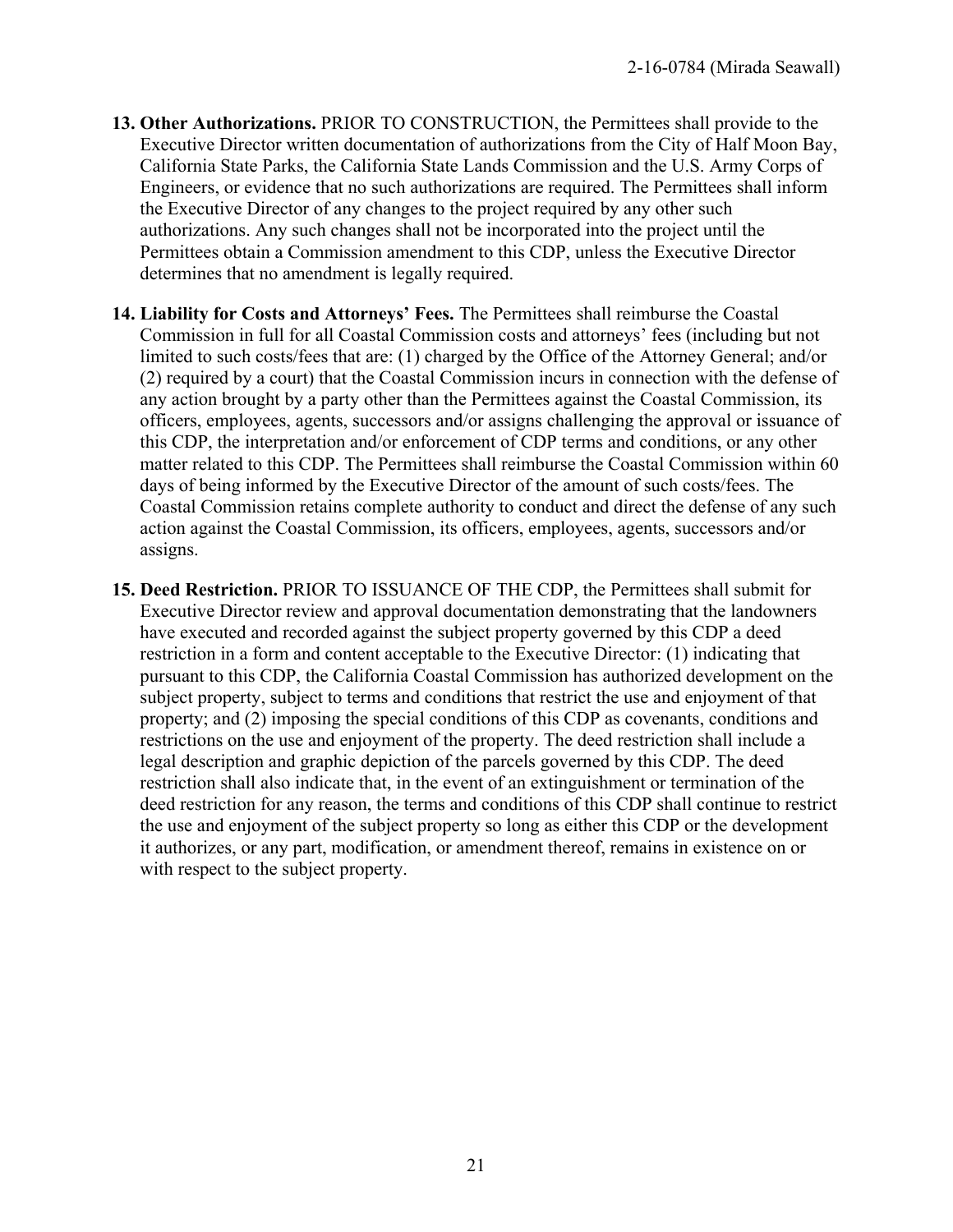13. **Other Authorizations.** PRIOR TO CONSTRUCTION, the Permittees shall provide to the Executive Director written documentation of authorizations from the City of Half Moon Bay, California State Parks, the California State Lands Commission and the U.S. Army Corps of Engineers, or evidence that no such authorizations are required. The Permittees shall inform the Executive Director of any changes to the project required by any other such authorizations. Any such changes shall not be incorporated into the project until the Permittees obtain a Commission amendment to this CDP, unless the Executive Director determines that no amendment is legally required.

14. **Liability for Costs and Attorneys' Fees.** The Permittees shall reimburse the Coastal Commission in full for all Coastal Commission costs and attorneys' fees (including but not limited to such costs/fees that are: (1) charged by the Office of the Attorney General; and/or (2) required by a court) that the Coastal Commission incurs in connection with the defense of any action brought by a party other than the Permittees against the Coastal Commission, its officers, employees, agents, successors and/or assigns challenging the approval or issuance of this CDP, the interpretation and/or enforcement of CDP terms and conditions, or any other matter related to this CDP. The Permittees shall reimburse the Coastal Commission within 60 days of being informed by the Executive Director of the amount of such costs/fees. The Coastal Commission retains complete authority to conduct and direct the defense of any such action against the Coastal Commission, its officers, employees, agents, successors and/or assigns.

15. **Deed Restriction.** PRIOR TO ISSUANCE OF THE CDP, the Permittees shall submit for Executive Director review and approval documentation demonstrating that the landowners have executed and recorded against the subject property governed by this CDP a deed restriction in a form and content acceptable to the Executive Director: (1) indicating that pursuant to this CDP, the California Coastal Commission has authorized development on the subject property, subject to terms and conditions that restrict the use and enjoyment of that property; and (2) imposing the special conditions of this CDP as covenants, conditions and restrictions on the use and enjoyment of the property. The deed restriction shall include a legal description and graphic depiction of the parcels governed by this CDP. The deed restriction shall also indicate that, in the event of an extinguishment or termination of the deed restriction for any reason, the terms and conditions of this CDP shall continue to restrict the use and enjoyment of the subject property so long as either this CDP or the development it authorizes, or any part, modification, or amendment thereof, remains in existence on or with respect to the subject property.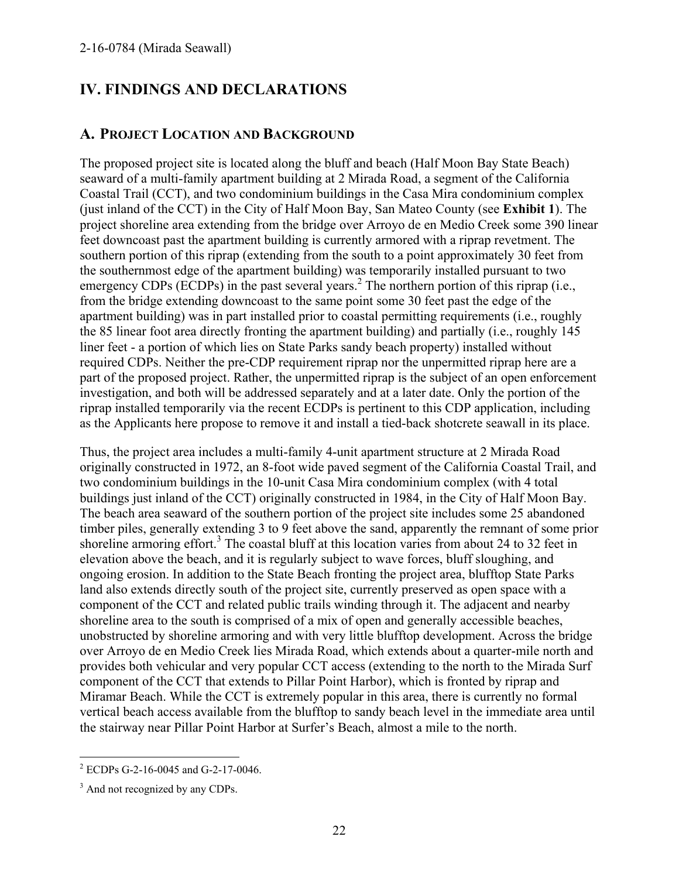# IV. FINDINGS AND DECLARATIONS

## A. PROJECT LOCATION AND BACKGROUND

The proposed project site is located along the bluff and beach (Half Moon Bay State Beach) seaward of a multi-family apartment building at 2 Mirada Road, a segment of the California Coastal Trail (CCT), and two condominium buildings in the Casa Mira condominium complex (just inland of the CCT) in the City of Half Moon Bay, San Mateo County (see **Exhibit 1**). The project shoreline area extending from the bridge over Arroyo de en Medio Creek some 390 linear feet downcoast past the apartment building is currently armored with a riprap revetment. The southern portion of this riprap (extending from the south to a point approximately 30 feet from the southernmost edge of the apartment building) was temporarily installed pursuant to two emergency CDPs (ECDPs) in the past several years.[2] The northern portion of this riprap (i.e., from the bridge extending downcoast to the same point some 30 feet past the edge of the apartment building) was in part installed prior to coastal permitting requirements (i.e., roughly the 85 linear foot area directly fronting the apartment building) and partially (i.e., roughly 145 liner feet - a portion of which lies on State Parks sandy beach property) installed without required CDPs. Neither the pre-CDP requirement riprap nor the unpermitted riprap here are a part of the proposed project. Rather, the unpermitted riprap is the subject of an open enforcement investigation, and both will be addressed separately and at a later date. Only the portion of the riprap installed temporarily via the recent ECDPs is pertinent to this CDP application, including as the Applicants here propose to remove it and install a tied-back shotcrete seawall in its place.

Thus, the project area includes a multi-family 4-unit apartment structure at 2 Mirada Road originally constructed in 1972, an 8-foot wide paved segment of the California Coastal Trail, and two condominium buildings in the 10-unit Casa Mira condominium complex (with 4 total buildings just inland of the CCT) originally constructed in 1984, in the City of Half Moon Bay. The beach area seaward of the southern portion of the project site includes some 25 abandoned timber piles, generally extending 3 to 9 feet above the sand, apparently the remnant of some prior shoreline armoring effort.[3] The coastal bluff at this location varies from about 24 to 32 feet in elevation above the beach, and it is regularly subject to wave forces, bluff sloughing, and ongoing erosion. In addition to the State Beach fronting the project area, blufftop State Parks land also extends directly south of the project site, currently preserved as open space with a component of the CCT and related public trails winding through it. The adjacent and nearby shoreline area to the south is comprised of a mix of open and generally accessible beaches, unobstructed by shoreline armoring and with very little blufftop development. Across the bridge over Arroyo de en Medio Creek lies Mirada Road, which extends about a quarter-mile north and provides both vehicular and very popular CCT access (extending to the north to the Mirada Surf component of the CCT that extends to Pillar Point Harbor), which is fronted by riprap and Miramar Beach. While the CCT is extremely popular in this area, there is currently no formal vertical beach access available from the blufftop to sandy beach level in the immediate area until the stairway near Pillar Point Harbor at Surfer's Beach, almost a mile to the north.

---

[2] ECDPs G-2-16-0045 and G-2-17-0046.

[3] And not recognized by any CDPs.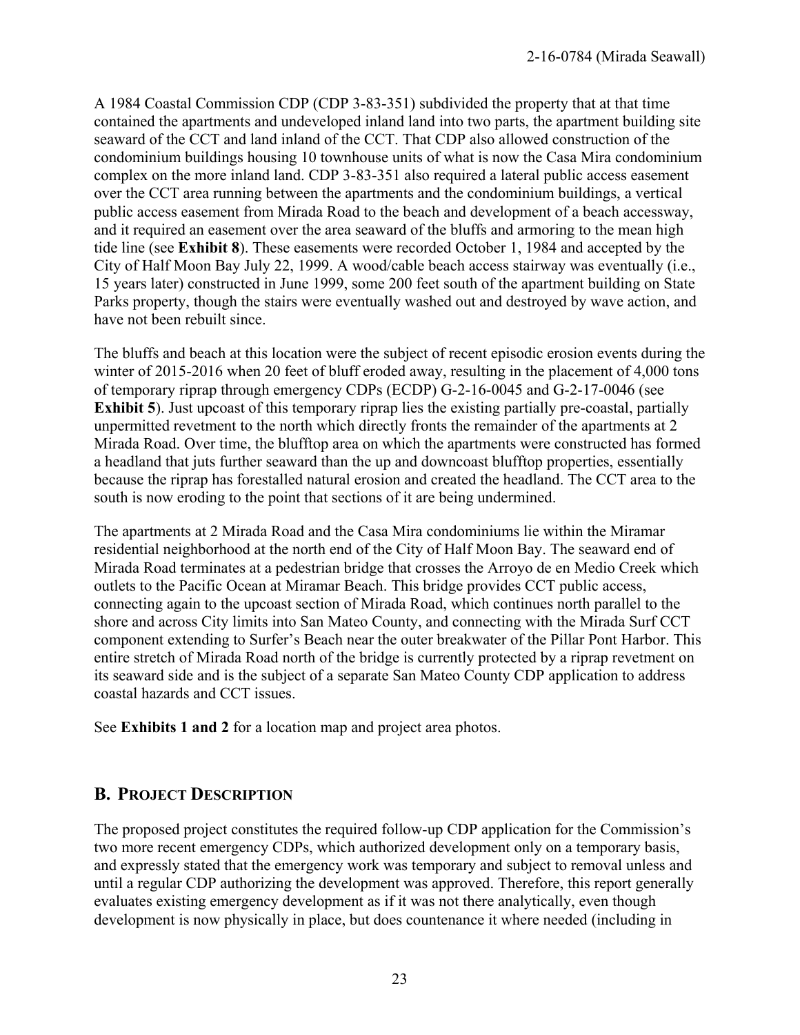A 1984 Coastal Commission CDP (CDP 3-83-351) subdivided the property that at that time contained the apartments and undeveloped inland land into two parts, the apartment building site seaward of the CCT and land inland of the CCT. That CDP also allowed construction of the condominium buildings housing 10 townhouse units of what is now the Casa Mira condominium complex on the more inland land. CDP 3-83-351 also required a lateral public access easement over the CCT area running between the apartments and the condominium buildings, a vertical public access easement from Mirada Road to the beach and development of a beach accessway, and it required an easement over the area seaward of the bluffs and armoring to the mean high tide line (see **Exhibit 8**). These easements were recorded October 1, 1984 and accepted by the City of Half Moon Bay July 22, 1999. A wood/cable beach access stairway was eventually (i.e., 15 years later) constructed in June 1999, some 200 feet south of the apartment building on State Parks property, though the stairs were eventually washed out and destroyed by wave action, and have not been rebuilt since.

The bluffs and beach at this location were the subject of recent episodic erosion events during the winter of 2015-2016 when 20 feet of bluff eroded away, resulting in the placement of 4,000 tons of temporary riprap through emergency CDPs (ECDP) G-2-16-0045 and G-2-17-0046 (see **Exhibit 5**). Just upcoast of this temporary riprap lies the existing partially pre-coastal, partially unpermitted revetment to the north which directly fronts the remainder of the apartments at 2 Mirada Road. Over time, the blufftop area on which the apartments were constructed has formed a headland that juts further seaward than the up and downcoast blufftop properties, essentially because the riprap has forestalled natural erosion and created the headland. The CCT area to the south is now eroding to the point that sections of it are being undermined.

The apartments at 2 Mirada Road and the Casa Mira condominiums lie within the Miramar residential neighborhood at the north end of the City of Half Moon Bay. The seaward end of Mirada Road terminates at a pedestrian bridge that crosses the Arroyo de en Medio Creek which outlets to the Pacific Ocean at Miramar Beach. This bridge provides CCT public access, connecting again to the upcoast section of Mirada Road, which continues north parallel to the shore and across City limits into San Mateo County, and connecting with the Mirada Surf CCT component extending to Surfer's Beach near the outer breakwater of the Pillar Pont Harbor. This entire stretch of Mirada Road north of the bridge is currently protected by a riprap revetment on its seaward side and is the subject of a separate San Mateo County CDP application to address coastal hazards and CCT issues.

See **Exhibits 1 and 2** for a location map and project area photos.

## B. PROJECT DESCRIPTION

The proposed project constitutes the required follow-up CDP application for the Commission's two more recent emergency CDPs, which authorized development only on a temporary basis, and expressly stated that the emergency work was temporary and subject to removal unless and until a regular CDP authorizing the development was approved. Therefore, this report generally evaluates existing emergency development as if it was not there analytically, even though development is now physically in place, but does countenance it where needed (including in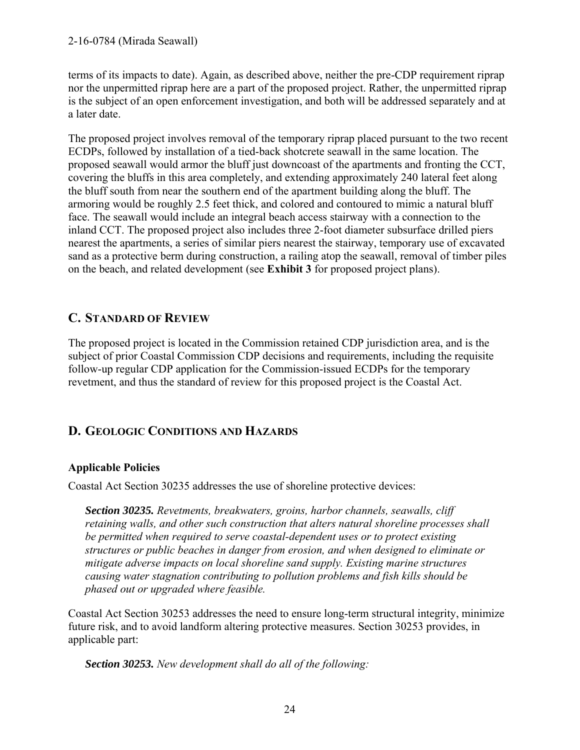terms of its impacts to date). Again, as described above, neither the pre-CDP requirement riprap nor the unpermitted riprap here are a part of the proposed project. Rather, the unpermitted riprap is the subject of an open enforcement investigation, and both will be addressed separately and at a later date.

The proposed project involves removal of the temporary riprap placed pursuant to the two recent ECDPs, followed by installation of a tied-back shotcrete seawall in the same location. The proposed seawall would armor the bluff just downcoast of the apartments and fronting the CCT, covering the bluffs in this area completely, and extending approximately 240 lateral feet along the bluff south from near the southern end of the apartment building along the bluff. The armoring would be roughly 2.5 feet thick, and colored and contoured to mimic a natural bluff face. The seawall would include an integral beach access stairway with a connection to the inland CCT. The proposed project also includes three 2-foot diameter subsurface drilled piers nearest the apartments, a series of similar piers nearest the stairway, temporary use of excavated sand as a protective berm during construction, a railing atop the seawall, removal of timber piles on the beach, and related development (see **Exhibit 3** for proposed project plans).

## C. Standard of Review

The proposed project is located in the Commission retained CDP jurisdiction area, and is the subject of prior Coastal Commission CDP decisions and requirements, including the requisite follow-up regular CDP application for the Commission-issued ECDPs for the temporary revetment, and thus the standard of review for this proposed project is the Coastal Act.

## D. Geologic Conditions and Hazards

### Applicable Policies

Coastal Act Section 30235 addresses the use of shoreline protective devices:

> ***Section 30235.*** *Revetments, breakwaters, groins, harbor channels, seawalls, cliff retaining walls, and other such construction that alters natural shoreline processes shall be permitted when required to serve coastal-dependent uses or to protect existing structures or public beaches in danger from erosion, and when designed to eliminate or mitigate adverse impacts on local shoreline sand supply. Existing marine structures causing water stagnation contributing to pollution problems and fish kills should be phased out or upgraded where feasible.*

Coastal Act Section 30253 addresses the need to ensure long-term structural integrity, minimize future risk, and to avoid landform altering protective measures. Section 30253 provides, in applicable part:

> ***Section 30253.*** *New development shall do all of the following:*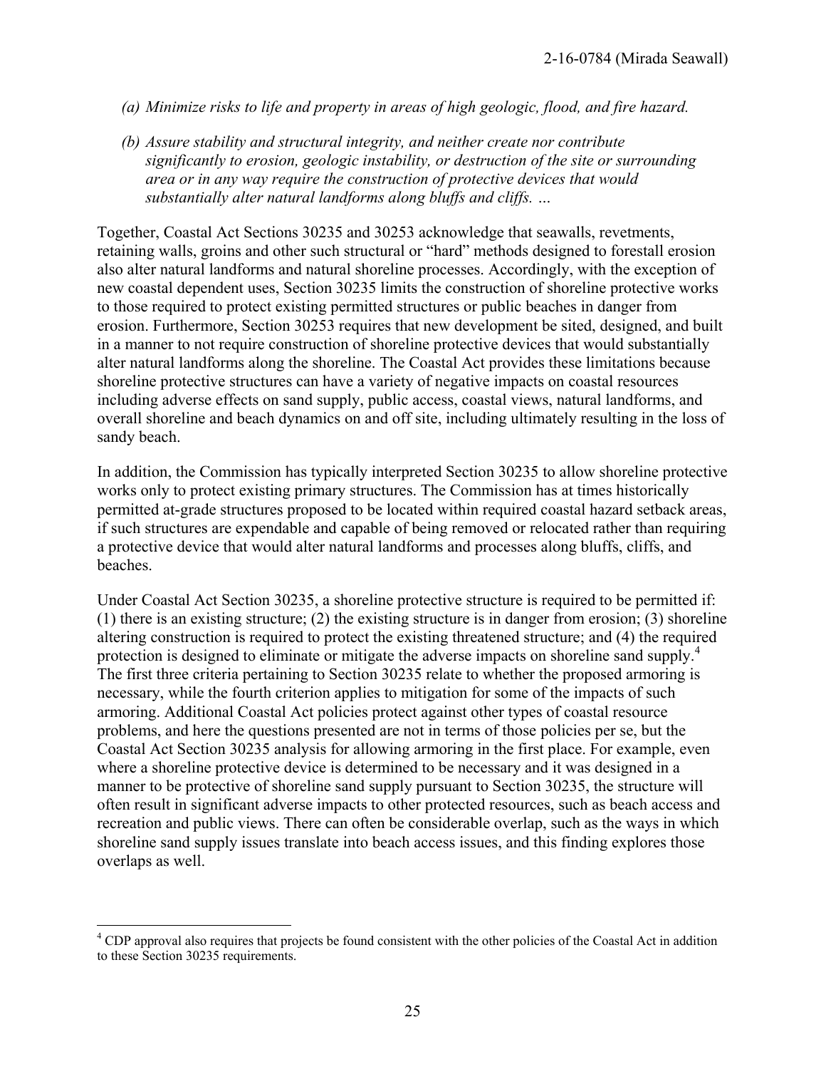*(a) Minimize risks to life and property in areas of high geologic, flood, and fire hazard.*

*(b) Assure stability and structural integrity, and neither create nor contribute significantly to erosion, geologic instability, or destruction of the site or surrounding area or in any way require the construction of protective devices that would substantially alter natural landforms along bluffs and cliffs. …*

Together, Coastal Act Sections 30235 and 30253 acknowledge that seawalls, revetments, retaining walls, groins and other such structural or "hard" methods designed to forestall erosion also alter natural landforms and natural shoreline processes. Accordingly, with the exception of new coastal dependent uses, Section 30235 limits the construction of shoreline protective works to those required to protect existing permitted structures or public beaches in danger from erosion. Furthermore, Section 30253 requires that new development be sited, designed, and built in a manner to not require construction of shoreline protective devices that would substantially alter natural landforms along the shoreline. The Coastal Act provides these limitations because shoreline protective structures can have a variety of negative impacts on coastal resources including adverse effects on sand supply, public access, coastal views, natural landforms, and overall shoreline and beach dynamics on and off site, including ultimately resulting in the loss of sandy beach.

In addition, the Commission has typically interpreted Section 30235 to allow shoreline protective works only to protect existing primary structures. The Commission has at times historically permitted at-grade structures proposed to be located within required coastal hazard setback areas, if such structures are expendable and capable of being removed or relocated rather than requiring a protective device that would alter natural landforms and processes along bluffs, cliffs, and beaches.

Under Coastal Act Section 30235, a shoreline protective structure is required to be permitted if: (1) there is an existing structure; (2) the existing structure is in danger from erosion; (3) shoreline altering construction is required to protect the existing threatened structure; and (4) the required protection is designed to eliminate or mitigate the adverse impacts on shoreline sand supply.[4] The first three criteria pertaining to Section 30235 relate to whether the proposed armoring is necessary, while the fourth criterion applies to mitigation for some of the impacts of such armoring. Additional Coastal Act policies protect against other types of coastal resource problems, and here the questions presented are not in terms of those policies per se, but the Coastal Act Section 30235 analysis for allowing armoring in the first place. For example, even where a shoreline protective device is determined to be necessary and it was designed in a manner to be protective of shoreline sand supply pursuant to Section 30235, the structure will often result in significant adverse impacts to other protected resources, such as beach access and recreation and public views. There can often be considerable overlap, such as the ways in which shoreline sand supply issues translate into beach access issues, and this finding explores those overlaps as well.

---

[4] CDP approval also requires that projects be found consistent with the other policies of the Coastal Act in addition to these Section 30235 requirements.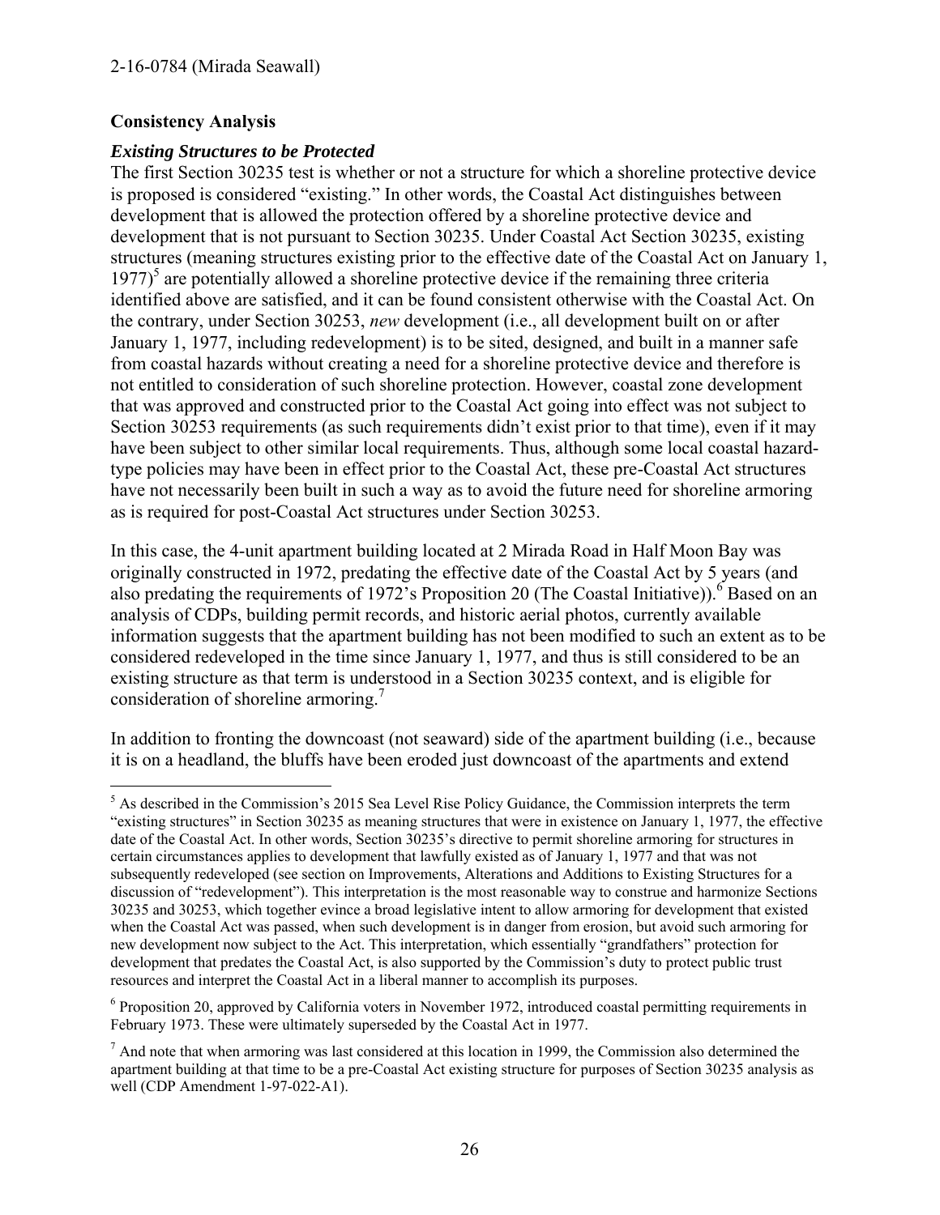**Consistency Analysis**

***Existing Structures to be Protected***

The first Section 30235 test is whether or not a structure for which a shoreline protective device is proposed is considered "existing." In other words, the Coastal Act distinguishes between development that is allowed the protection offered by a shoreline protective device and development that is not pursuant to Section 30235. Under Coastal Act Section 30235, existing structures (meaning structures existing prior to the effective date of the Coastal Act on January 1, 1977)[5] are potentially allowed a shoreline protective device if the remaining three criteria identified above are satisfied, and it can be found consistent otherwise with the Coastal Act. On the contrary, under Section 30253, *new* development (i.e., all development built on or after January 1, 1977, including redevelopment) is to be sited, designed, and built in a manner safe from coastal hazards without creating a need for a shoreline protective device and therefore is not entitled to consideration of such shoreline protection. However, coastal zone development that was approved and constructed prior to the Coastal Act going into effect was not subject to Section 30253 requirements (as such requirements didn't exist prior to that time), even if it may have been subject to other similar local requirements. Thus, although some local coastal hazard-type policies may have been in effect prior to the Coastal Act, these pre-Coastal Act structures have not necessarily been built in such a way as to avoid the future need for shoreline armoring as is required for post-Coastal Act structures under Section 30253.

In this case, the 4-unit apartment building located at 2 Mirada Road in Half Moon Bay was originally constructed in 1972, predating the effective date of the Coastal Act by 5 years (and also predating the requirements of 1972's Proposition 20 (The Coastal Initiative)).[6] Based on an analysis of CDPs, building permit records, and historic aerial photos, currently available information suggests that the apartment building has not been modified to such an extent as to be considered redeveloped in the time since January 1, 1977, and thus is still considered to be an existing structure as that term is understood in a Section 30235 context, and is eligible for consideration of shoreline armoring.[7]

In addition to fronting the downcoast (not seaward) side of the apartment building (i.e., because it is on a headland, the bluffs have been eroded just downcoast of the apartments and extend

---

[5] As described in the Commission's 2015 Sea Level Rise Policy Guidance, the Commission interprets the term "existing structures" in Section 30235 as meaning structures that were in existence on January 1, 1977, the effective date of the Coastal Act. In other words, Section 30235's directive to permit shoreline armoring for structures in certain circumstances applies to development that lawfully existed as of January 1, 1977 and that was not subsequently redeveloped (see section on Improvements, Alterations and Additions to Existing Structures for a discussion of "redevelopment"). This interpretation is the most reasonable way to construe and harmonize Sections 30235 and 30253, which together evince a broad legislative intent to allow armoring for development that existed when the Coastal Act was passed, when such development is in danger from erosion, but avoid such armoring for new development now subject to the Act. This interpretation, which essentially "grandfathers" protection for development that predates the Coastal Act, is also supported by the Commission's duty to protect public trust resources and interpret the Coastal Act in a liberal manner to accomplish its purposes.

[6] Proposition 20, approved by California voters in November 1972, introduced coastal permitting requirements in February 1973. These were ultimately superseded by the Coastal Act in 1977.

[7] And note that when armoring was last considered at this location in 1999, the Commission also determined the apartment building at that time to be a pre-Coastal Act existing structure for purposes of Section 30235 analysis as well (CDP Amendment 1-97-022-A1).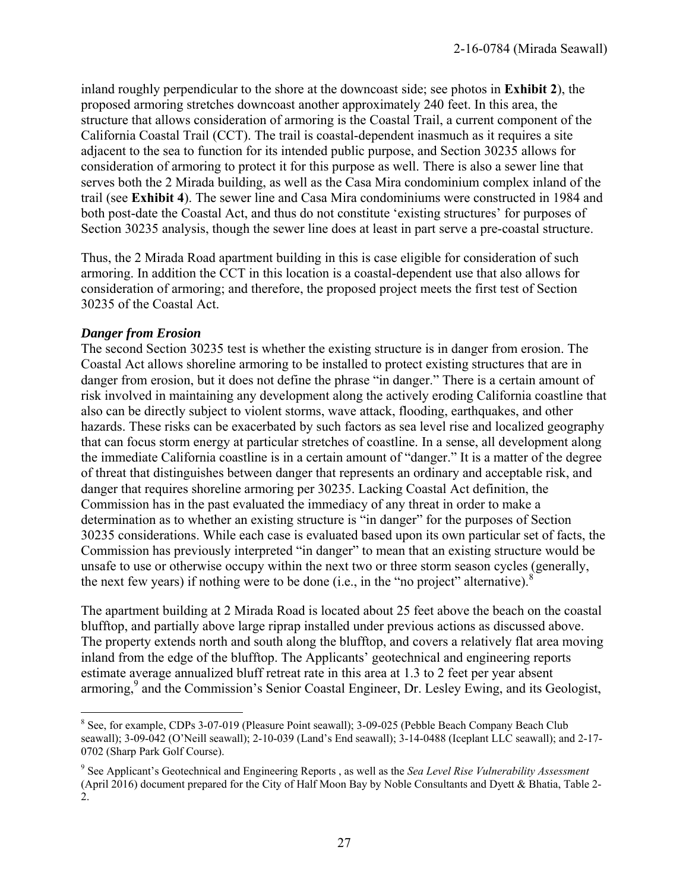inland roughly perpendicular to the shore at the downcoast side; see photos in **Exhibit 2**), the proposed armoring stretches downcoast another approximately 240 feet. In this area, the structure that allows consideration of armoring is the Coastal Trail, a current component of the California Coastal Trail (CCT). The trail is coastal-dependent inasmuch as it requires a site adjacent to the sea to function for its intended public purpose, and Section 30235 allows for consideration of armoring to protect it for this purpose as well. There is also a sewer line that serves both the 2 Mirada building, as well as the Casa Mira condominium complex inland of the trail (see **Exhibit 4**). The sewer line and Casa Mira condominiums were constructed in 1984 and both post-date the Coastal Act, and thus do not constitute 'existing structures' for purposes of Section 30235 analysis, though the sewer line does at least in part serve a pre-coastal structure.

Thus, the 2 Mirada Road apartment building in this is case eligible for consideration of such armoring. In addition the CCT in this location is a coastal-dependent use that also allows for consideration of armoring; and therefore, the proposed project meets the first test of Section 30235 of the Coastal Act.

***Danger from Erosion***

The second Section 30235 test is whether the existing structure is in danger from erosion. The Coastal Act allows shoreline armoring to be installed to protect existing structures that are in danger from erosion, but it does not define the phrase "in danger." There is a certain amount of risk involved in maintaining any development along the actively eroding California coastline that also can be directly subject to violent storms, wave attack, flooding, earthquakes, and other hazards. These risks can be exacerbated by such factors as sea level rise and localized geography that can focus storm energy at particular stretches of coastline. In a sense, all development along the immediate California coastline is in a certain amount of "danger." It is a matter of the degree of threat that distinguishes between danger that represents an ordinary and acceptable risk, and danger that requires shoreline armoring per 30235. Lacking Coastal Act definition, the Commission has in the past evaluated the immediacy of any threat in order to make a determination as to whether an existing structure is "in danger" for the purposes of Section 30235 considerations. While each case is evaluated based upon its own particular set of facts, the Commission has previously interpreted "in danger" to mean that an existing structure would be unsafe to use or otherwise occupy within the next two or three storm season cycles (generally, the next few years) if nothing were to be done (i.e., in the "no project" alternative).[8]

The apartment building at 2 Mirada Road is located about 25 feet above the beach on the coastal blufftop, and partially above large riprap installed under previous actions as discussed above. The property extends north and south along the blufftop, and covers a relatively flat area moving inland from the edge of the blufftop. The Applicants' geotechnical and engineering reports estimate average annualized bluff retreat rate in this area at 1.3 to 2 feet per year absent armoring,[9] and the Commission's Senior Coastal Engineer, Dr. Lesley Ewing, and its Geologist,

---

[8] See, for example, CDPs 3-07-019 (Pleasure Point seawall); 3-09-025 (Pebble Beach Company Beach Club seawall); 3-09-042 (O'Neill seawall); 2-10-039 (Land's End seawall); 3-14-0488 (Iceplant LLC seawall); and 2-17-0702 (Sharp Park Golf Course).

[9] See Applicant's Geotechnical and Engineering Reports , as well as the *Sea Level Rise Vulnerability Assessment* (April 2016) document prepared for the City of Half Moon Bay by Noble Consultants and Dyett & Bhatia, Table 2-2.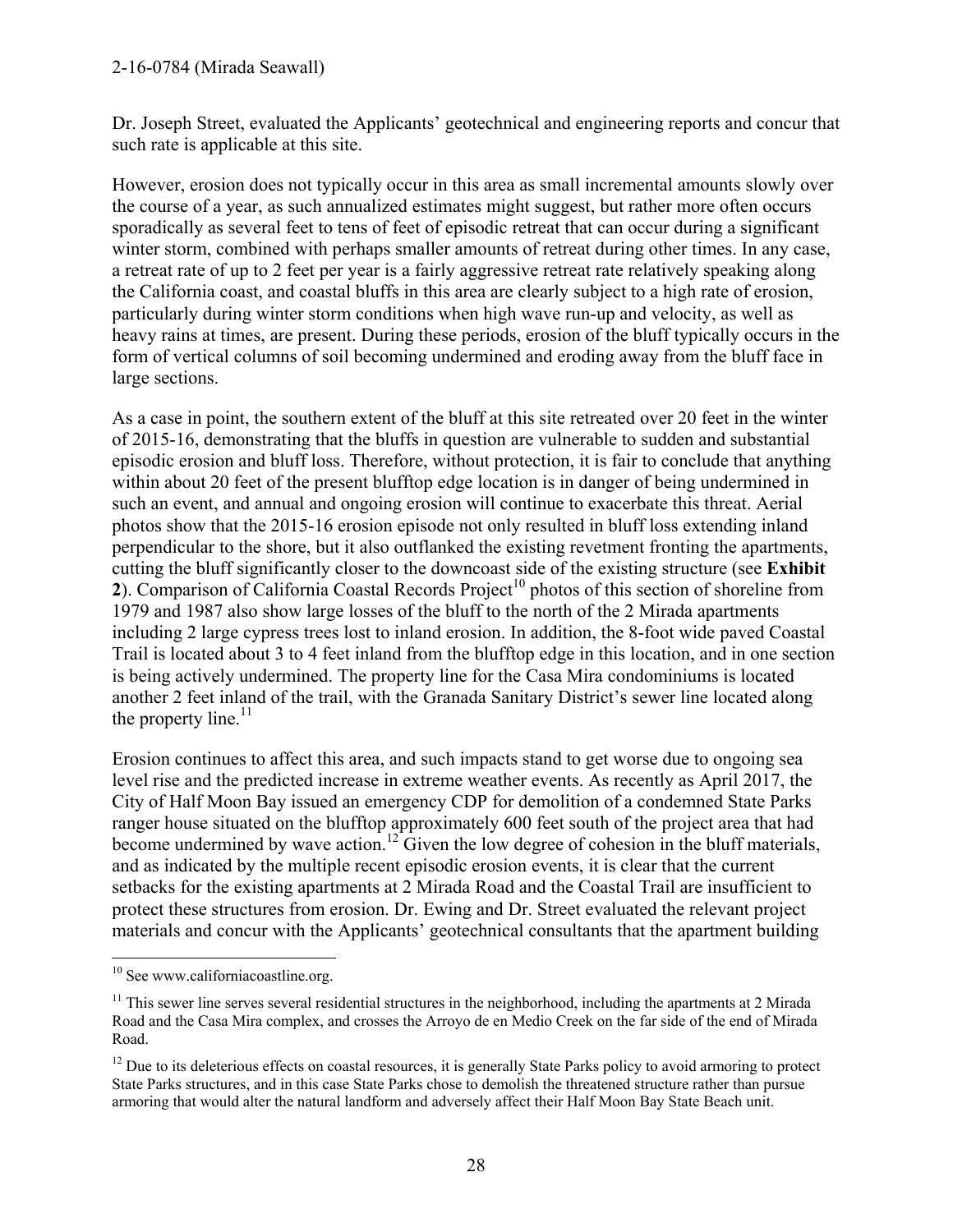Dr. Joseph Street, evaluated the Applicants' geotechnical and engineering reports and concur that such rate is applicable at this site.

However, erosion does not typically occur in this area as small incremental amounts slowly over the course of a year, as such annualized estimates might suggest, but rather more often occurs sporadically as several feet to tens of feet of episodic retreat that can occur during a significant winter storm, combined with perhaps smaller amounts of retreat during other times. In any case, a retreat rate of up to 2 feet per year is a fairly aggressive retreat rate relatively speaking along the California coast, and coastal bluffs in this area are clearly subject to a high rate of erosion, particularly during winter storm conditions when high wave run-up and velocity, as well as heavy rains at times, are present. During these periods, erosion of the bluff typically occurs in the form of vertical columns of soil becoming undermined and eroding away from the bluff face in large sections.

As a case in point, the southern extent of the bluff at this site retreated over 20 feet in the winter of 2015-16, demonstrating that the bluffs in question are vulnerable to sudden and substantial episodic erosion and bluff loss. Therefore, without protection, it is fair to conclude that anything within about 20 feet of the present blufftop edge location is in danger of being undermined in such an event, and annual and ongoing erosion will continue to exacerbate this threat. Aerial photos show that the 2015-16 erosion episode not only resulted in bluff loss extending inland perpendicular to the shore, but it also outflanked the existing revetment fronting the apartments, cutting the bluff significantly closer to the downcoast side of the existing structure (see **Exhibit 2**). Comparison of California Coastal Records Project[10] photos of this section of shoreline from 1979 and 1987 also show large losses of the bluff to the north of the 2 Mirada apartments including 2 large cypress trees lost to inland erosion. In addition, the 8-foot wide paved Coastal Trail is located about 3 to 4 feet inland from the blufftop edge in this location, and in one section is being actively undermined. The property line for the Casa Mira condominiums is located another 2 feet inland of the trail, with the Granada Sanitary District's sewer line located along the property line.[11]

Erosion continues to affect this area, and such impacts stand to get worse due to ongoing sea level rise and the predicted increase in extreme weather events. As recently as April 2017, the City of Half Moon Bay issued an emergency CDP for demolition of a condemned State Parks ranger house situated on the blufftop approximately 600 feet south of the project area that had become undermined by wave action.[12] Given the low degree of cohesion in the bluff materials, and as indicated by the multiple recent episodic erosion events, it is clear that the current setbacks for the existing apartments at 2 Mirada Road and the Coastal Trail are insufficient to protect these structures from erosion. Dr. Ewing and Dr. Street evaluated the relevant project materials and concur with the Applicants' geotechnical consultants that the apartment building

---

[10] See www.californiacoastline.org.

[11] This sewer line serves several residential structures in the neighborhood, including the apartments at 2 Mirada Road and the Casa Mira complex, and crosses the Arroyo de en Medio Creek on the far side of the end of Mirada Road.

[12] Due to its deleterious effects on coastal resources, it is generally State Parks policy to avoid armoring to protect State Parks structures, and in this case State Parks chose to demolish the threatened structure rather than pursue armoring that would alter the natural landform and adversely affect their Half Moon Bay State Beach unit.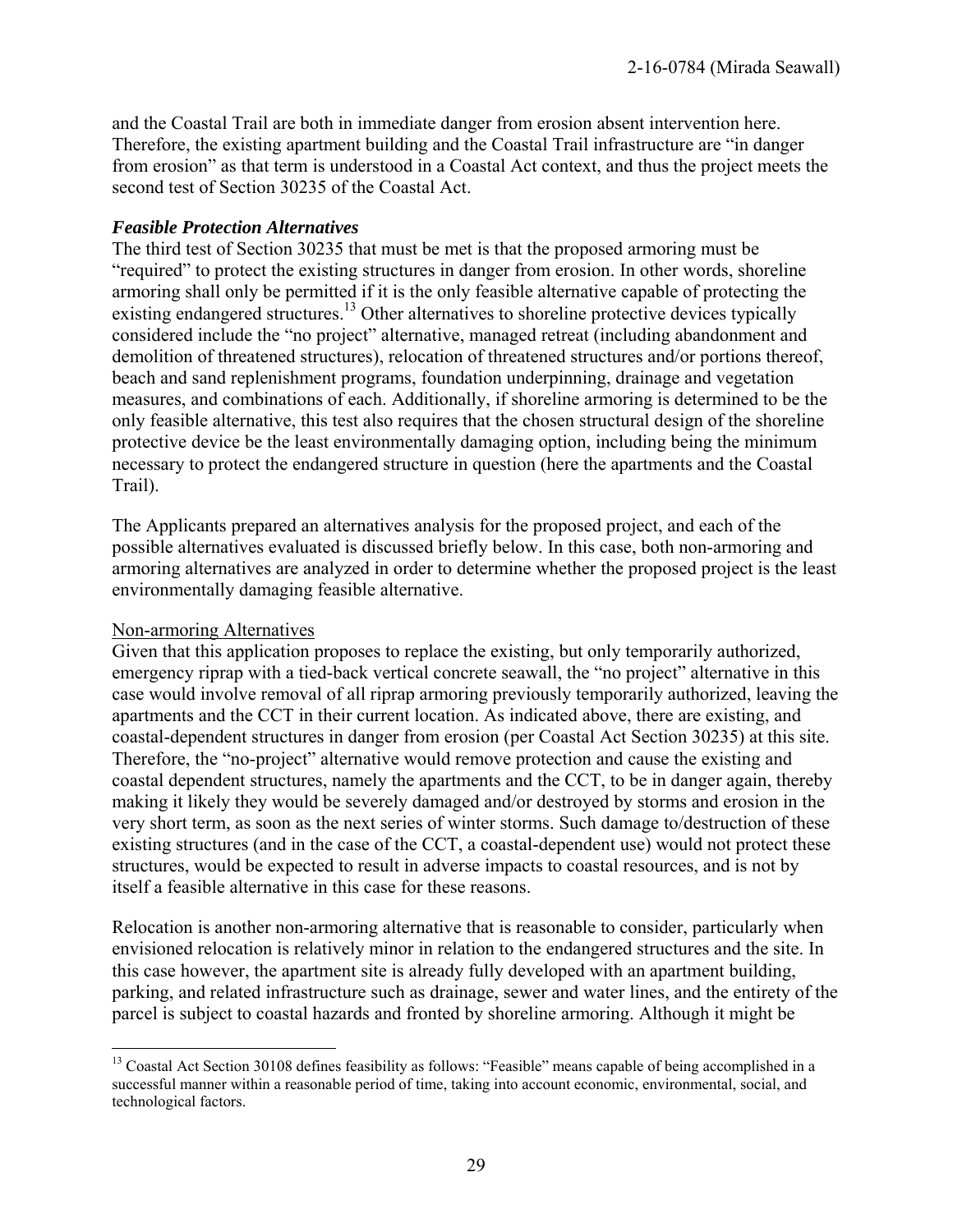and the Coastal Trail are both in immediate danger from erosion absent intervention here. Therefore, the existing apartment building and the Coastal Trail infrastructure are "in danger from erosion" as that term is understood in a Coastal Act context, and thus the project meets the second test of Section 30235 of the Coastal Act.

***Feasible Protection Alternatives***

The third test of Section 30235 that must be met is that the proposed armoring must be "required" to protect the existing structures in danger from erosion. In other words, shoreline armoring shall only be permitted if it is the only feasible alternative capable of protecting the existing endangered structures.[13] Other alternatives to shoreline protective devices typically considered include the "no project" alternative, managed retreat (including abandonment and demolition of threatened structures), relocation of threatened structures and/or portions thereof, beach and sand replenishment programs, foundation underpinning, drainage and vegetation measures, and combinations of each. Additionally, if shoreline armoring is determined to be the only feasible alternative, this test also requires that the chosen structural design of the shoreline protective device be the least environmentally damaging option, including being the minimum necessary to protect the endangered structure in question (here the apartments and the Coastal Trail).

The Applicants prepared an alternatives analysis for the proposed project, and each of the possible alternatives evaluated is discussed briefly below. In this case, both non-armoring and armoring alternatives are analyzed in order to determine whether the proposed project is the least environmentally damaging feasible alternative.

<u>Non-armoring Alternatives</u>

Given that this application proposes to replace the existing, but only temporarily authorized, emergency riprap with a tied-back vertical concrete seawall, the "no project" alternative in this case would involve removal of all riprap armoring previously temporarily authorized, leaving the apartments and the CCT in their current location. As indicated above, there are existing, and coastal-dependent structures in danger from erosion (per Coastal Act Section 30235) at this site. Therefore, the "no-project" alternative would remove protection and cause the existing and coastal dependent structures, namely the apartments and the CCT, to be in danger again, thereby making it likely they would be severely damaged and/or destroyed by storms and erosion in the very short term, as soon as the next series of winter storms. Such damage to/destruction of these existing structures (and in the case of the CCT, a coastal-dependent use) would not protect these structures, would be expected to result in adverse impacts to coastal resources, and is not by itself a feasible alternative in this case for these reasons.

Relocation is another non-armoring alternative that is reasonable to consider, particularly when envisioned relocation is relatively minor in relation to the endangered structures and the site. In this case however, the apartment site is already fully developed with an apartment building, parking, and related infrastructure such as drainage, sewer and water lines, and the entirety of the parcel is subject to coastal hazards and fronted by shoreline armoring. Although it might be

[13] Coastal Act Section 30108 defines feasibility as follows: "Feasible" means capable of being accomplished in a successful manner within a reasonable period of time, taking into account economic, environmental, social, and technological factors.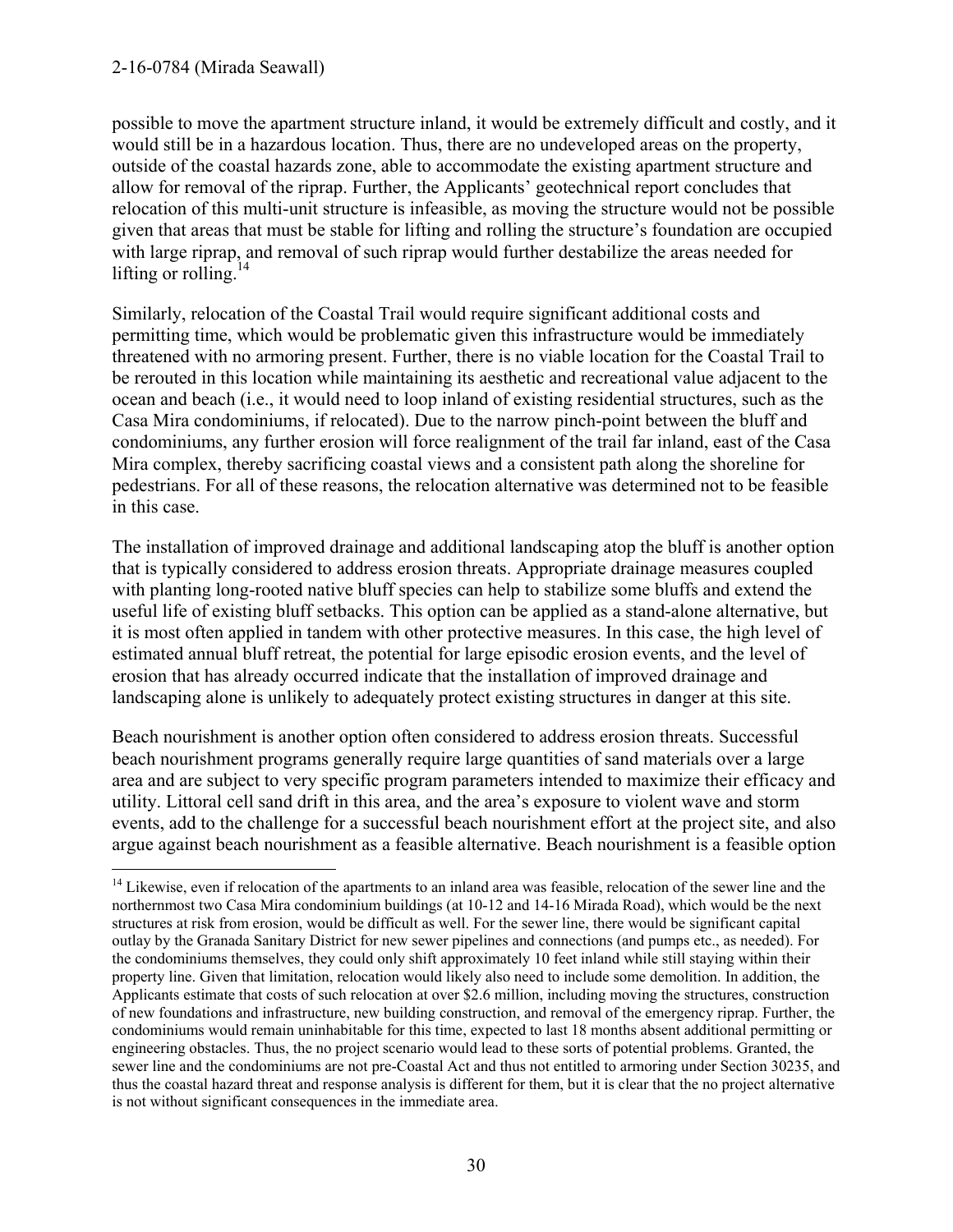possible to move the apartment structure inland, it would be extremely difficult and costly, and it would still be in a hazardous location. Thus, there are no undeveloped areas on the property, outside of the coastal hazards zone, able to accommodate the existing apartment structure and allow for removal of the riprap. Further, the Applicants' geotechnical report concludes that relocation of this multi-unit structure is infeasible, as moving the structure would not be possible given that areas that must be stable for lifting and rolling the structure's foundation are occupied with large riprap, and removal of such riprap would further destabilize the areas needed for lifting or rolling.[14]

Similarly, relocation of the Coastal Trail would require significant additional costs and permitting time, which would be problematic given this infrastructure would be immediately threatened with no armoring present. Further, there is no viable location for the Coastal Trail to be rerouted in this location while maintaining its aesthetic and recreational value adjacent to the ocean and beach (i.e., it would need to loop inland of existing residential structures, such as the Casa Mira condominiums, if relocated). Due to the narrow pinch-point between the bluff and condominiums, any further erosion will force realignment of the trail far inland, east of the Casa Mira complex, thereby sacrificing coastal views and a consistent path along the shoreline for pedestrians. For all of these reasons, the relocation alternative was determined not to be feasible in this case.

The installation of improved drainage and additional landscaping atop the bluff is another option that is typically considered to address erosion threats. Appropriate drainage measures coupled with planting long-rooted native bluff species can help to stabilize some bluffs and extend the useful life of existing bluff setbacks. This option can be applied as a stand-alone alternative, but it is most often applied in tandem with other protective measures. In this case, the high level of estimated annual bluff retreat, the potential for large episodic erosion events, and the level of erosion that has already occurred indicate that the installation of improved drainage and landscaping alone is unlikely to adequately protect existing structures in danger at this site.

Beach nourishment is another option often considered to address erosion threats. Successful beach nourishment programs generally require large quantities of sand materials over a large area and are subject to very specific program parameters intended to maximize their efficacy and utility. Littoral cell sand drift in this area, and the area's exposure to violent wave and storm events, add to the challenge for a successful beach nourishment effort at the project site, and also argue against beach nourishment as a feasible alternative. Beach nourishment is a feasible option

---

[14] Likewise, even if relocation of the apartments to an inland area was feasible, relocation of the sewer line and the northernmost two Casa Mira condominium buildings (at 10-12 and 14-16 Mirada Road), which would be the next structures at risk from erosion, would be difficult as well. For the sewer line, there would be significant capital outlay by the Granada Sanitary District for new sewer pipelines and connections (and pumps etc., as needed). For the condominiums themselves, they could only shift approximately 10 feet inland while still staying within their property line. Given that limitation, relocation would likely also need to include some demolition. In addition, the Applicants estimate that costs of such relocation at over $2.6 million, including moving the structures, construction of new foundations and infrastructure, new building construction, and removal of the emergency riprap. Further, the condominiums would remain uninhabitable for this time, expected to last 18 months absent additional permitting or engineering obstacles. Thus, the no project scenario would lead to these sorts of potential problems. Granted, the sewer line and the condominiums are not pre-Coastal Act and thus not entitled to armoring under Section 30235, and thus the coastal hazard threat and response analysis is different for them, but it is clear that the no project alternative is not without significant consequences in the immediate area.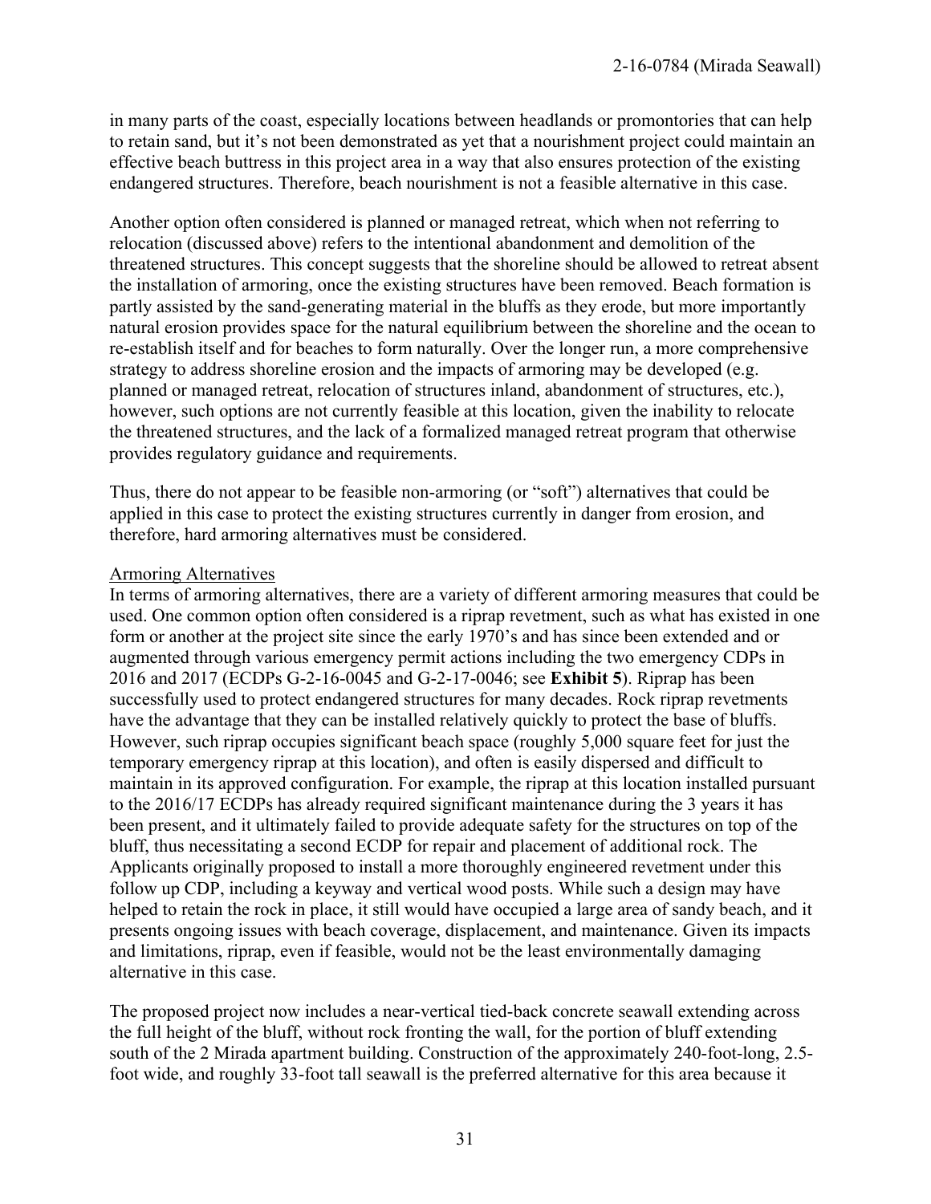in many parts of the coast, especially locations between headlands or promontories that can help to retain sand, but it's not been demonstrated as yet that a nourishment project could maintain an effective beach buttress in this project area in a way that also ensures protection of the existing endangered structures. Therefore, beach nourishment is not a feasible alternative in this case.

Another option often considered is planned or managed retreat, which when not referring to relocation (discussed above) refers to the intentional abandonment and demolition of the threatened structures. This concept suggests that the shoreline should be allowed to retreat absent the installation of armoring, once the existing structures have been removed. Beach formation is partly assisted by the sand-generating material in the bluffs as they erode, but more importantly natural erosion provides space for the natural equilibrium between the shoreline and the ocean to re-establish itself and for beaches to form naturally. Over the longer run, a more comprehensive strategy to address shoreline erosion and the impacts of armoring may be developed (e.g. planned or managed retreat, relocation of structures inland, abandonment of structures, etc.), however, such options are not currently feasible at this location, given the inability to relocate the threatened structures, and the lack of a formalized managed retreat program that otherwise provides regulatory guidance and requirements.

Thus, there do not appear to be feasible non-armoring (or "soft") alternatives that could be applied in this case to protect the existing structures currently in danger from erosion, and therefore, hard armoring alternatives must be considered.

<u>Armoring Alternatives</u>

In terms of armoring alternatives, there are a variety of different armoring measures that could be used. One common option often considered is a riprap revetment, such as what has existed in one form or another at the project site since the early 1970's and has since been extended and or augmented through various emergency permit actions including the two emergency CDPs in 2016 and 2017 (ECDPs G-2-16-0045 and G-2-17-0046; see **Exhibit 5**). Riprap has been successfully used to protect endangered structures for many decades. Rock riprap revetments have the advantage that they can be installed relatively quickly to protect the base of bluffs. However, such riprap occupies significant beach space (roughly 5,000 square feet for just the temporary emergency riprap at this location), and often is easily dispersed and difficult to maintain in its approved configuration. For example, the riprap at this location installed pursuant to the 2016/17 ECDPs has already required significant maintenance during the 3 years it has been present, and it ultimately failed to provide adequate safety for the structures on top of the bluff, thus necessitating a second ECDP for repair and placement of additional rock. The Applicants originally proposed to install a more thoroughly engineered revetment under this follow up CDP, including a keyway and vertical wood posts. While such a design may have helped to retain the rock in place, it still would have occupied a large area of sandy beach, and it presents ongoing issues with beach coverage, displacement, and maintenance. Given its impacts and limitations, riprap, even if feasible, would not be the least environmentally damaging alternative in this case.

The proposed project now includes a near-vertical tied-back concrete seawall extending across the full height of the bluff, without rock fronting the wall, for the portion of bluff extending south of the 2 Mirada apartment building. Construction of the approximately 240-foot-long, 2.5-foot wide, and roughly 33-foot tall seawall is the preferred alternative for this area because it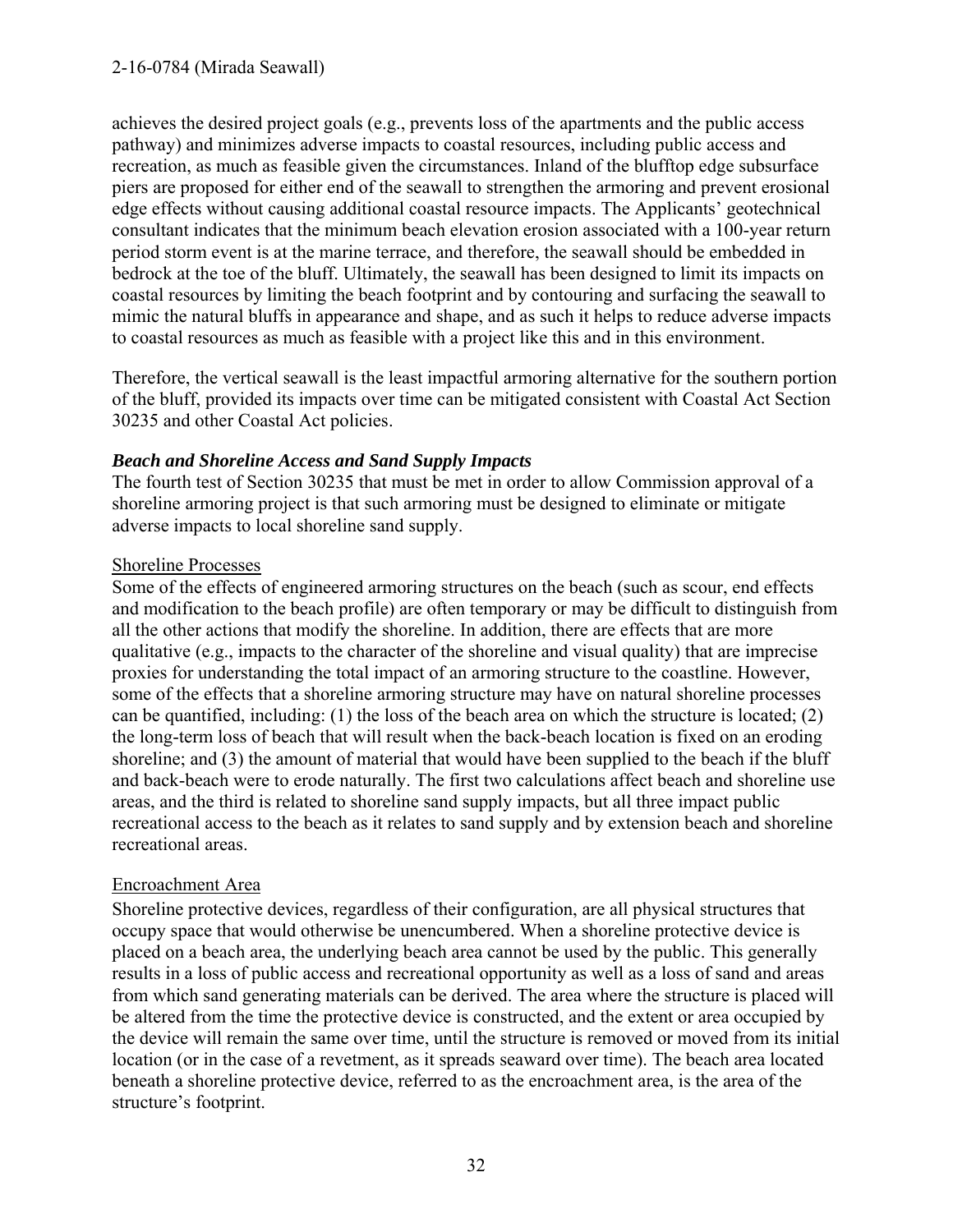achieves the desired project goals (e.g., prevents loss of the apartments and the public access pathway) and minimizes adverse impacts to coastal resources, including public access and recreation, as much as feasible given the circumstances. Inland of the blufftop edge subsurface piers are proposed for either end of the seawall to strengthen the armoring and prevent erosional edge effects without causing additional coastal resource impacts. The Applicants' geotechnical consultant indicates that the minimum beach elevation erosion associated with a 100-year return period storm event is at the marine terrace, and therefore, the seawall should be embedded in bedrock at the toe of the bluff. Ultimately, the seawall has been designed to limit its impacts on coastal resources by limiting the beach footprint and by contouring and surfacing the seawall to mimic the natural bluffs in appearance and shape, and as such it helps to reduce adverse impacts to coastal resources as much as feasible with a project like this and in this environment.

Therefore, the vertical seawall is the least impactful armoring alternative for the southern portion of the bluff, provided its impacts over time can be mitigated consistent with Coastal Act Section 30235 and other Coastal Act policies.

### *Beach and Shoreline Access and Sand Supply Impacts*

The fourth test of Section 30235 that must be met in order to allow Commission approval of a shoreline armoring project is that such armoring must be designed to eliminate or mitigate adverse impacts to local shoreline sand supply.

#### Shoreline Processes

Some of the effects of engineered armoring structures on the beach (such as scour, end effects and modification to the beach profile) are often temporary or may be difficult to distinguish from all the other actions that modify the shoreline. In addition, there are effects that are more qualitative (e.g., impacts to the character of the shoreline and visual quality) that are imprecise proxies for understanding the total impact of an armoring structure to the coastline. However, some of the effects that a shoreline armoring structure may have on natural shoreline processes can be quantified, including: (1) the loss of the beach area on which the structure is located; (2) the long-term loss of beach that will result when the back-beach location is fixed on an eroding shoreline; and (3) the amount of material that would have been supplied to the beach if the bluff and back-beach were to erode naturally. The first two calculations affect beach and shoreline use areas, and the third is related to shoreline sand supply impacts, but all three impact public recreational access to the beach as it relates to sand supply and by extension beach and shoreline recreational areas.

#### Encroachment Area

Shoreline protective devices, regardless of their configuration, are all physical structures that occupy space that would otherwise be unencumbered. When a shoreline protective device is placed on a beach area, the underlying beach area cannot be used by the public. This generally results in a loss of public access and recreational opportunity as well as a loss of sand and areas from which sand generating materials can be derived. The area where the structure is placed will be altered from the time the protective device is constructed, and the extent or area occupied by the device will remain the same over time, until the structure is removed or moved from its initial location (or in the case of a revetment, as it spreads seaward over time). The beach area located beneath a shoreline protective device, referred to as the encroachment area, is the area of the structure's footprint.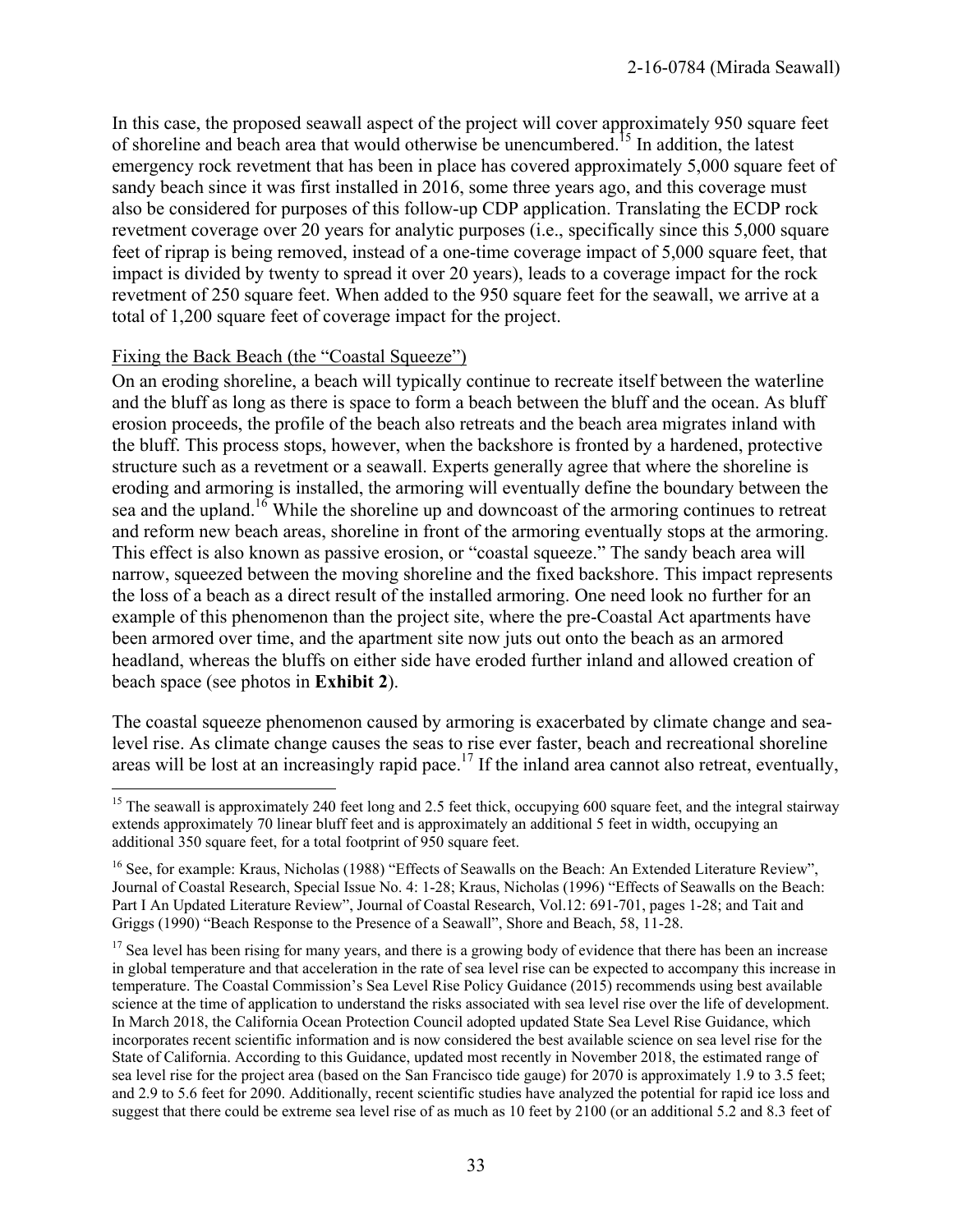In this case, the proposed seawall aspect of the project will cover approximately 950 square feet of shoreline and beach area that would otherwise be unencumbered.[15] In addition, the latest emergency rock revetment that has been in place has covered approximately 5,000 square feet of sandy beach since it was first installed in 2016, some three years ago, and this coverage must also be considered for purposes of this follow-up CDP application. Translating the ECDP rock revetment coverage over 20 years for analytic purposes (i.e., specifically since this 5,000 square feet of riprap is being removed, instead of a one-time coverage impact of 5,000 square feet, that impact is divided by twenty to spread it over 20 years), leads to a coverage impact for the rock revetment of 250 square feet. When added to the 950 square feet for the seawall, we arrive at a total of 1,200 square feet of coverage impact for the project.

Fixing the Back Beach (the "Coastal Squeeze")

On an eroding shoreline, a beach will typically continue to recreate itself between the waterline and the bluff as long as there is space to form a beach between the bluff and the ocean. As bluff erosion proceeds, the profile of the beach also retreats and the beach area migrates inland with the bluff. This process stops, however, when the backshore is fronted by a hardened, protective structure such as a revetment or a seawall. Experts generally agree that where the shoreline is eroding and armoring is installed, the armoring will eventually define the boundary between the sea and the upland.[16] While the shoreline up and downcoast of the armoring continues to retreat and reform new beach areas, shoreline in front of the armoring eventually stops at the armoring. This effect is also known as passive erosion, or "coastal squeeze." The sandy beach area will narrow, squeezed between the moving shoreline and the fixed backshore. This impact represents the loss of a beach as a direct result of the installed armoring. One need look no further for an example of this phenomenon than the project site, where the pre-Coastal Act apartments have been armored over time, and the apartment site now juts out onto the beach as an armored headland, whereas the bluffs on either side have eroded further inland and allowed creation of beach space (see photos in **Exhibit 2**).

The coastal squeeze phenomenon caused by armoring is exacerbated by climate change and sea-level rise. As climate change causes the seas to rise ever faster, beach and recreational shoreline areas will be lost at an increasingly rapid pace.[17] If the inland area cannot also retreat, eventually,

---

[15] The seawall is approximately 240 feet long and 2.5 feet thick, occupying 600 square feet, and the integral stairway extends approximately 70 linear bluff feet and is approximately an additional 5 feet in width, occupying an additional 350 square feet, for a total footprint of 950 square feet.

[16] See, for example: Kraus, Nicholas (1988) "Effects of Seawalls on the Beach: An Extended Literature Review", Journal of Coastal Research, Special Issue No. 4: 1-28; Kraus, Nicholas (1996) "Effects of Seawalls on the Beach: Part I An Updated Literature Review", Journal of Coastal Research, Vol.12: 691-701, pages 1-28; and Tait and Griggs (1990) "Beach Response to the Presence of a Seawall", Shore and Beach, 58, 11-28.

[17] Sea level has been rising for many years, and there is a growing body of evidence that there has been an increase in global temperature and that acceleration in the rate of sea level rise can be expected to accompany this increase in temperature. The Coastal Commission's Sea Level Rise Policy Guidance (2015) recommends using best available science at the time of application to understand the risks associated with sea level rise over the life of development. In March 2018, the California Ocean Protection Council adopted updated State Sea Level Rise Guidance, which incorporates recent scientific information and is now considered the best available science on sea level rise for the State of California. According to this Guidance, updated most recently in November 2018, the estimated range of sea level rise for the project area (based on the San Francisco tide gauge) for 2070 is approximately 1.9 to 3.5 feet; and 2.9 to 5.6 feet for 2090. Additionally, recent scientific studies have analyzed the potential for rapid ice loss and suggest that there could be extreme sea level rise of as much as 10 feet by 2100 (or an additional 5.2 and 8.3 feet of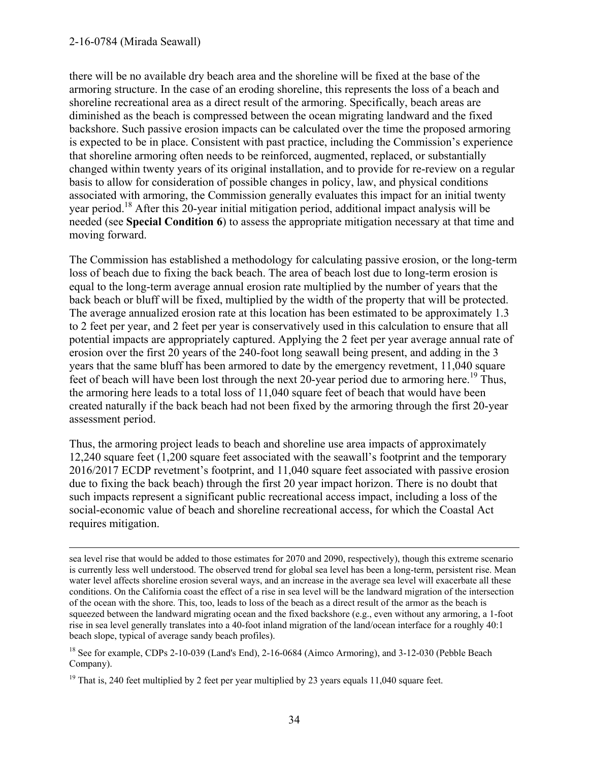there will be no available dry beach area and the shoreline will be fixed at the base of the armoring structure. In the case of an eroding shoreline, this represents the loss of a beach and shoreline recreational area as a direct result of the armoring. Specifically, beach areas are diminished as the beach is compressed between the ocean migrating landward and the fixed backshore. Such passive erosion impacts can be calculated over the time the proposed armoring is expected to be in place. Consistent with past practice, including the Commission's experience that shoreline armoring often needs to be reinforced, augmented, replaced, or substantially changed within twenty years of its original installation, and to provide for re-review on a regular basis to allow for consideration of possible changes in policy, law, and physical conditions associated with armoring, the Commission generally evaluates this impact for an initial twenty year period.[18] After this 20-year initial mitigation period, additional impact analysis will be needed (see **Special Condition 6**) to assess the appropriate mitigation necessary at that time and moving forward.

The Commission has established a methodology for calculating passive erosion, or the long-term loss of beach due to fixing the back beach. The area of beach lost due to long-term erosion is equal to the long-term average annual erosion rate multiplied by the number of years that the back beach or bluff will be fixed, multiplied by the width of the property that will be protected. The average annualized erosion rate at this location has been estimated to be approximately 1.3 to 2 feet per year, and 2 feet per year is conservatively used in this calculation to ensure that all potential impacts are appropriately captured. Applying the 2 feet per year average annual rate of erosion over the first 20 years of the 240-foot long seawall being present, and adding in the 3 years that the same bluff has been armored to date by the emergency revetment, 11,040 square feet of beach will have been lost through the next 20-year period due to armoring here.[19] Thus, the armoring here leads to a total loss of 11,040 square feet of beach that would have been created naturally if the back beach had not been fixed by the armoring through the first 20-year assessment period.

Thus, the armoring project leads to beach and shoreline use area impacts of approximately 12,240 square feet (1,200 square feet associated with the seawall's footprint and the temporary 2016/2017 ECDP revetment's footprint, and 11,040 square feet associated with passive erosion due to fixing the back beach) through the first 20 year impact horizon. There is no doubt that such impacts represent a significant public recreational access impact, including a loss of the social-economic value of beach and shoreline recreational access, for which the Coastal Act requires mitigation.

---

sea level rise that would be added to those estimates for 2070 and 2090, respectively), though this extreme scenario is currently less well understood. The observed trend for global sea level has been a long-term, persistent rise. Mean water level affects shoreline erosion several ways, and an increase in the average sea level will exacerbate all these conditions. On the California coast the effect of a rise in sea level will be the landward migration of the intersection of the ocean with the shore. This, too, leads to loss of the beach as a direct result of the armor as the beach is squeezed between the landward migrating ocean and the fixed backshore (e.g., even without any armoring, a 1-foot rise in sea level generally translates into a 40-foot inland migration of the land/ocean interface for a roughly 40:1 beach slope, typical of average sandy beach profiles).

[18] See for example, CDPs 2-10-039 (Land's End), 2-16-0684 (Aimco Armoring), and 3-12-030 (Pebble Beach Company).

[19] That is, 240 feet multiplied by 2 feet per year multiplied by 23 years equals 11,040 square feet.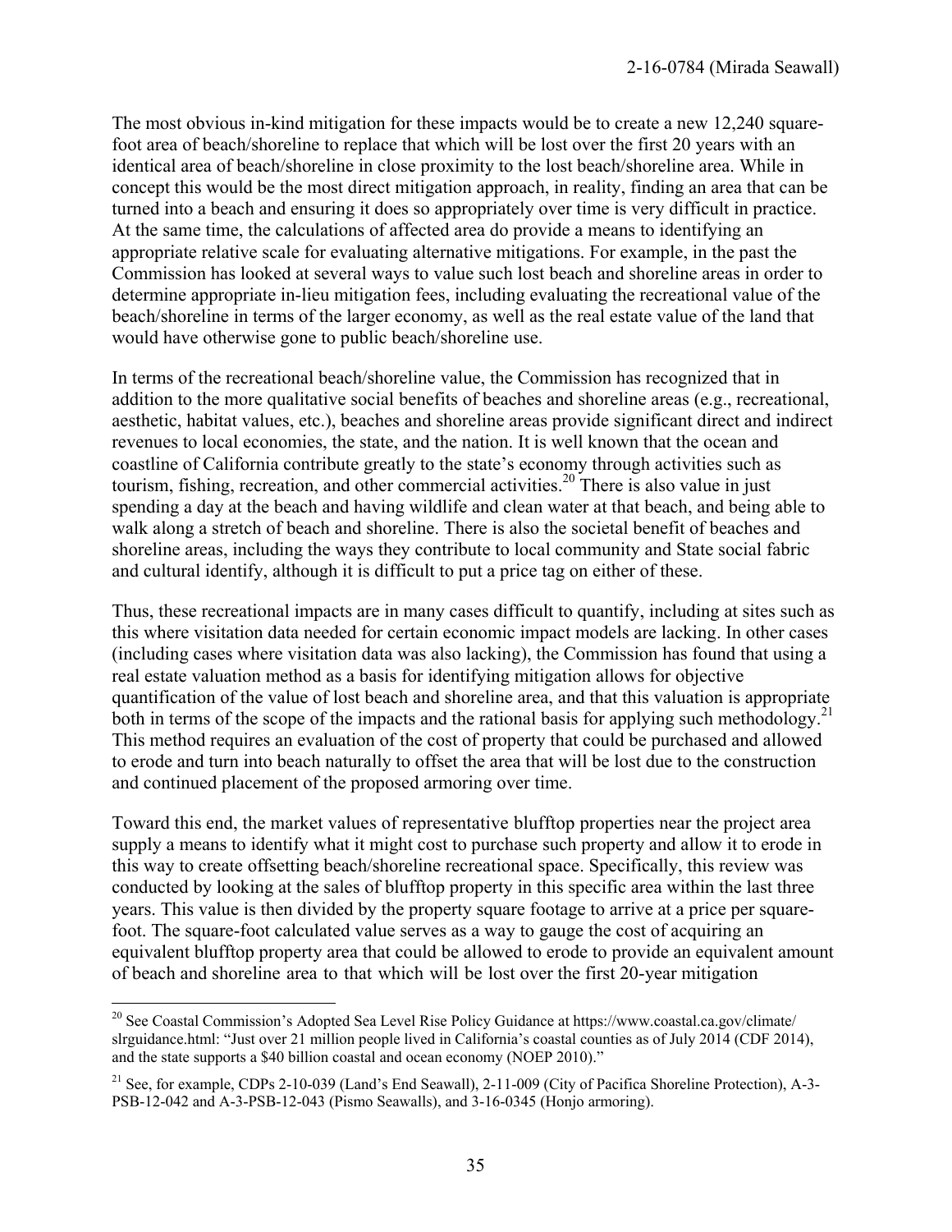The most obvious in-kind mitigation for these impacts would be to create a new 12,240 square-foot area of beach/shoreline to replace that which will be lost over the first 20 years with an identical area of beach/shoreline in close proximity to the lost beach/shoreline area. While in concept this would be the most direct mitigation approach, in reality, finding an area that can be turned into a beach and ensuring it does so appropriately over time is very difficult in practice. At the same time, the calculations of affected area do provide a means to identifying an appropriate relative scale for evaluating alternative mitigations. For example, in the past the Commission has looked at several ways to value such lost beach and shoreline areas in order to determine appropriate in-lieu mitigation fees, including evaluating the recreational value of the beach/shoreline in terms of the larger economy, as well as the real estate value of the land that would have otherwise gone to public beach/shoreline use.

In terms of the recreational beach/shoreline value, the Commission has recognized that in addition to the more qualitative social benefits of beaches and shoreline areas (e.g., recreational, aesthetic, habitat values, etc.), beaches and shoreline areas provide significant direct and indirect revenues to local economies, the state, and the nation. It is well known that the ocean and coastline of California contribute greatly to the state's economy through activities such as tourism, fishing, recreation, and other commercial activities.[20] There is also value in just spending a day at the beach and having wildlife and clean water at that beach, and being able to walk along a stretch of beach and shoreline. There is also the societal benefit of beaches and shoreline areas, including the ways they contribute to local community and State social fabric and cultural identify, although it is difficult to put a price tag on either of these.

Thus, these recreational impacts are in many cases difficult to quantify, including at sites such as this where visitation data needed for certain economic impact models are lacking. In other cases (including cases where visitation data was also lacking), the Commission has found that using a real estate valuation method as a basis for identifying mitigation allows for objective quantification of the value of lost beach and shoreline area, and that this valuation is appropriate both in terms of the scope of the impacts and the rational basis for applying such methodology.[21] This method requires an evaluation of the cost of property that could be purchased and allowed to erode and turn into beach naturally to offset the area that will be lost due to the construction and continued placement of the proposed armoring over time.

Toward this end, the market values of representative blufftop properties near the project area supply a means to identify what it might cost to purchase such property and allow it to erode in this way to create offsetting beach/shoreline recreational space. Specifically, this review was conducted by looking at the sales of blufftop property in this specific area within the last three years. This value is then divided by the property square footage to arrive at a price per square-foot. The square-foot calculated value serves as a way to gauge the cost of acquiring an equivalent blufftop property area that could be allowed to erode to provide an equivalent amount of beach and shoreline area to that which will be lost over the first 20-year mitigation

[20] See Coastal Commission's Adopted Sea Level Rise Policy Guidance at https://www.coastal.ca.gov/climate/slrguidance.html: "Just over 21 million people lived in California's coastal counties as of July 2014 (CDF 2014), and the state supports a $40 billion coastal and ocean economy (NOEP 2010)."

[21] See, for example, CDPs 2-10-039 (Land's End Seawall), 2-11-009 (City of Pacifica Shoreline Protection), A-3-PSB-12-042 and A-3-PSB-12-043 (Pismo Seawalls), and 3-16-0345 (Honjo armoring).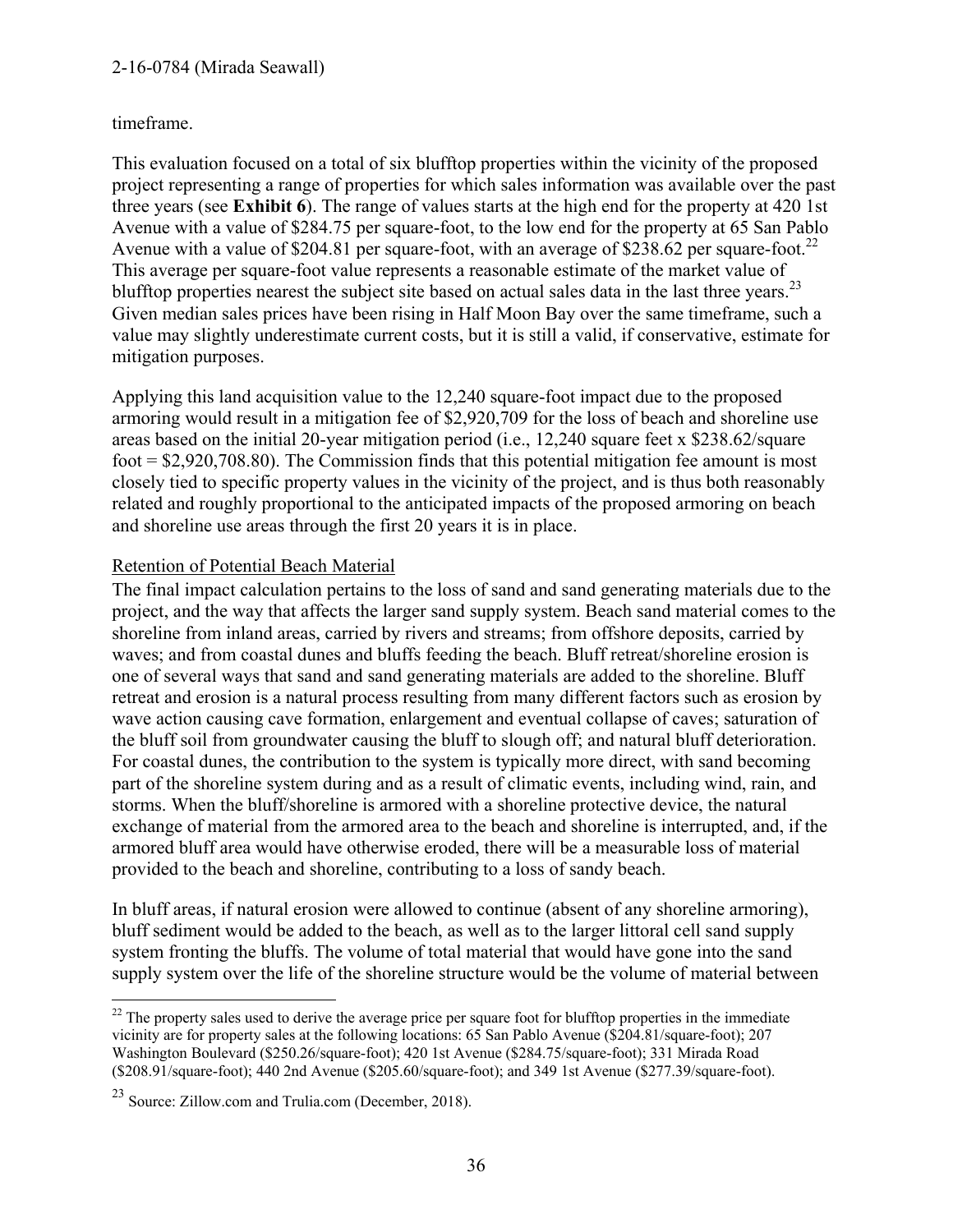timeframe.

This evaluation focused on a total of six blufftop properties within the vicinity of the proposed project representing a range of properties for which sales information was available over the past three years (see **Exhibit 6**). The range of values starts at the high end for the property at 420 1st Avenue with a value of $284.75 per square-foot, to the low end for the property at 65 San Pablo Avenue with a value of $204.81 per square-foot, with an average of $238.62 per square-foot.[22] This average per square-foot value represents a reasonable estimate of the market value of blufftop properties nearest the subject site based on actual sales data in the last three years.[23] Given median sales prices have been rising in Half Moon Bay over the same timeframe, such a value may slightly underestimate current costs, but it is still a valid, if conservative, estimate for mitigation purposes.

Applying this land acquisition value to the 12,240 square-foot impact due to the proposed armoring would result in a mitigation fee of $2,920,709 for the loss of beach and shoreline use areas based on the initial 20-year mitigation period (i.e., 12,240 square feet x $238.62/square foot = $2,920,708.80). The Commission finds that this potential mitigation fee amount is most closely tied to specific property values in the vicinity of the project, and is thus both reasonably related and roughly proportional to the anticipated impacts of the proposed armoring on beach and shoreline use areas through the first 20 years it is in place.

<u>Retention of Potential Beach Material</u>

The final impact calculation pertains to the loss of sand and sand generating materials due to the project, and the way that affects the larger sand supply system. Beach sand material comes to the shoreline from inland areas, carried by rivers and streams; from offshore deposits, carried by waves; and from coastal dunes and bluffs feeding the beach. Bluff retreat/shoreline erosion is one of several ways that sand and sand generating materials are added to the shoreline. Bluff retreat and erosion is a natural process resulting from many different factors such as erosion by wave action causing cave formation, enlargement and eventual collapse of caves; saturation of the bluff soil from groundwater causing the bluff to slough off; and natural bluff deterioration. For coastal dunes, the contribution to the system is typically more direct, with sand becoming part of the shoreline system during and as a result of climatic events, including wind, rain, and storms. When the bluff/shoreline is armored with a shoreline protective device, the natural exchange of material from the armored area to the beach and shoreline is interrupted, and, if the armored bluff area would have otherwise eroded, there will be a measurable loss of material provided to the beach and shoreline, contributing to a loss of sandy beach.

In bluff areas, if natural erosion were allowed to continue (absent of any shoreline armoring), bluff sediment would be added to the beach, as well as to the larger littoral cell sand supply system fronting the bluffs. The volume of total material that would have gone into the sand supply system over the life of the shoreline structure would be the volume of material between

---

[22] The property sales used to derive the average price per square foot for blufftop properties in the immediate vicinity are for property sales at the following locations: 65 San Pablo Avenue ($204.81/square-foot); 207 Washington Boulevard ($250.26/square-foot); 420 1st Avenue ($284.75/square-foot); 331 Mirada Road ($208.91/square-foot); 440 2nd Avenue ($205.60/square-foot); and 349 1st Avenue ($277.39/square-foot).

[23] Source: Zillow.com and Trulia.com (December, 2018).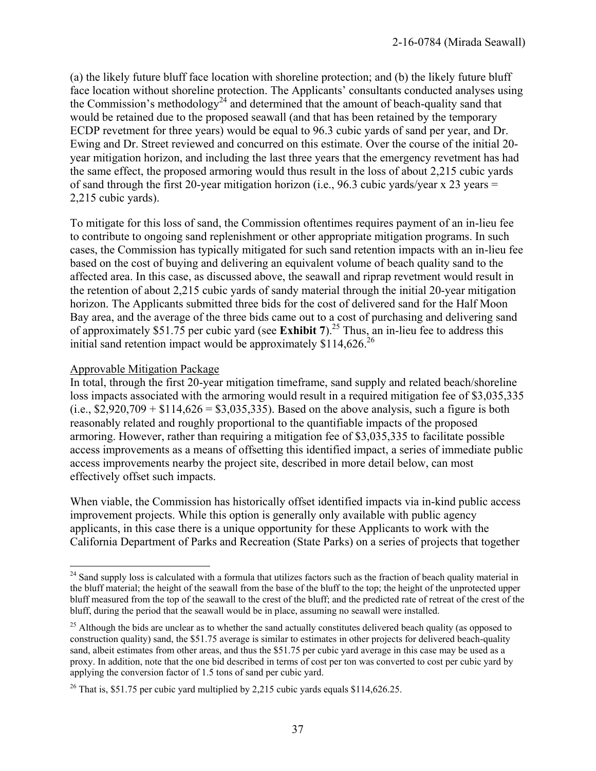(a) the likely future bluff face location with shoreline protection; and (b) the likely future bluff face location without shoreline protection. The Applicants' consultants conducted analyses using the Commission's methodology[24] and determined that the amount of beach-quality sand that would be retained due to the proposed seawall (and that has been retained by the temporary ECDP revetment for three years) would be equal to 96.3 cubic yards of sand per year, and Dr. Ewing and Dr. Street reviewed and concurred on this estimate. Over the course of the initial 20-year mitigation horizon, and including the last three years that the emergency revetment has had the same effect, the proposed armoring would thus result in the loss of about 2,215 cubic yards of sand through the first 20-year mitigation horizon (i.e., 96.3 cubic yards/year x 23 years = 2,215 cubic yards).

To mitigate for this loss of sand, the Commission oftentimes requires payment of an in-lieu fee to contribute to ongoing sand replenishment or other appropriate mitigation programs. In such cases, the Commission has typically mitigated for such sand retention impacts with an in-lieu fee based on the cost of buying and delivering an equivalent volume of beach quality sand to the affected area. In this case, as discussed above, the seawall and riprap revetment would result in the retention of about 2,215 cubic yards of sandy material through the initial 20-year mitigation horizon. The Applicants submitted three bids for the cost of delivered sand for the Half Moon Bay area, and the average of the three bids came out to a cost of purchasing and delivering sand of approximately $51.75 per cubic yard (see **Exhibit 7**).[25] Thus, an in-lieu fee to address this initial sand retention impact would be approximately $114,626.[26]

Approvable Mitigation Package

In total, through the first 20-year mitigation timeframe, sand supply and related beach/shoreline loss impacts associated with the armoring would result in a required mitigation fee of $3,035,335 (i.e., $2,920,709 + $114,626 = $3,035,335). Based on the above analysis, such a figure is both reasonably related and roughly proportional to the quantifiable impacts of the proposed armoring. However, rather than requiring a mitigation fee of $3,035,335 to facilitate possible access improvements as a means of offsetting this identified impact, a series of immediate public access improvements nearby the project site, described in more detail below, can most effectively offset such impacts.

When viable, the Commission has historically offset identified impacts via in-kind public access improvement projects. While this option is generally only available with public agency applicants, in this case there is a unique opportunity for these Applicants to work with the California Department of Parks and Recreation (State Parks) on a series of projects that together

---

[24] Sand supply loss is calculated with a formula that utilizes factors such as the fraction of beach quality material in the bluff material; the height of the seawall from the base of the bluff to the top; the height of the unprotected upper bluff measured from the top of the seawall to the crest of the bluff; and the predicted rate of retreat of the crest of the bluff, during the period that the seawall would be in place, assuming no seawall were installed.

[25] Although the bids are unclear as to whether the sand actually constitutes delivered beach quality (as opposed to construction quality) sand, the $51.75 average is similar to estimates in other projects for delivered beach-quality sand, albeit estimates from other areas, and thus the $51.75 per cubic yard average in this case may be used as a proxy. In addition, note that the one bid described in terms of cost per ton was converted to cost per cubic yard by applying the conversion factor of 1.5 tons of sand per cubic yard.

[26] That is, $51.75 per cubic yard multiplied by 2,215 cubic yards equals $114,626.25.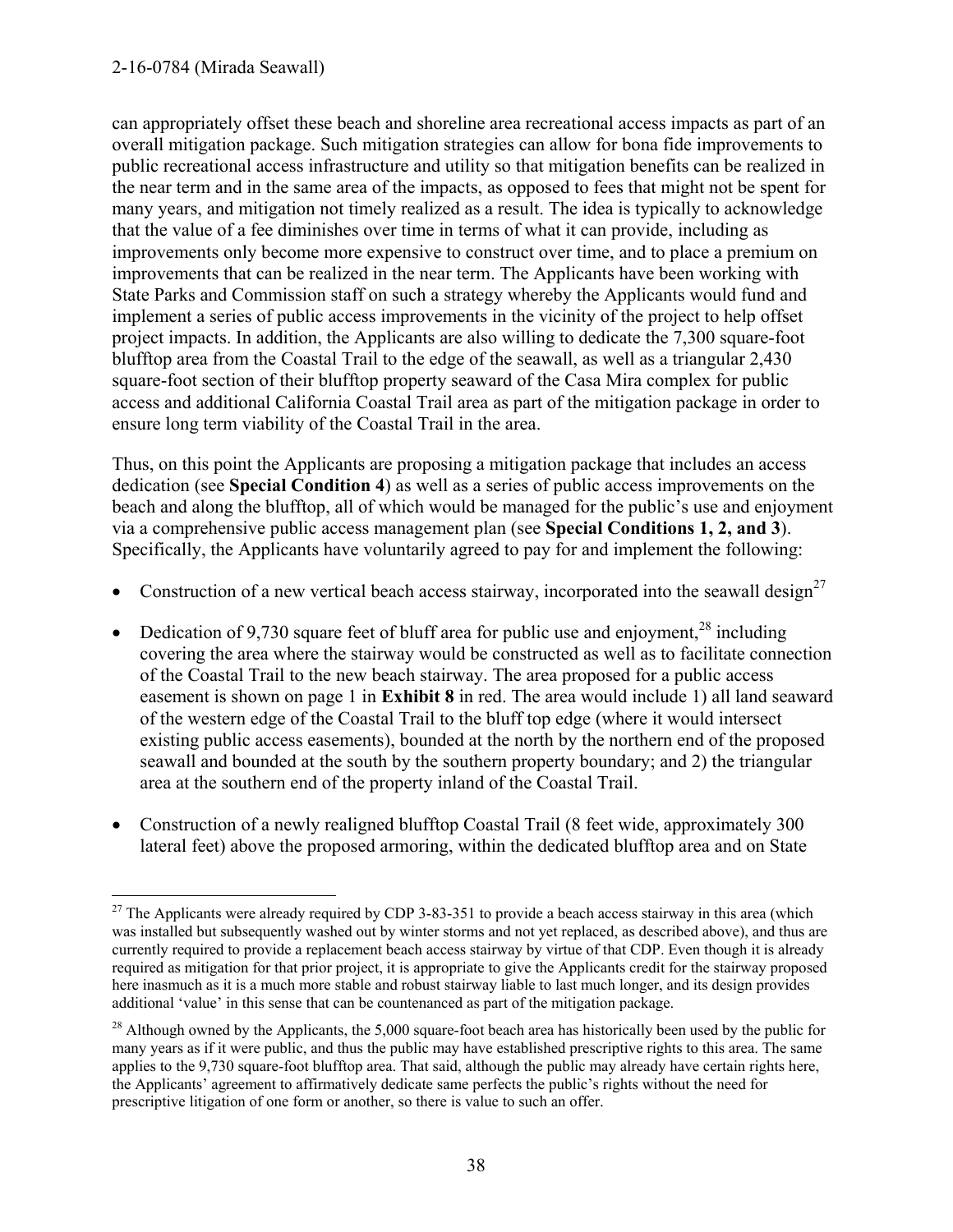can appropriately offset these beach and shoreline area recreational access impacts as part of an overall mitigation package. Such mitigation strategies can allow for bona fide improvements to public recreational access infrastructure and utility so that mitigation benefits can be realized in the near term and in the same area of the impacts, as opposed to fees that might not be spent for many years, and mitigation not timely realized as a result. The idea is typically to acknowledge that the value of a fee diminishes over time in terms of what it can provide, including as improvements only become more expensive to construct over time, and to place a premium on improvements that can be realized in the near term. The Applicants have been working with State Parks and Commission staff on such a strategy whereby the Applicants would fund and implement a series of public access improvements in the vicinity of the project to help offset project impacts. In addition, the Applicants are also willing to dedicate the 7,300 square-foot blufftop area from the Coastal Trail to the edge of the seawall, as well as a triangular 2,430 square-foot section of their blufftop property seaward of the Casa Mira complex for public access and additional California Coastal Trail area as part of the mitigation package in order to ensure long term viability of the Coastal Trail in the area.

Thus, on this point the Applicants are proposing a mitigation package that includes an access dedication (see **Special Condition 4**) as well as a series of public access improvements on the beach and along the blufftop, all of which would be managed for the public's use and enjoyment via a comprehensive public access management plan (see **Special Conditions 1, 2, and 3**). Specifically, the Applicants have voluntarily agreed to pay for and implement the following:

- Construction of a new vertical beach access stairway, incorporated into the seawall design[27]
- Dedication of 9,730 square feet of bluff area for public use and enjoyment,[28] including covering the area where the stairway would be constructed as well as to facilitate connection of the Coastal Trail to the new beach stairway. The area proposed for a public access easement is shown on page 1 in **Exhibit 8** in red. The area would include 1) all land seaward of the western edge of the Coastal Trail to the bluff top edge (where it would intersect existing public access easements), bounded at the north by the northern end of the proposed seawall and bounded at the south by the southern property boundary; and 2) the triangular area at the southern end of the property inland of the Coastal Trail.
- Construction of a newly realigned blufftop Coastal Trail (8 feet wide, approximately 300 lateral feet) above the proposed armoring, within the dedicated blufftop area and on State

[27] The Applicants were already required by CDP 3-83-351 to provide a beach access stairway in this area (which was installed but subsequently washed out by winter storms and not yet replaced, as described above), and thus are currently required to provide a replacement beach access stairway by virtue of that CDP. Even though it is already required as mitigation for that prior project, it is appropriate to give the Applicants credit for the stairway proposed here inasmuch as it is a much more stable and robust stairway liable to last much longer, and its design provides additional 'value' in this sense that can be countenanced as part of the mitigation package.

[28] Although owned by the Applicants, the 5,000 square-foot beach area has historically been used by the public for many years as if it were public, and thus the public may have established prescriptive rights to this area. The same applies to the 9,730 square-foot blufftop area. That said, although the public may already have certain rights here, the Applicants' agreement to affirmatively dedicate same perfects the public's rights without the need for prescriptive litigation of one form or another, so there is value to such an offer.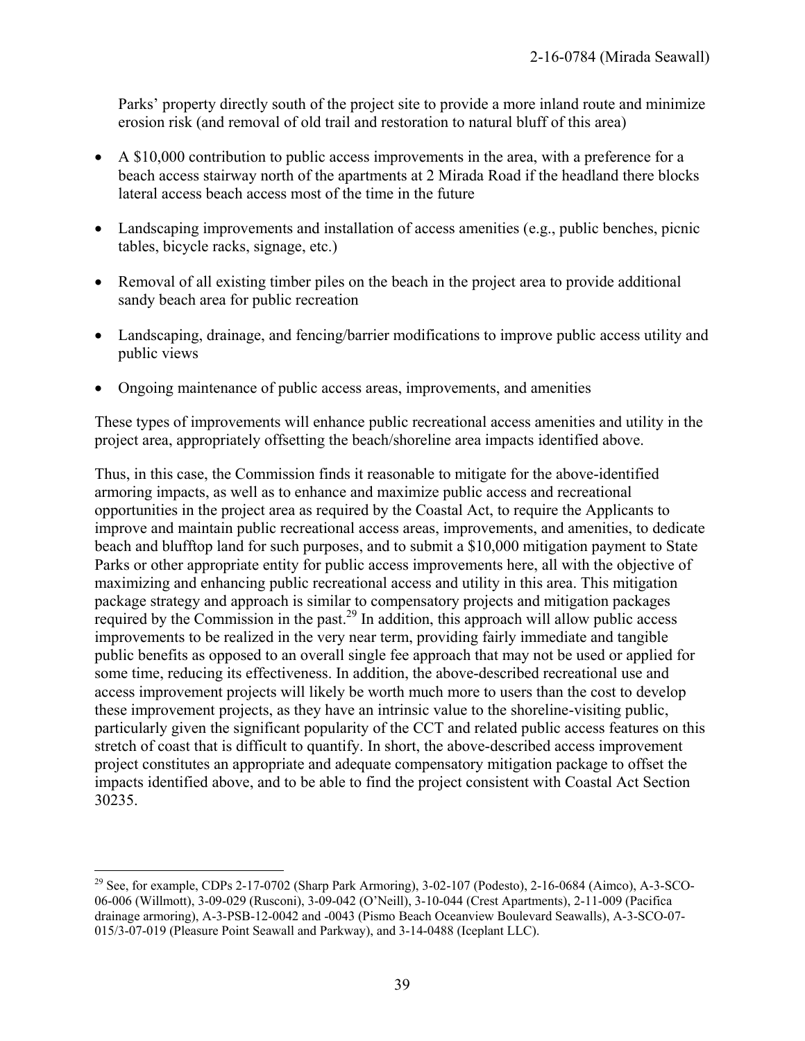Parks' property directly south of the project site to provide a more inland route and minimize erosion risk (and removal of old trail and restoration to natural bluff of this area)

- A $10,000 contribution to public access improvements in the area, with a preference for a beach access stairway north of the apartments at 2 Mirada Road if the headland there blocks lateral access beach access most of the time in the future
- Landscaping improvements and installation of access amenities (e.g., public benches, picnic tables, bicycle racks, signage, etc.)
- Removal of all existing timber piles on the beach in the project area to provide additional sandy beach area for public recreation
- Landscaping, drainage, and fencing/barrier modifications to improve public access utility and public views
- Ongoing maintenance of public access areas, improvements, and amenities

These types of improvements will enhance public recreational access amenities and utility in the project area, appropriately offsetting the beach/shoreline area impacts identified above.

Thus, in this case, the Commission finds it reasonable to mitigate for the above-identified armoring impacts, as well as to enhance and maximize public access and recreational opportunities in the project area as required by the Coastal Act, to require the Applicants to improve and maintain public recreational access areas, improvements, and amenities, to dedicate beach and blufftop land for such purposes, and to submit a $10,000 mitigation payment to State Parks or other appropriate entity for public access improvements here, all with the objective of maximizing and enhancing public recreational access and utility in this area. This mitigation package strategy and approach is similar to compensatory projects and mitigation packages required by the Commission in the past.[29] In addition, this approach will allow public access improvements to be realized in the very near term, providing fairly immediate and tangible public benefits as opposed to an overall single fee approach that may not be used or applied for some time, reducing its effectiveness. In addition, the above-described recreational use and access improvement projects will likely be worth much more to users than the cost to develop these improvement projects, as they have an intrinsic value to the shoreline-visiting public, particularly given the significant popularity of the CCT and related public access features on this stretch of coast that is difficult to quantify. In short, the above-described access improvement project constitutes an appropriate and adequate compensatory mitigation package to offset the impacts identified above, and to be able to find the project consistent with Coastal Act Section 30235.

---

[29] See, for example, CDPs 2-17-0702 (Sharp Park Armoring), 3-02-107 (Podesto), 2-16-0684 (Aimco), A-3-SCO-06-006 (Willmott), 3-09-029 (Rusconi), 3-09-042 (O'Neill), 3-10-044 (Crest Apartments), 2-11-009 (Pacifica drainage armoring), A-3-PSB-12-0042 and -0043 (Pismo Beach Oceanview Boulevard Seawalls), A-3-SCO-07-015/3-07-019 (Pleasure Point Seawall and Parkway), and 3-14-0488 (Iceplant LLC).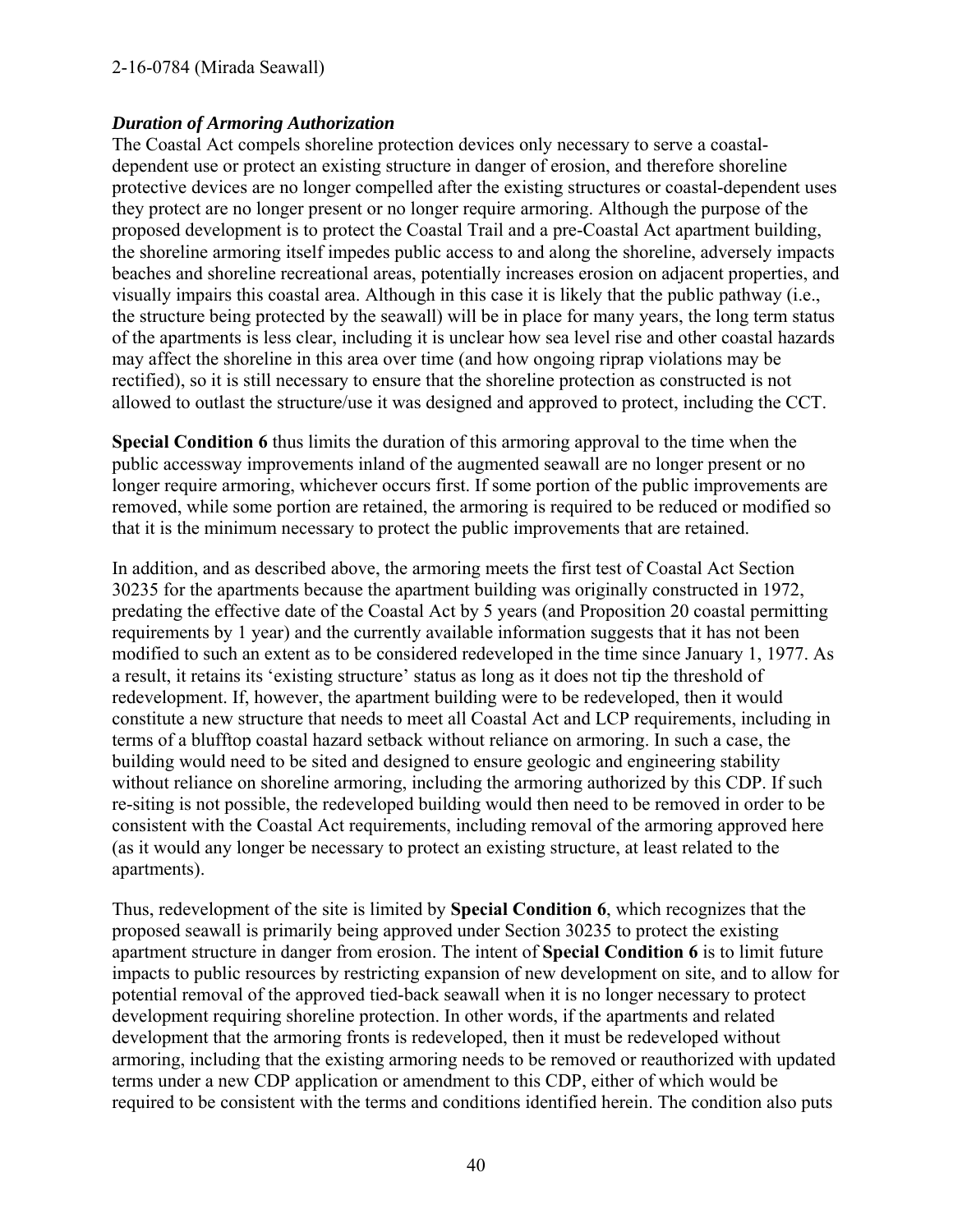### *Duration of Armoring Authorization*

The Coastal Act compels shoreline protection devices only necessary to serve a coastal-dependent use or protect an existing structure in danger of erosion, and therefore shoreline protective devices are no longer compelled after the existing structures or coastal-dependent uses they protect are no longer present or no longer require armoring. Although the purpose of the proposed development is to protect the Coastal Trail and a pre-Coastal Act apartment building, the shoreline armoring itself impedes public access to and along the shoreline, adversely impacts beaches and shoreline recreational areas, potentially increases erosion on adjacent properties, and visually impairs this coastal area. Although in this case it is likely that the public pathway (i.e., the structure being protected by the seawall) will be in place for many years, the long term status of the apartments is less clear, including it is unclear how sea level rise and other coastal hazards may affect the shoreline in this area over time (and how ongoing riprap violations may be rectified), so it is still necessary to ensure that the shoreline protection as constructed is not allowed to outlast the structure/use it was designed and approved to protect, including the CCT.

**Special Condition 6** thus limits the duration of this armoring approval to the time when the public accessway improvements inland of the augmented seawall are no longer present or no longer require armoring, whichever occurs first. If some portion of the public improvements are removed, while some portion are retained, the armoring is required to be reduced or modified so that it is the minimum necessary to protect the public improvements that are retained.

In addition, and as described above, the armoring meets the first test of Coastal Act Section 30235 for the apartments because the apartment building was originally constructed in 1972, predating the effective date of the Coastal Act by 5 years (and Proposition 20 coastal permitting requirements by 1 year) and the currently available information suggests that it has not been modified to such an extent as to be considered redeveloped in the time since January 1, 1977. As a result, it retains its 'existing structure' status as long as it does not tip the threshold of redevelopment. If, however, the apartment building were to be redeveloped, then it would constitute a new structure that needs to meet all Coastal Act and LCP requirements, including in terms of a blufftop coastal hazard setback without reliance on armoring. In such a case, the building would need to be sited and designed to ensure geologic and engineering stability without reliance on shoreline armoring, including the armoring authorized by this CDP. If such re-siting is not possible, the redeveloped building would then need to be removed in order to be consistent with the Coastal Act requirements, including removal of the armoring approved here (as it would any longer be necessary to protect an existing structure, at least related to the apartments).

Thus, redevelopment of the site is limited by **Special Condition 6**, which recognizes that the proposed seawall is primarily being approved under Section 30235 to protect the existing apartment structure in danger from erosion. The intent of **Special Condition 6** is to limit future impacts to public resources by restricting expansion of new development on site, and to allow for potential removal of the approved tied-back seawall when it is no longer necessary to protect development requiring shoreline protection. In other words, if the apartments and related development that the armoring fronts is redeveloped, then it must be redeveloped without armoring, including that the existing armoring needs to be removed or reauthorized with updated terms under a new CDP application or amendment to this CDP, either of which would be required to be consistent with the terms and conditions identified herein. The condition also puts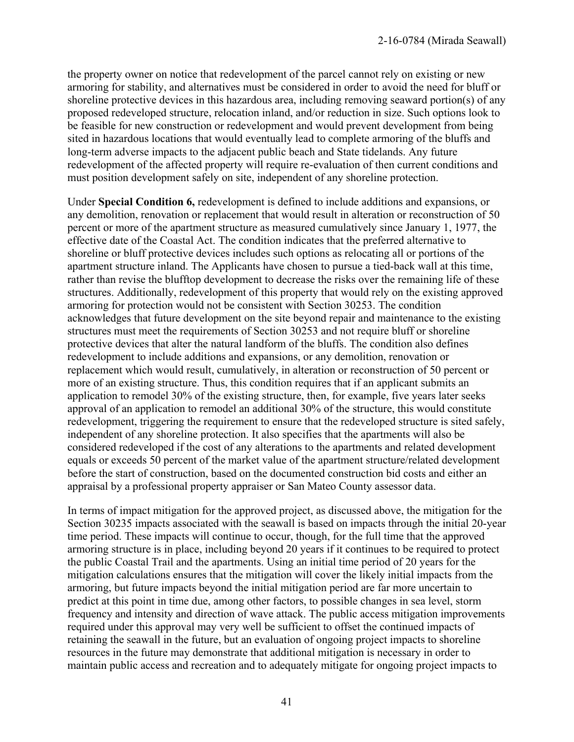the property owner on notice that redevelopment of the parcel cannot rely on existing or new armoring for stability, and alternatives must be considered in order to avoid the need for bluff or shoreline protective devices in this hazardous area, including removing seaward portion(s) of any proposed redeveloped structure, relocation inland, and/or reduction in size. Such options look to be feasible for new construction or redevelopment and would prevent development from being sited in hazardous locations that would eventually lead to complete armoring of the bluffs and long-term adverse impacts to the adjacent public beach and State tidelands. Any future redevelopment of the affected property will require re-evaluation of then current conditions and must position development safely on site, independent of any shoreline protection.

Under **Special Condition 6,** redevelopment is defined to include additions and expansions, or any demolition, renovation or replacement that would result in alteration or reconstruction of 50 percent or more of the apartment structure as measured cumulatively since January 1, 1977, the effective date of the Coastal Act. The condition indicates that the preferred alternative to shoreline or bluff protective devices includes such options as relocating all or portions of the apartment structure inland. The Applicants have chosen to pursue a tied-back wall at this time, rather than revise the blufftop development to decrease the risks over the remaining life of these structures. Additionally, redevelopment of this property that would rely on the existing approved armoring for protection would not be consistent with Section 30253. The condition acknowledges that future development on the site beyond repair and maintenance to the existing structures must meet the requirements of Section 30253 and not require bluff or shoreline protective devices that alter the natural landform of the bluffs. The condition also defines redevelopment to include additions and expansions, or any demolition, renovation or replacement which would result, cumulatively, in alteration or reconstruction of 50 percent or more of an existing structure. Thus, this condition requires that if an applicant submits an application to remodel 30% of the existing structure, then, for example, five years later seeks approval of an application to remodel an additional 30% of the structure, this would constitute redevelopment, triggering the requirement to ensure that the redeveloped structure is sited safely, independent of any shoreline protection. It also specifies that the apartments will also be considered redeveloped if the cost of any alterations to the apartments and related development equals or exceeds 50 percent of the market value of the apartment structure/related development before the start of construction, based on the documented construction bid costs and either an appraisal by a professional property appraiser or San Mateo County assessor data.

In terms of impact mitigation for the approved project, as discussed above, the mitigation for the Section 30235 impacts associated with the seawall is based on impacts through the initial 20-year time period. These impacts will continue to occur, though, for the full time that the approved armoring structure is in place, including beyond 20 years if it continues to be required to protect the public Coastal Trail and the apartments. Using an initial time period of 20 years for the mitigation calculations ensures that the mitigation will cover the likely initial impacts from the armoring, but future impacts beyond the initial mitigation period are far more uncertain to predict at this point in time due, among other factors, to possible changes in sea level, storm frequency and intensity and direction of wave attack. The public access mitigation improvements required under this approval may very well be sufficient to offset the continued impacts of retaining the seawall in the future, but an evaluation of ongoing project impacts to shoreline resources in the future may demonstrate that additional mitigation is necessary in order to maintain public access and recreation and to adequately mitigate for ongoing project impacts to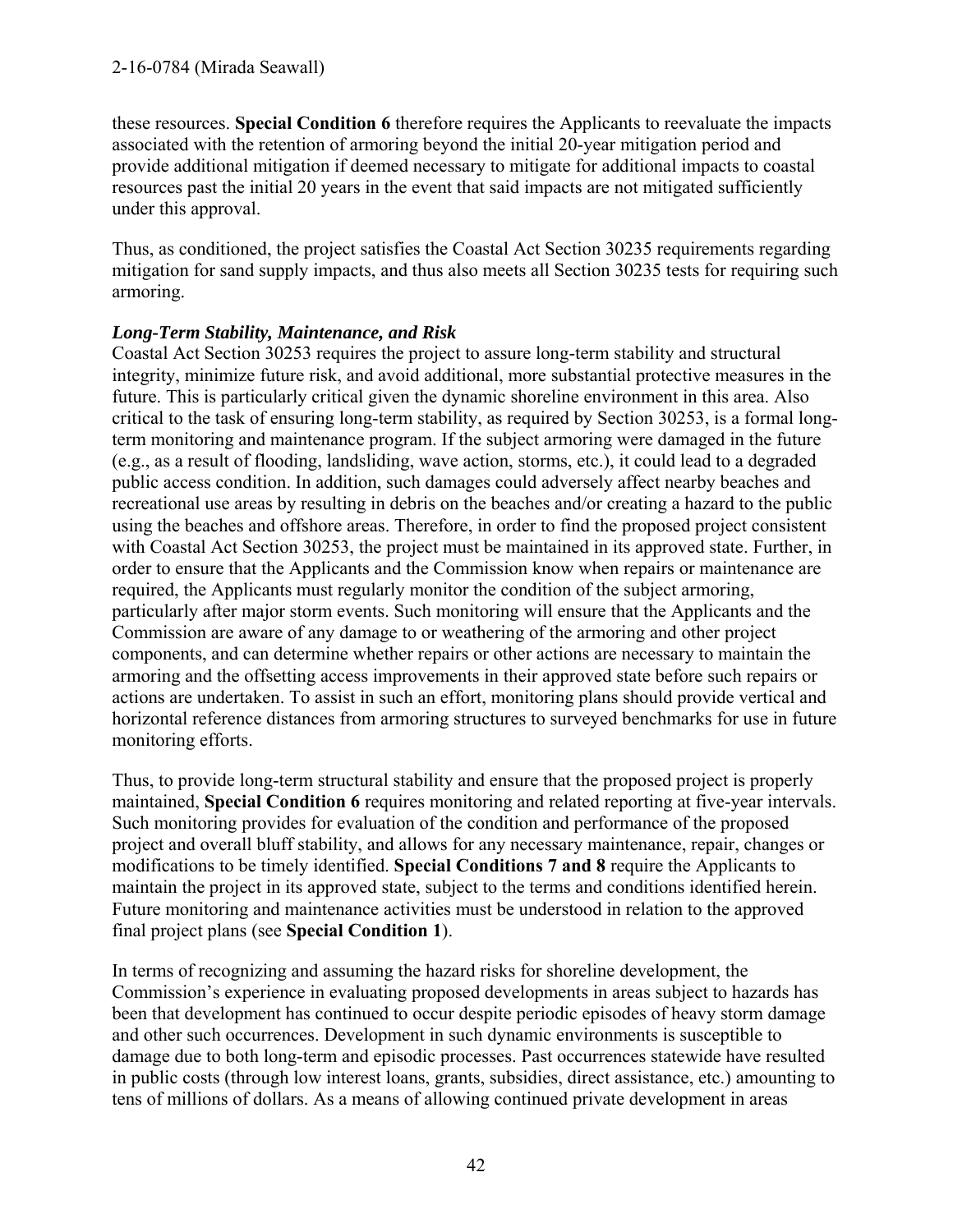these resources. **Special Condition 6** therefore requires the Applicants to reevaluate the impacts associated with the retention of armoring beyond the initial 20-year mitigation period and provide additional mitigation if deemed necessary to mitigate for additional impacts to coastal resources past the initial 20 years in the event that said impacts are not mitigated sufficiently under this approval.

Thus, as conditioned, the project satisfies the Coastal Act Section 30235 requirements regarding mitigation for sand supply impacts, and thus also meets all Section 30235 tests for requiring such armoring.

***Long-Term Stability, Maintenance, and Risk***

Coastal Act Section 30253 requires the project to assure long-term stability and structural integrity, minimize future risk, and avoid additional, more substantial protective measures in the future. This is particularly critical given the dynamic shoreline environment in this area. Also critical to the task of ensuring long-term stability, as required by Section 30253, is a formal long-term monitoring and maintenance program. If the subject armoring were damaged in the future (e.g., as a result of flooding, landsliding, wave action, storms, etc.), it could lead to a degraded public access condition. In addition, such damages could adversely affect nearby beaches and recreational use areas by resulting in debris on the beaches and/or creating a hazard to the public using the beaches and offshore areas. Therefore, in order to find the proposed project consistent with Coastal Act Section 30253, the project must be maintained in its approved state. Further, in order to ensure that the Applicants and the Commission know when repairs or maintenance are required, the Applicants must regularly monitor the condition of the subject armoring, particularly after major storm events. Such monitoring will ensure that the Applicants and the Commission are aware of any damage to or weathering of the armoring and other project components, and can determine whether repairs or other actions are necessary to maintain the armoring and the offsetting access improvements in their approved state before such repairs or actions are undertaken. To assist in such an effort, monitoring plans should provide vertical and horizontal reference distances from armoring structures to surveyed benchmarks for use in future monitoring efforts.

Thus, to provide long-term structural stability and ensure that the proposed project is properly maintained, **Special Condition 6** requires monitoring and related reporting at five-year intervals. Such monitoring provides for evaluation of the condition and performance of the proposed project and overall bluff stability, and allows for any necessary maintenance, repair, changes or modifications to be timely identified. **Special Conditions 7 and 8** require the Applicants to maintain the project in its approved state, subject to the terms and conditions identified herein. Future monitoring and maintenance activities must be understood in relation to the approved final project plans (see **Special Condition 1**).

In terms of recognizing and assuming the hazard risks for shoreline development, the Commission's experience in evaluating proposed developments in areas subject to hazards has been that development has continued to occur despite periodic episodes of heavy storm damage and other such occurrences. Development in such dynamic environments is susceptible to damage due to both long-term and episodic processes. Past occurrences statewide have resulted in public costs (through low interest loans, grants, subsidies, direct assistance, etc.) amounting to tens of millions of dollars. As a means of allowing continued private development in areas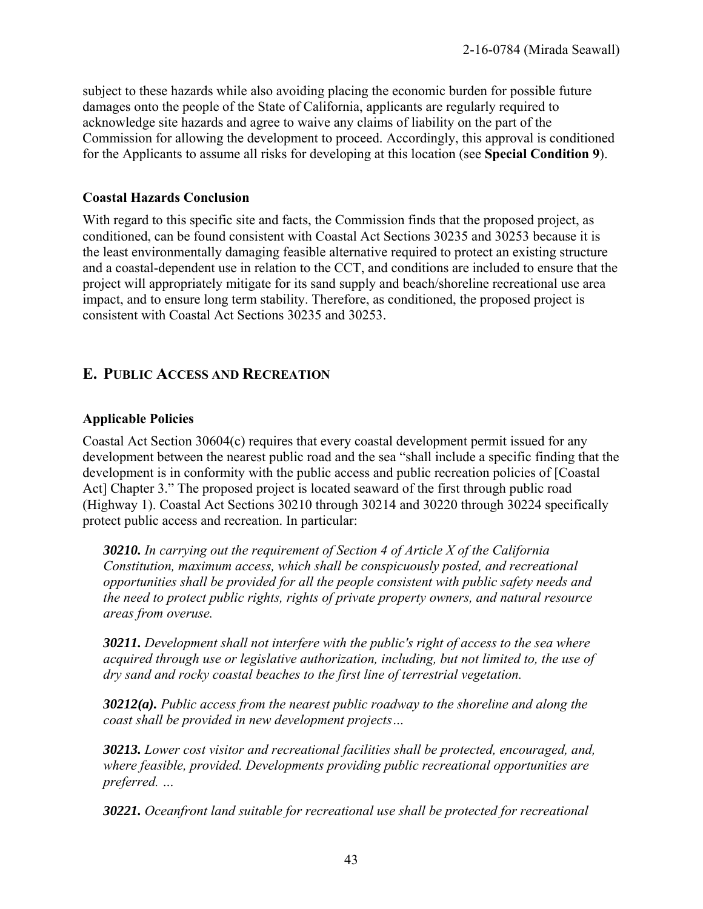subject to these hazards while also avoiding placing the economic burden for possible future damages onto the people of the State of California, applicants are regularly required to acknowledge site hazards and agree to waive any claims of liability on the part of the Commission for allowing the development to proceed. Accordingly, this approval is conditioned for the Applicants to assume all risks for developing at this location (see **Special Condition 9**).

### Coastal Hazards Conclusion

With regard to this specific site and facts, the Commission finds that the proposed project, as conditioned, can be found consistent with Coastal Act Sections 30235 and 30253 because it is the least environmentally damaging feasible alternative required to protect an existing structure and a coastal-dependent use in relation to the CCT, and conditions are included to ensure that the project will appropriately mitigate for its sand supply and beach/shoreline recreational use area impact, and to ensure long term stability. Therefore, as conditioned, the proposed project is consistent with Coastal Act Sections 30235 and 30253.

## E. PUBLIC ACCESS AND RECREATION

### Applicable Policies

Coastal Act Section 30604(c) requires that every coastal development permit issued for any development between the nearest public road and the sea "shall include a specific finding that the development is in conformity with the public access and public recreation policies of [Coastal Act] Chapter 3." The proposed project is located seaward of the first through public road (Highway 1). Coastal Act Sections 30210 through 30214 and 30220 through 30224 specifically protect public access and recreation. In particular:

> ***30210.*** *In carrying out the requirement of Section 4 of Article X of the California Constitution, maximum access, which shall be conspicuously posted, and recreational opportunities shall be provided for all the people consistent with public safety needs and the need to protect public rights, rights of private property owners, and natural resource areas from overuse.*
>
> ***30211.*** *Development shall not interfere with the public's right of access to the sea where acquired through use or legislative authorization, including, but not limited to, the use of dry sand and rocky coastal beaches to the first line of terrestrial vegetation.*
>
> ***30212(a).*** *Public access from the nearest public roadway to the shoreline and along the coast shall be provided in new development projects…*
>
> ***30213.*** *Lower cost visitor and recreational facilities shall be protected, encouraged, and, where feasible, provided. Developments providing public recreational opportunities are preferred. …*
>
> ***30221.*** *Oceanfront land suitable for recreational use shall be protected for recreational*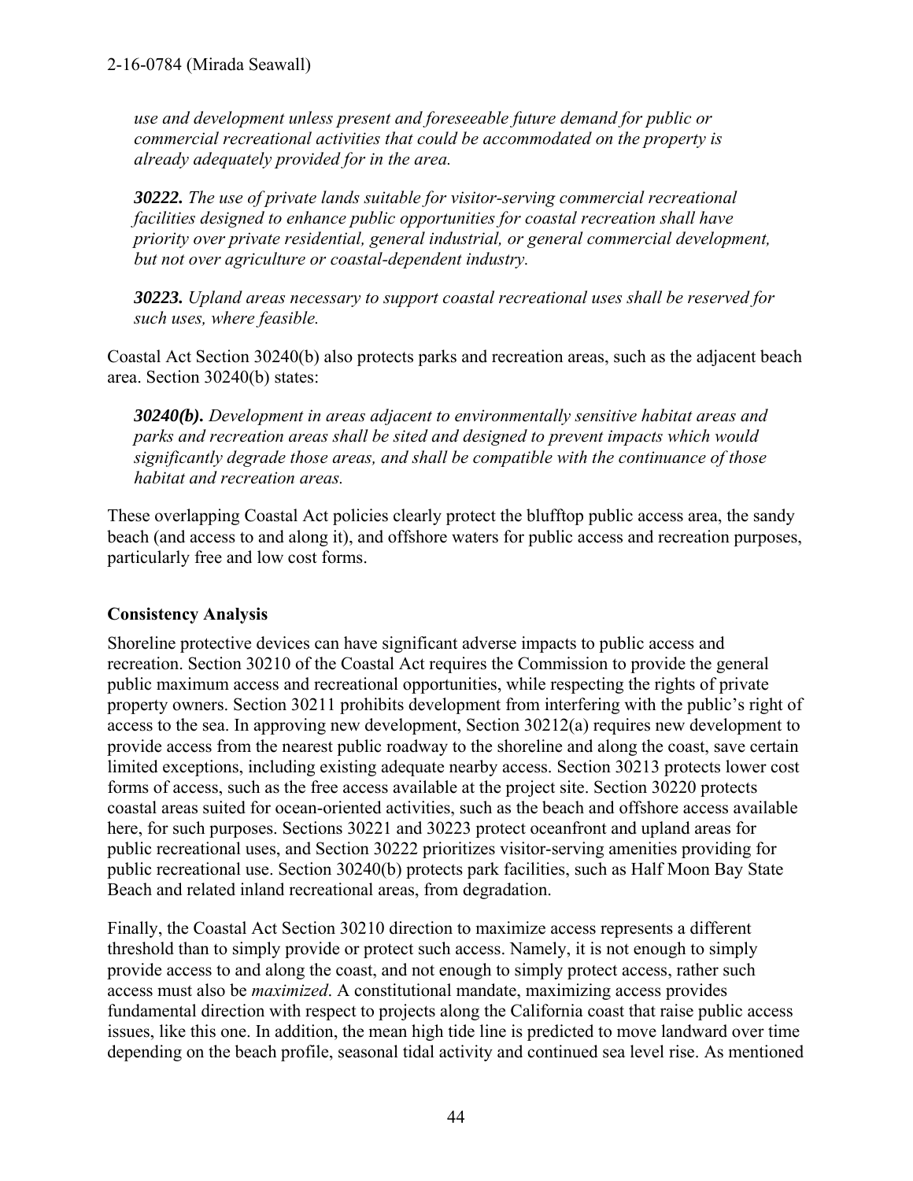*use and development unless present and foreseeable future demand for public or commercial recreational activities that could be accommodated on the property is already adequately provided for in the area.*

***30222.*** *The use of private lands suitable for visitor-serving commercial recreational facilities designed to enhance public opportunities for coastal recreation shall have priority over private residential, general industrial, or general commercial development, but not over agriculture or coastal-dependent industry.*

***30223.*** *Upland areas necessary to support coastal recreational uses shall be reserved for such uses, where feasible.*

Coastal Act Section 30240(b) also protects parks and recreation areas, such as the adjacent beach area. Section 30240(b) states:

***30240(b).*** *Development in areas adjacent to environmentally sensitive habitat areas and parks and recreation areas shall be sited and designed to prevent impacts which would significantly degrade those areas, and shall be compatible with the continuance of those habitat and recreation areas.*

These overlapping Coastal Act policies clearly protect the blufftop public access area, the sandy beach (and access to and along it), and offshore waters for public access and recreation purposes, particularly free and low cost forms.

**Consistency Analysis**

Shoreline protective devices can have significant adverse impacts to public access and recreation. Section 30210 of the Coastal Act requires the Commission to provide the general public maximum access and recreational opportunities, while respecting the rights of private property owners. Section 30211 prohibits development from interfering with the public's right of access to the sea. In approving new development, Section 30212(a) requires new development to provide access from the nearest public roadway to the shoreline and along the coast, save certain limited exceptions, including existing adequate nearby access. Section 30213 protects lower cost forms of access, such as the free access available at the project site. Section 30220 protects coastal areas suited for ocean-oriented activities, such as the beach and offshore access available here, for such purposes. Sections 30221 and 30223 protect oceanfront and upland areas for public recreational uses, and Section 30222 prioritizes visitor-serving amenities providing for public recreational use. Section 30240(b) protects park facilities, such as Half Moon Bay State Beach and related inland recreational areas, from degradation.

Finally, the Coastal Act Section 30210 direction to maximize access represents a different threshold than to simply provide or protect such access. Namely, it is not enough to simply provide access to and along the coast, and not enough to simply protect access, rather such access must also be *maximized*. A constitutional mandate, maximizing access provides fundamental direction with respect to projects along the California coast that raise public access issues, like this one. In addition, the mean high tide line is predicted to move landward over time depending on the beach profile, seasonal tidal activity and continued sea level rise. As mentioned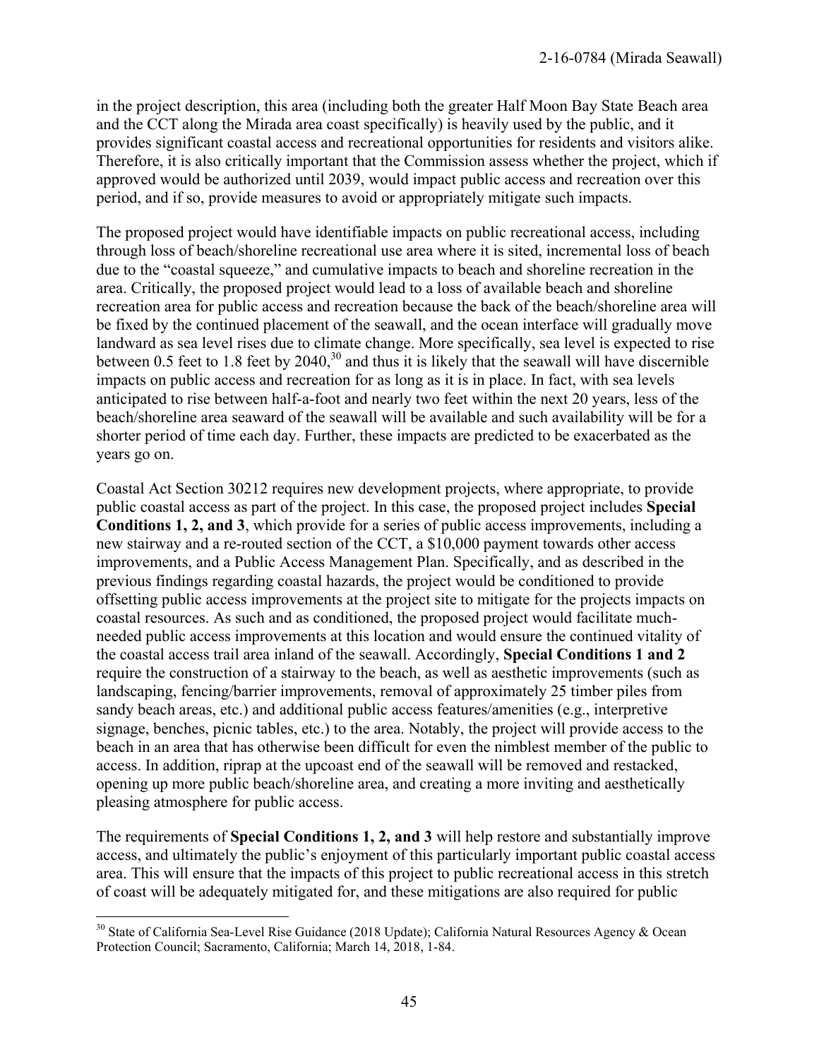in the project description, this area (including both the greater Half Moon Bay State Beach area and the CCT along the Mirada area coast specifically) is heavily used by the public, and it provides significant coastal access and recreational opportunities for residents and visitors alike. Therefore, it is also critically important that the Commission assess whether the project, which if approved would be authorized until 2039, would impact public access and recreation over this period, and if so, provide measures to avoid or appropriately mitigate such impacts.

The proposed project would have identifiable impacts on public recreational access, including through loss of beach/shoreline recreational use area where it is sited, incremental loss of beach due to the "coastal squeeze," and cumulative impacts to beach and shoreline recreation in the area. Critically, the proposed project would lead to a loss of available beach and shoreline recreation area for public access and recreation because the back of the beach/shoreline area will be fixed by the continued placement of the seawall, and the ocean interface will gradually move landward as sea level rises due to climate change. More specifically, sea level is expected to rise between 0.5 feet to 1.8 feet by 2040,[30] and thus it is likely that the seawall will have discernible impacts on public access and recreation for as long as it is in place. In fact, with sea levels anticipated to rise between half-a-foot and nearly two feet within the next 20 years, less of the beach/shoreline area seaward of the seawall will be available and such availability will be for a shorter period of time each day. Further, these impacts are predicted to be exacerbated as the years go on.

Coastal Act Section 30212 requires new development projects, where appropriate, to provide public coastal access as part of the project. In this case, the proposed project includes **Special Conditions 1, 2, and 3**, which provide for a series of public access improvements, including a new stairway and a re-routed section of the CCT, a $10,000 payment towards other access improvements, and a Public Access Management Plan. Specifically, and as described in the previous findings regarding coastal hazards, the project would be conditioned to provide offsetting public access improvements at the project site to mitigate for the projects impacts on coastal resources. As such and as conditioned, the proposed project would facilitate much-needed public access improvements at this location and would ensure the continued vitality of the coastal access trail area inland of the seawall. Accordingly, **Special Conditions 1 and 2** require the construction of a stairway to the beach, as well as aesthetic improvements (such as landscaping, fencing/barrier improvements, removal of approximately 25 timber piles from sandy beach areas, etc.) and additional public access features/amenities (e.g., interpretive signage, benches, picnic tables, etc.) to the area. Notably, the project will provide access to the beach in an area that has otherwise been difficult for even the nimblest member of the public to access. In addition, riprap at the upcoast end of the seawall will be removed and restacked, opening up more public beach/shoreline area, and creating a more inviting and aesthetically pleasing atmosphere for public access.

The requirements of **Special Conditions 1, 2, and 3** will help restore and substantially improve access, and ultimately the public's enjoyment of this particularly important public coastal access area. This will ensure that the impacts of this project to public recreational access in this stretch of coast will be adequately mitigated for, and these mitigations are also required for public

---

[30] State of California Sea-Level Rise Guidance (2018 Update); California Natural Resources Agency & Ocean Protection Council; Sacramento, California; March 14, 2018, 1-84.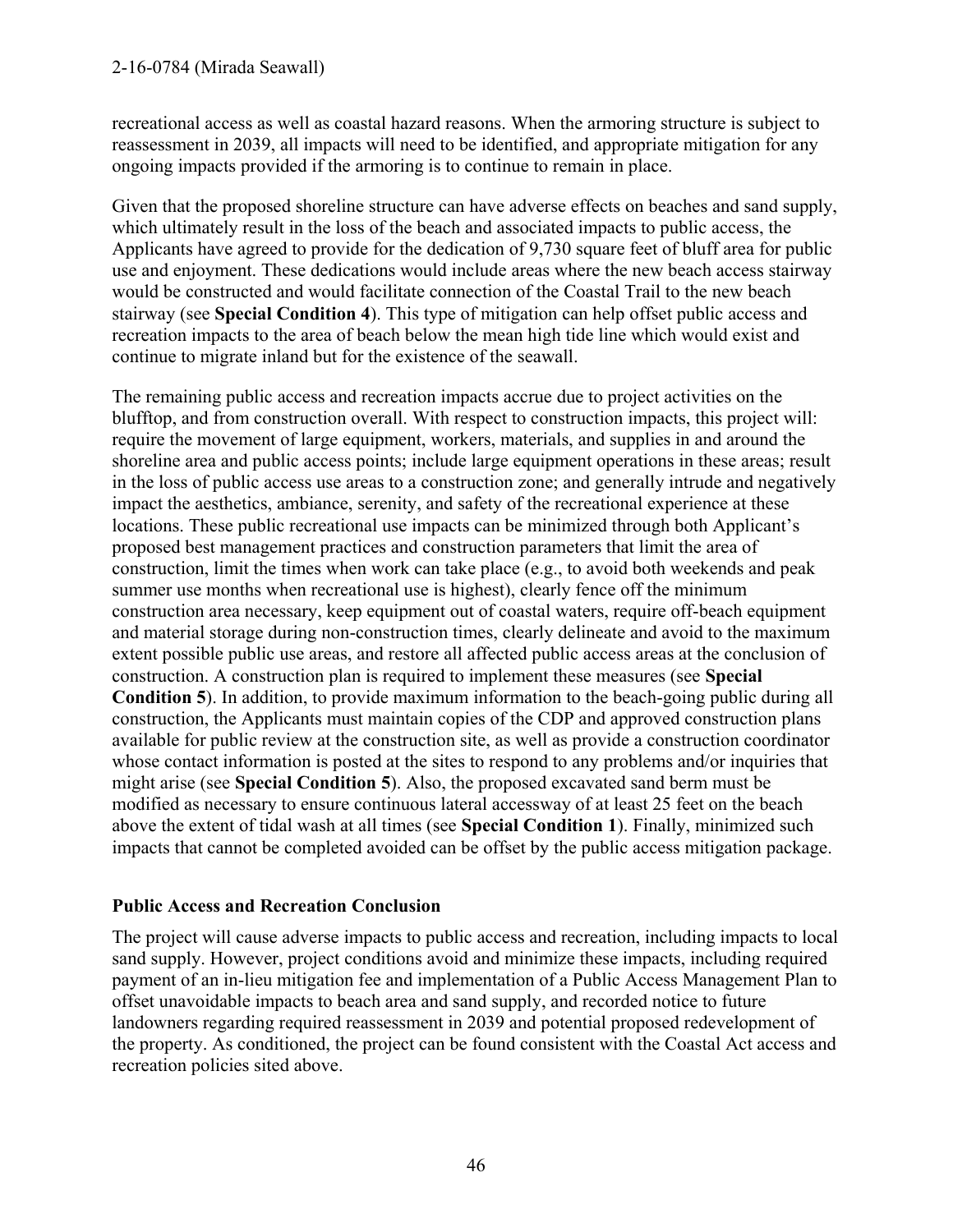recreational access as well as coastal hazard reasons. When the armoring structure is subject to reassessment in 2039, all impacts will need to be identified, and appropriate mitigation for any ongoing impacts provided if the armoring is to continue to remain in place.

Given that the proposed shoreline structure can have adverse effects on beaches and sand supply, which ultimately result in the loss of the beach and associated impacts to public access, the Applicants have agreed to provide for the dedication of 9,730 square feet of bluff area for public use and enjoyment. These dedications would include areas where the new beach access stairway would be constructed and would facilitate connection of the Coastal Trail to the new beach stairway (see **Special Condition 4**). This type of mitigation can help offset public access and recreation impacts to the area of beach below the mean high tide line which would exist and continue to migrate inland but for the existence of the seawall.

The remaining public access and recreation impacts accrue due to project activities on the blufftop, and from construction overall. With respect to construction impacts, this project will: require the movement of large equipment, workers, materials, and supplies in and around the shoreline area and public access points; include large equipment operations in these areas; result in the loss of public access use areas to a construction zone; and generally intrude and negatively impact the aesthetics, ambiance, serenity, and safety of the recreational experience at these locations. These public recreational use impacts can be minimized through both Applicant's proposed best management practices and construction parameters that limit the area of construction, limit the times when work can take place (e.g., to avoid both weekends and peak summer use months when recreational use is highest), clearly fence off the minimum construction area necessary, keep equipment out of coastal waters, require off-beach equipment and material storage during non-construction times, clearly delineate and avoid to the maximum extent possible public use areas, and restore all affected public access areas at the conclusion of construction. A construction plan is required to implement these measures (see **Special Condition 5**). In addition, to provide maximum information to the beach-going public during all construction, the Applicants must maintain copies of the CDP and approved construction plans available for public review at the construction site, as well as provide a construction coordinator whose contact information is posted at the sites to respond to any problems and/or inquiries that might arise (see **Special Condition 5**). Also, the proposed excavated sand berm must be modified as necessary to ensure continuous lateral accessway of at least 25 feet on the beach above the extent of tidal wash at all times (see **Special Condition 1**). Finally, minimized such impacts that cannot be completed avoided can be offset by the public access mitigation package.

**Public Access and Recreation Conclusion**

The project will cause adverse impacts to public access and recreation, including impacts to local sand supply. However, project conditions avoid and minimize these impacts, including required payment of an in-lieu mitigation fee and implementation of a Public Access Management Plan to offset unavoidable impacts to beach area and sand supply, and recorded notice to future landowners regarding required reassessment in 2039 and potential proposed redevelopment of the property. As conditioned, the project can be found consistent with the Coastal Act access and recreation policies sited above.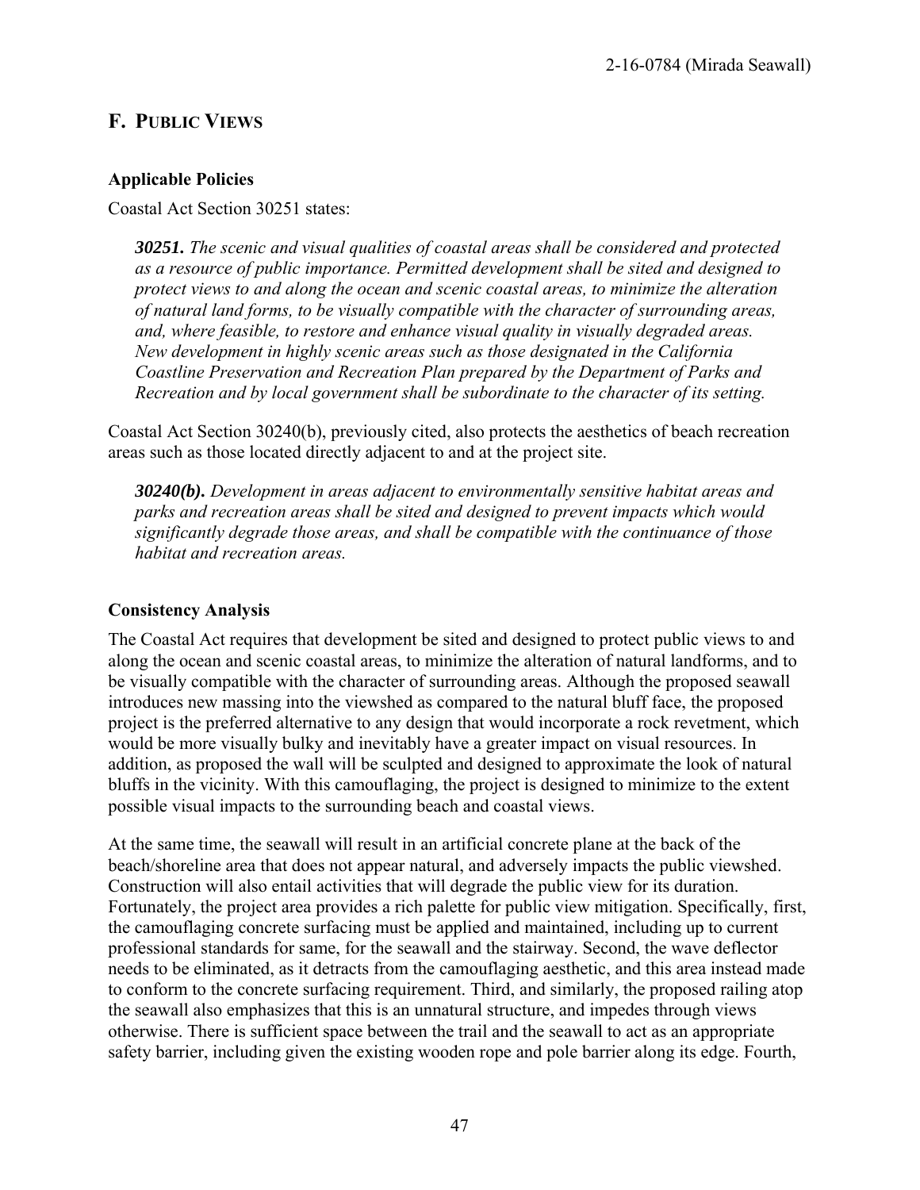## F. PUBLIC VIEWS

### Applicable Policies

Coastal Act Section 30251 states:

> ***30251.*** *The scenic and visual qualities of coastal areas shall be considered and protected as a resource of public importance. Permitted development shall be sited and designed to protect views to and along the ocean and scenic coastal areas, to minimize the alteration of natural land forms, to be visually compatible with the character of surrounding areas, and, where feasible, to restore and enhance visual quality in visually degraded areas. New development in highly scenic areas such as those designated in the California Coastline Preservation and Recreation Plan prepared by the Department of Parks and Recreation and by local government shall be subordinate to the character of its setting.*

Coastal Act Section 30240(b), previously cited, also protects the aesthetics of beach recreation areas such as those located directly adjacent to and at the project site.

> ***30240(b).*** *Development in areas adjacent to environmentally sensitive habitat areas and parks and recreation areas shall be sited and designed to prevent impacts which would significantly degrade those areas, and shall be compatible with the continuance of those habitat and recreation areas.*

### Consistency Analysis

The Coastal Act requires that development be sited and designed to protect public views to and along the ocean and scenic coastal areas, to minimize the alteration of natural landforms, and to be visually compatible with the character of surrounding areas. Although the proposed seawall introduces new massing into the viewshed as compared to the natural bluff face, the proposed project is the preferred alternative to any design that would incorporate a rock revetment, which would be more visually bulky and inevitably have a greater impact on visual resources. In addition, as proposed the wall will be sculpted and designed to approximate the look of natural bluffs in the vicinity. With this camouflaging, the project is designed to minimize to the extent possible visual impacts to the surrounding beach and coastal views.

At the same time, the seawall will result in an artificial concrete plane at the back of the beach/shoreline area that does not appear natural, and adversely impacts the public viewshed. Construction will also entail activities that will degrade the public view for its duration. Fortunately, the project area provides a rich palette for public view mitigation. Specifically, first, the camouflaging concrete surfacing must be applied and maintained, including up to current professional standards for same, for the seawall and the stairway. Second, the wave deflector needs to be eliminated, as it detracts from the camouflaging aesthetic, and this area instead made to conform to the concrete surfacing requirement. Third, and similarly, the proposed railing atop the seawall also emphasizes that this is an unnatural structure, and impedes through views otherwise. There is sufficient space between the trail and the seawall to act as an appropriate safety barrier, including given the existing wooden rope and pole barrier along its edge. Fourth,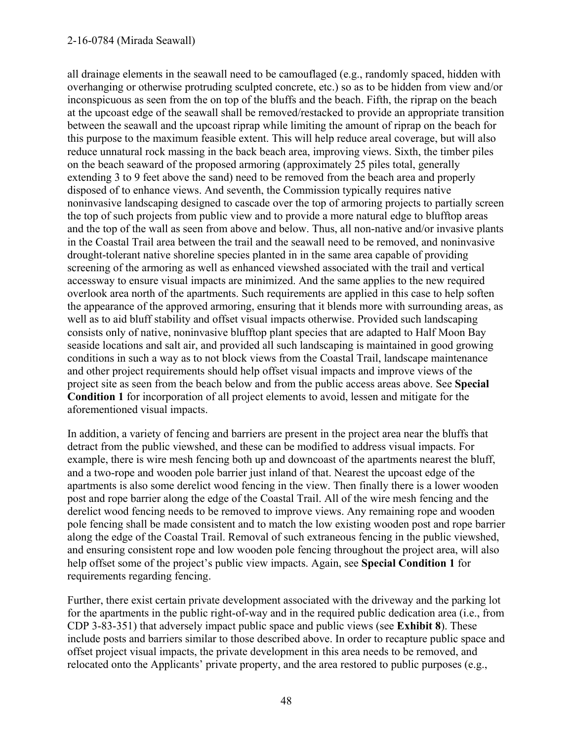all drainage elements in the seawall need to be camouflaged (e.g., randomly spaced, hidden with overhanging or otherwise protruding sculpted concrete, etc.) so as to be hidden from view and/or inconspicuous as seen from the on top of the bluffs and the beach. Fifth, the riprap on the beach at the upcoast edge of the seawall shall be removed/restacked to provide an appropriate transition between the seawall and the upcoast riprap while limiting the amount of riprap on the beach for this purpose to the maximum feasible extent. This will help reduce areal coverage, but will also reduce unnatural rock massing in the back beach area, improving views. Sixth, the timber piles on the beach seaward of the proposed armoring (approximately 25 piles total, generally extending 3 to 9 feet above the sand) need to be removed from the beach area and properly disposed of to enhance views. And seventh, the Commission typically requires native noninvasive landscaping designed to cascade over the top of armoring projects to partially screen the top of such projects from public view and to provide a more natural edge to blufftop areas and the top of the wall as seen from above and below. Thus, all non-native and/or invasive plants in the Coastal Trail area between the trail and the seawall need to be removed, and noninvasive drought-tolerant native shoreline species planted in in the same area capable of providing screening of the armoring as well as enhanced viewshed associated with the trail and vertical accessway to ensure visual impacts are minimized. And the same applies to the new required overlook area north of the apartments. Such requirements are applied in this case to help soften the appearance of the approved armoring, ensuring that it blends more with surrounding areas, as well as to aid bluff stability and offset visual impacts otherwise. Provided such landscaping consists only of native, noninvasive blufftop plant species that are adapted to Half Moon Bay seaside locations and salt air, and provided all such landscaping is maintained in good growing conditions in such a way as to not block views from the Coastal Trail, landscape maintenance and other project requirements should help offset visual impacts and improve views of the project site as seen from the beach below and from the public access areas above. See **Special Condition 1** for incorporation of all project elements to avoid, lessen and mitigate for the aforementioned visual impacts.

In addition, a variety of fencing and barriers are present in the project area near the bluffs that detract from the public viewshed, and these can be modified to address visual impacts. For example, there is wire mesh fencing both up and downcoast of the apartments nearest the bluff, and a two-rope and wooden pole barrier just inland of that. Nearest the upcoast edge of the apartments is also some derelict wood fencing in the view. Then finally there is a lower wooden post and rope barrier along the edge of the Coastal Trail. All of the wire mesh fencing and the derelict wood fencing needs to be removed to improve views. Any remaining rope and wooden pole fencing shall be made consistent and to match the low existing wooden post and rope barrier along the edge of the Coastal Trail. Removal of such extraneous fencing in the public viewshed, and ensuring consistent rope and low wooden pole fencing throughout the project area, will also help offset some of the project's public view impacts. Again, see **Special Condition 1** for requirements regarding fencing.

Further, there exist certain private development associated with the driveway and the parking lot for the apartments in the public right-of-way and in the required public dedication area (i.e., from CDP 3-83-351) that adversely impact public space and public views (see **Exhibit 8**). These include posts and barriers similar to those described above. In order to recapture public space and offset project visual impacts, the private development in this area needs to be removed, and relocated onto the Applicants' private property, and the area restored to public purposes (e.g.,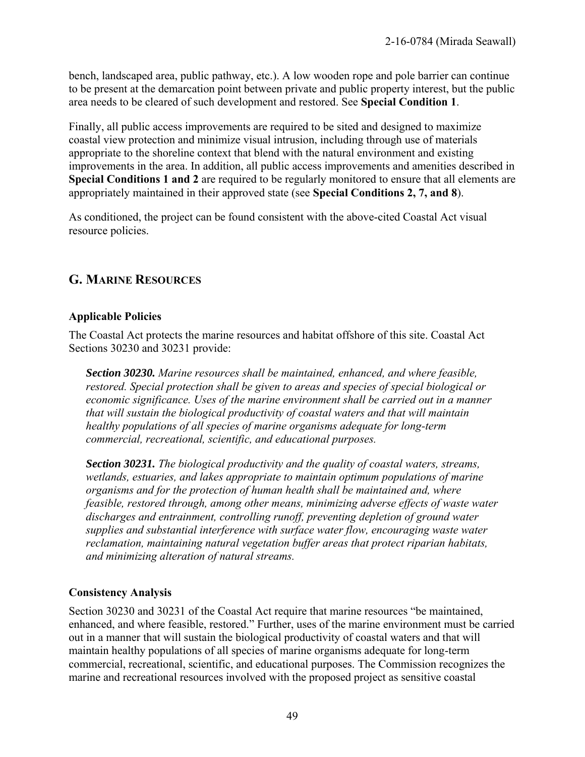bench, landscaped area, public pathway, etc.). A low wooden rope and pole barrier can continue to be present at the demarcation point between private and public property interest, but the public area needs to be cleared of such development and restored. See **Special Condition 1**.

Finally, all public access improvements are required to be sited and designed to maximize coastal view protection and minimize visual intrusion, including through use of materials appropriate to the shoreline context that blend with the natural environment and existing improvements in the area. In addition, all public access improvements and amenities described in **Special Conditions 1 and 2** are required to be regularly monitored to ensure that all elements are appropriately maintained in their approved state (see **Special Conditions 2, 7, and 8**).

As conditioned, the project can be found consistent with the above-cited Coastal Act visual resource policies.

## G. Marine Resources

### Applicable Policies

The Coastal Act protects the marine resources and habitat offshore of this site. Coastal Act Sections 30230 and 30231 provide:

> ***Section 30230.*** *Marine resources shall be maintained, enhanced, and where feasible, restored. Special protection shall be given to areas and species of special biological or economic significance. Uses of the marine environment shall be carried out in a manner that will sustain the biological productivity of coastal waters and that will maintain healthy populations of all species of marine organisms adequate for long-term commercial, recreational, scientific, and educational purposes.*
>
> ***Section 30231.*** *The biological productivity and the quality of coastal waters, streams, wetlands, estuaries, and lakes appropriate to maintain optimum populations of marine organisms and for the protection of human health shall be maintained and, where feasible, restored through, among other means, minimizing adverse effects of waste water discharges and entrainment, controlling runoff, preventing depletion of ground water supplies and substantial interference with surface water flow, encouraging waste water reclamation, maintaining natural vegetation buffer areas that protect riparian habitats, and minimizing alteration of natural streams.*

### Consistency Analysis

Section 30230 and 30231 of the Coastal Act require that marine resources "be maintained, enhanced, and where feasible, restored." Further, uses of the marine environment must be carried out in a manner that will sustain the biological productivity of coastal waters and that will maintain healthy populations of all species of marine organisms adequate for long-term commercial, recreational, scientific, and educational purposes. The Commission recognizes the marine and recreational resources involved with the proposed project as sensitive coastal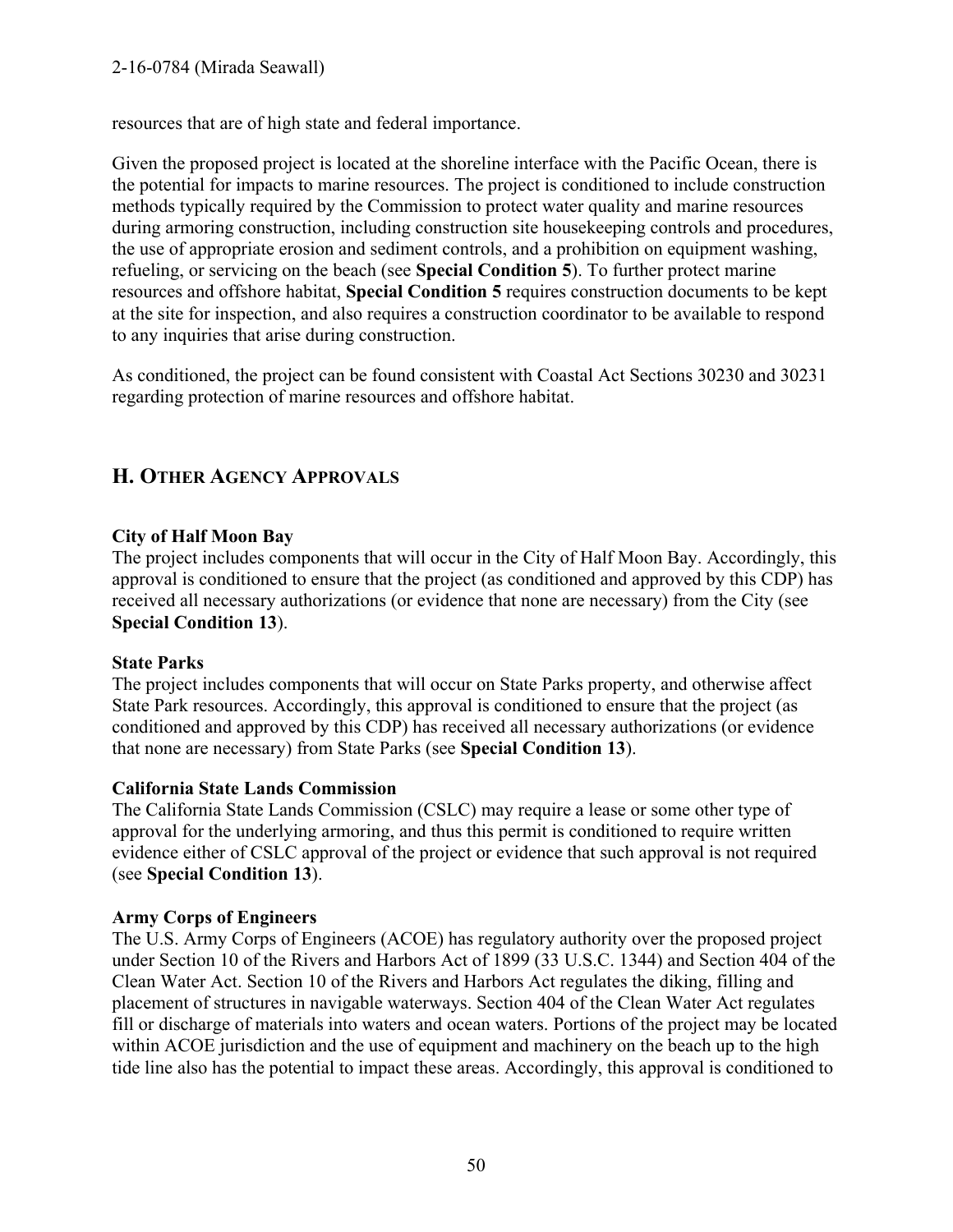resources that are of high state and federal importance.

Given the proposed project is located at the shoreline interface with the Pacific Ocean, there is the potential for impacts to marine resources. The project is conditioned to include construction methods typically required by the Commission to protect water quality and marine resources during armoring construction, including construction site housekeeping controls and procedures, the use of appropriate erosion and sediment controls, and a prohibition on equipment washing, refueling, or servicing on the beach (see **Special Condition 5**). To further protect marine resources and offshore habitat, **Special Condition 5** requires construction documents to be kept at the site for inspection, and also requires a construction coordinator to be available to respond to any inquiries that arise during construction.

As conditioned, the project can be found consistent with Coastal Act Sections 30230 and 30231 regarding protection of marine resources and offshore habitat.

## H. Other Agency Approvals

**City of Half Moon Bay**
The project includes components that will occur in the City of Half Moon Bay. Accordingly, this approval is conditioned to ensure that the project (as conditioned and approved by this CDP) has received all necessary authorizations (or evidence that none are necessary) from the City (see **Special Condition 13**).

**State Parks**
The project includes components that will occur on State Parks property, and otherwise affect State Park resources. Accordingly, this approval is conditioned to ensure that the project (as conditioned and approved by this CDP) has received all necessary authorizations (or evidence that none are necessary) from State Parks (see **Special Condition 13**).

**California State Lands Commission**
The California State Lands Commission (CSLC) may require a lease or some other type of approval for the underlying armoring, and thus this permit is conditioned to require written evidence either of CSLC approval of the project or evidence that such approval is not required (see **Special Condition 13**).

**Army Corps of Engineers**
The U.S. Army Corps of Engineers (ACOE) has regulatory authority over the proposed project under Section 10 of the Rivers and Harbors Act of 1899 (33 U.S.C. 1344) and Section 404 of the Clean Water Act. Section 10 of the Rivers and Harbors Act regulates the diking, filling and placement of structures in navigable waterways. Section 404 of the Clean Water Act regulates fill or discharge of materials into waters and ocean waters. Portions of the project may be located within ACOE jurisdiction and the use of equipment and machinery on the beach up to the high tide line also has the potential to impact these areas. Accordingly, this approval is conditioned to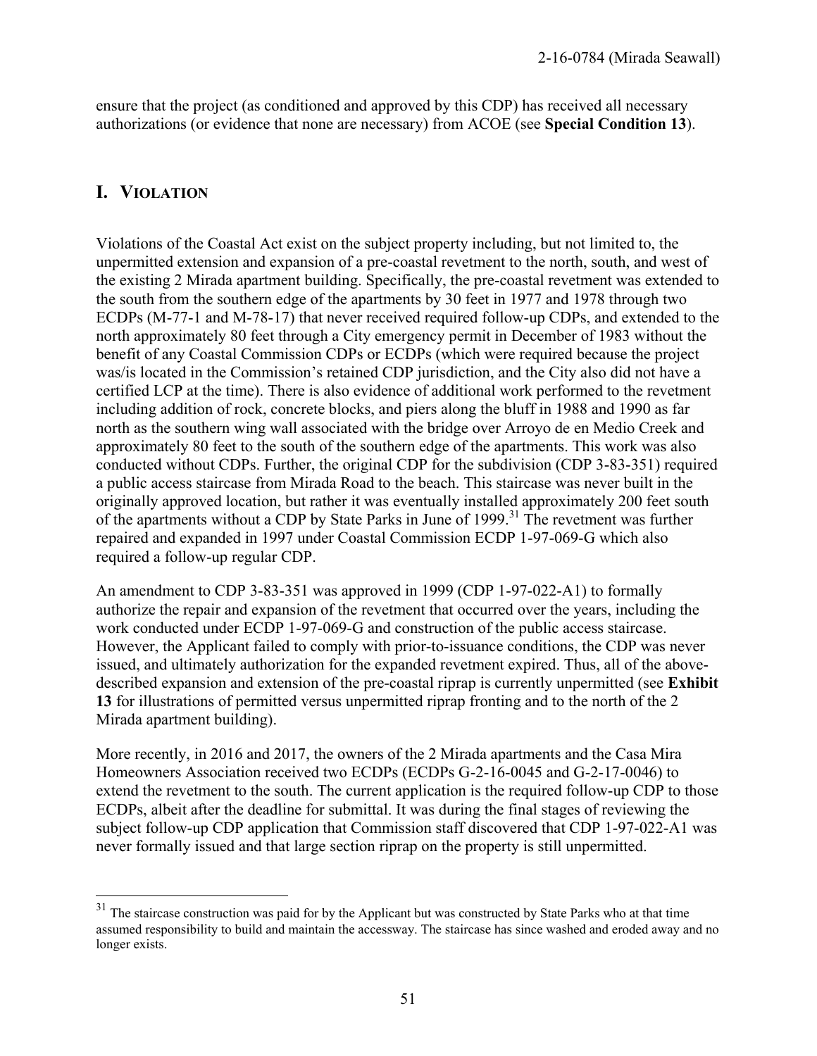ensure that the project (as conditioned and approved by this CDP) has received all necessary authorizations (or evidence that none are necessary) from ACOE (see **Special Condition 13**).

## I. VIOLATION

Violations of the Coastal Act exist on the subject property including, but not limited to, the unpermitted extension and expansion of a pre-coastal revetment to the north, south, and west of the existing 2 Mirada apartment building. Specifically, the pre-coastal revetment was extended to the south from the southern edge of the apartments by 30 feet in 1977 and 1978 through two ECDPs (M-77-1 and M-78-17) that never received required follow-up CDPs, and extended to the north approximately 80 feet through a City emergency permit in December of 1983 without the benefit of any Coastal Commission CDPs or ECDPs (which were required because the project was/is located in the Commission's retained CDP jurisdiction, and the City also did not have a certified LCP at the time). There is also evidence of additional work performed to the revetment including addition of rock, concrete blocks, and piers along the bluff in 1988 and 1990 as far north as the southern wing wall associated with the bridge over Arroyo de en Medio Creek and approximately 80 feet to the south of the southern edge of the apartments. This work was also conducted without CDPs. Further, the original CDP for the subdivision (CDP 3-83-351) required a public access staircase from Mirada Road to the beach. This staircase was never built in the originally approved location, but rather it was eventually installed approximately 200 feet south of the apartments without a CDP by State Parks in June of 1999.[31] The revetment was further repaired and expanded in 1997 under Coastal Commission ECDP 1-97-069-G which also required a follow-up regular CDP.

An amendment to CDP 3-83-351 was approved in 1999 (CDP 1-97-022-A1) to formally authorize the repair and expansion of the revetment that occurred over the years, including the work conducted under ECDP 1-97-069-G and construction of the public access staircase. However, the Applicant failed to comply with prior-to-issuance conditions, the CDP was never issued, and ultimately authorization for the expanded revetment expired. Thus, all of the above-described expansion and extension of the pre-coastal riprap is currently unpermitted (see **Exhibit 13** for illustrations of permitted versus unpermitted riprap fronting and to the north of the 2 Mirada apartment building).

More recently, in 2016 and 2017, the owners of the 2 Mirada apartments and the Casa Mira Homeowners Association received two ECDPs (ECDPs G-2-16-0045 and G-2-17-0046) to extend the revetment to the south. The current application is the required follow-up CDP to those ECDPs, albeit after the deadline for submittal. It was during the final stages of reviewing the subject follow-up CDP application that Commission staff discovered that CDP 1-97-022-A1 was never formally issued and that large section riprap on the property is still unpermitted.

---

[31] The staircase construction was paid for by the Applicant but was constructed by State Parks who at that time assumed responsibility to build and maintain the accessway. The staircase has since washed and eroded away and no longer exists.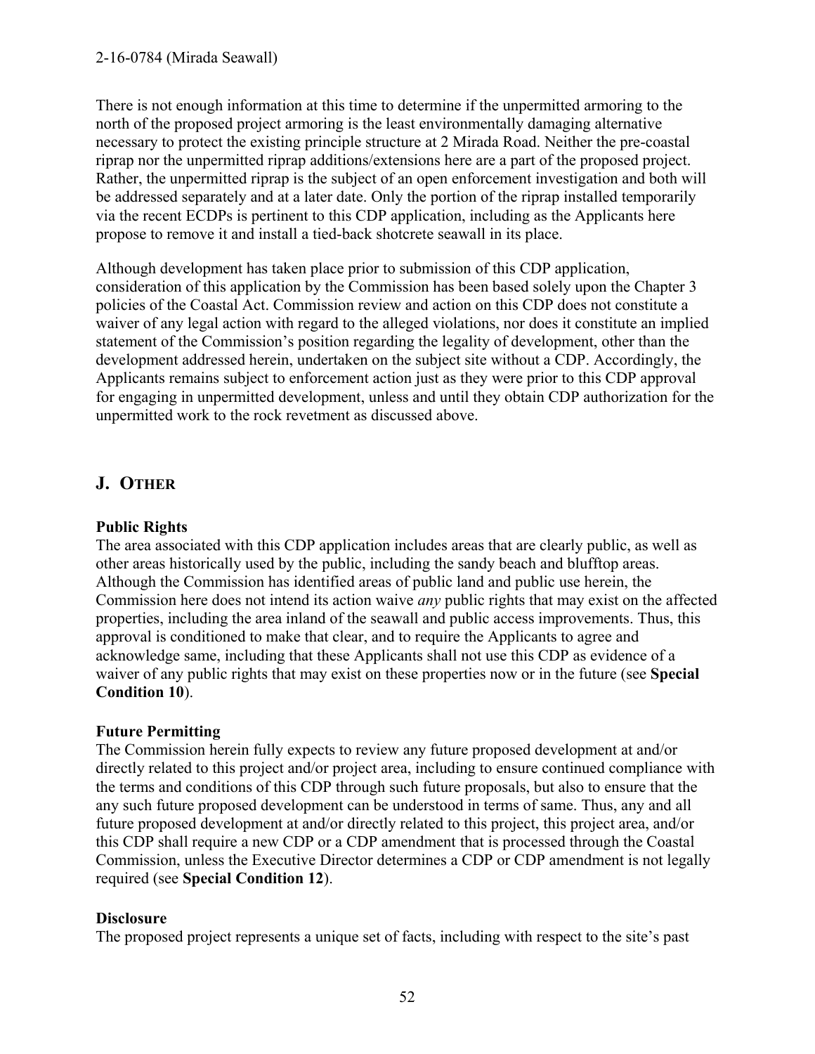There is not enough information at this time to determine if the unpermitted armoring to the north of the proposed project armoring is the least environmentally damaging alternative necessary to protect the existing principle structure at 2 Mirada Road. Neither the pre-coastal riprap nor the unpermitted riprap additions/extensions here are a part of the proposed project. Rather, the unpermitted riprap is the subject of an open enforcement investigation and both will be addressed separately and at a later date. Only the portion of the riprap installed temporarily via the recent ECDPs is pertinent to this CDP application, including as the Applicants here propose to remove it and install a tied-back shotcrete seawall in its place.

Although development has taken place prior to submission of this CDP application, consideration of this application by the Commission has been based solely upon the Chapter 3 policies of the Coastal Act. Commission review and action on this CDP does not constitute a waiver of any legal action with regard to the alleged violations, nor does it constitute an implied statement of the Commission's position regarding the legality of development, other than the development addressed herein, undertaken on the subject site without a CDP. Accordingly, the Applicants remains subject to enforcement action just as they were prior to this CDP approval for engaging in unpermitted development, unless and until they obtain CDP authorization for the unpermitted work to the rock revetment as discussed above.

## J. OTHER

**Public Rights**

The area associated with this CDP application includes areas that are clearly public, as well as other areas historically used by the public, including the sandy beach and blufftop areas. Although the Commission has identified areas of public land and public use herein, the Commission here does not intend its action waive *any* public rights that may exist on the affected properties, including the area inland of the seawall and public access improvements. Thus, this approval is conditioned to make that clear, and to require the Applicants to agree and acknowledge same, including that these Applicants shall not use this CDP as evidence of a waiver of any public rights that may exist on these properties now or in the future (see **Special Condition 10**).

**Future Permitting**

The Commission herein fully expects to review any future proposed development at and/or directly related to this project and/or project area, including to ensure continued compliance with the terms and conditions of this CDP through such future proposals, but also to ensure that the any such future proposed development can be understood in terms of same. Thus, any and all future proposed development at and/or directly related to this project, this project area, and/or this CDP shall require a new CDP or a CDP amendment that is processed through the Coastal Commission, unless the Executive Director determines a CDP or CDP amendment is not legally required (see **Special Condition 12**).

**Disclosure**

The proposed project represents a unique set of facts, including with respect to the site's past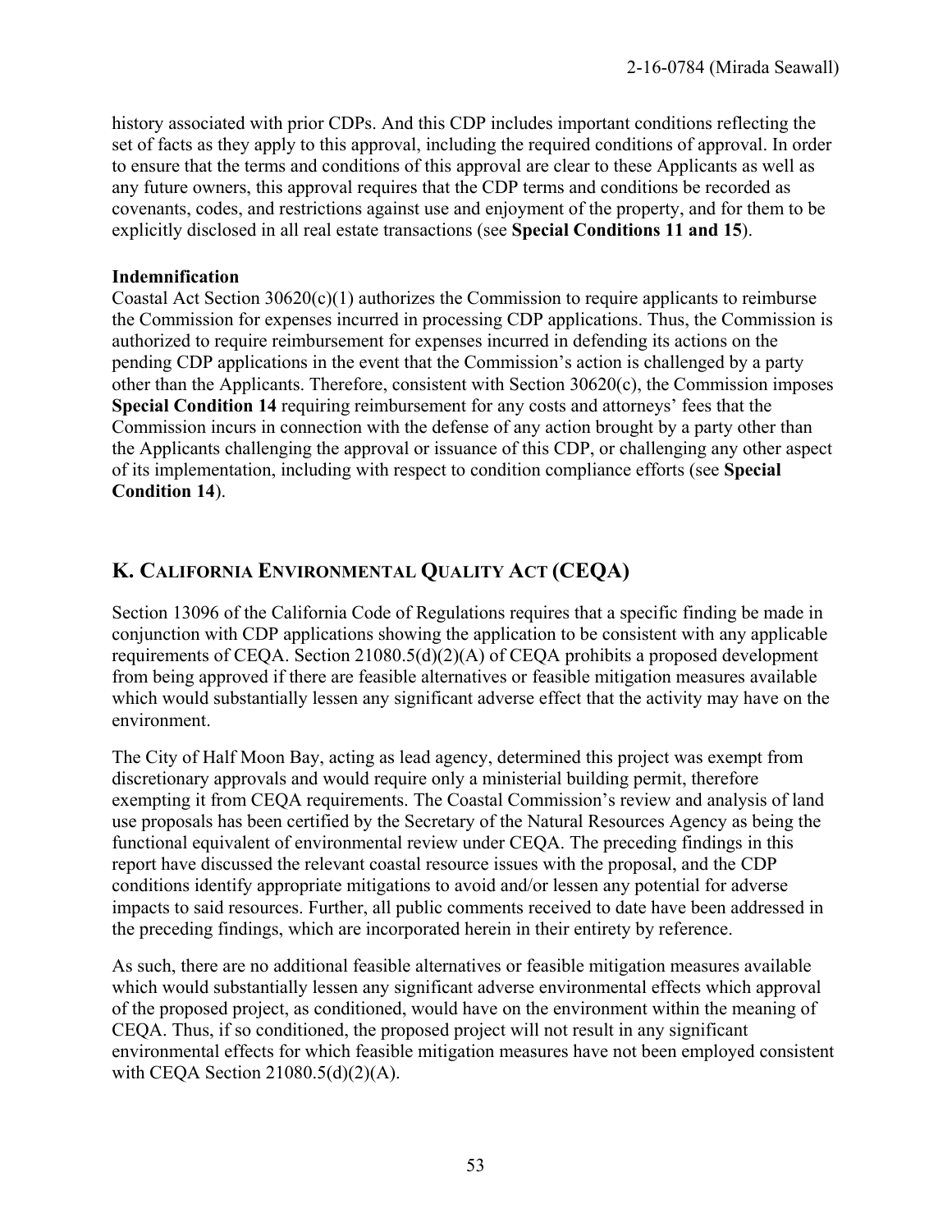history associated with prior CDPs. And this CDP includes important conditions reflecting the set of facts as they apply to this approval, including the required conditions of approval. In order to ensure that the terms and conditions of this approval are clear to these Applicants as well as any future owners, this approval requires that the CDP terms and conditions be recorded as covenants, codes, and restrictions against use and enjoyment of the property, and for them to be explicitly disclosed in all real estate transactions (see **Special Conditions 11 and 15**).

**Indemnification**

Coastal Act Section 30620(c)(1) authorizes the Commission to require applicants to reimburse the Commission for expenses incurred in processing CDP applications. Thus, the Commission is authorized to require reimbursement for expenses incurred in defending its actions on the pending CDP applications in the event that the Commission's action is challenged by a party other than the Applicants. Therefore, consistent with Section 30620(c), the Commission imposes **Special Condition 14** requiring reimbursement for any costs and attorneys' fees that the Commission incurs in connection with the defense of any action brought by a party other than the Applicants challenging the approval or issuance of this CDP, or challenging any other aspect of its implementation, including with respect to condition compliance efforts (see **Special Condition 14**).

## K. California Environmental Quality Act (CEQA)

Section 13096 of the California Code of Regulations requires that a specific finding be made in conjunction with CDP applications showing the application to be consistent with any applicable requirements of CEQA. Section 21080.5(d)(2)(A) of CEQA prohibits a proposed development from being approved if there are feasible alternatives or feasible mitigation measures available which would substantially lessen any significant adverse effect that the activity may have on the environment.

The City of Half Moon Bay, acting as lead agency, determined this project was exempt from discretionary approvals and would require only a ministerial building permit, therefore exempting it from CEQA requirements. The Coastal Commission's review and analysis of land use proposals has been certified by the Secretary of the Natural Resources Agency as being the functional equivalent of environmental review under CEQA. The preceding findings in this report have discussed the relevant coastal resource issues with the proposal, and the CDP conditions identify appropriate mitigations to avoid and/or lessen any potential for adverse impacts to said resources. Further, all public comments received to date have been addressed in the preceding findings, which are incorporated herein in their entirety by reference.

As such, there are no additional feasible alternatives or feasible mitigation measures available which would substantially lessen any significant adverse environmental effects which approval of the proposed project, as conditioned, would have on the environment within the meaning of CEQA. Thus, if so conditioned, the proposed project will not result in any significant environmental effects for which feasible mitigation measures have not been employed consistent with CEQA Section 21080.5(d)(2)(A).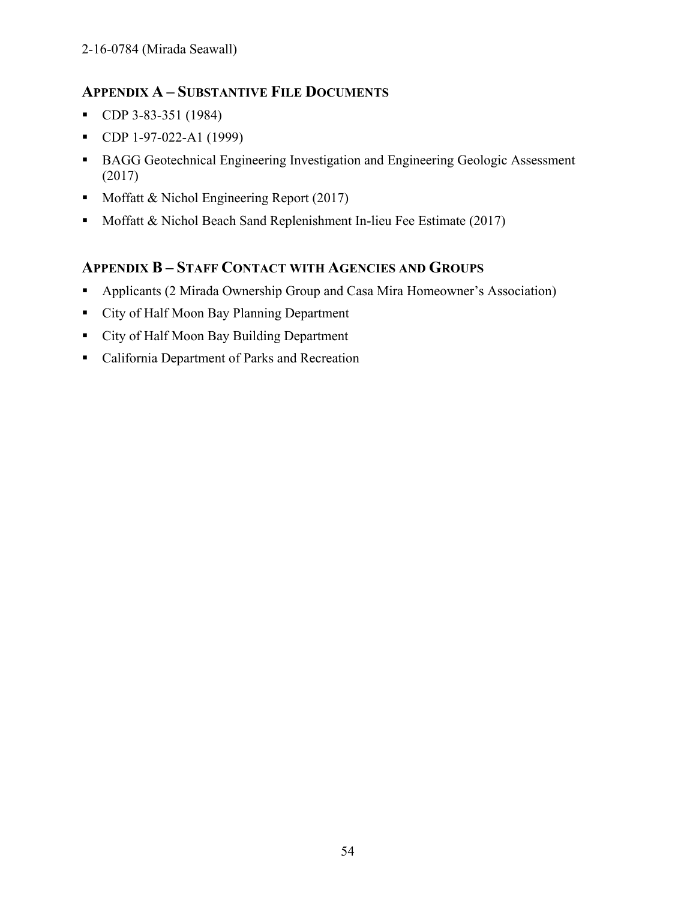## Appendix A – Substantive File Documents

- CDP 3-83-351 (1984)
- CDP 1-97-022-A1 (1999)
- BAGG Geotechnical Engineering Investigation and Engineering Geologic Assessment (2017)
- Moffatt & Nichol Engineering Report (2017)
- Moffatt & Nichol Beach Sand Replenishment In-lieu Fee Estimate (2017)

## Appendix B – Staff Contact with Agencies and Groups

- Applicants (2 Mirada Ownership Group and Casa Mira Homeowner's Association)
- City of Half Moon Bay Planning Department
- City of Half Moon Bay Building Department
- California Department of Parks and Recreation